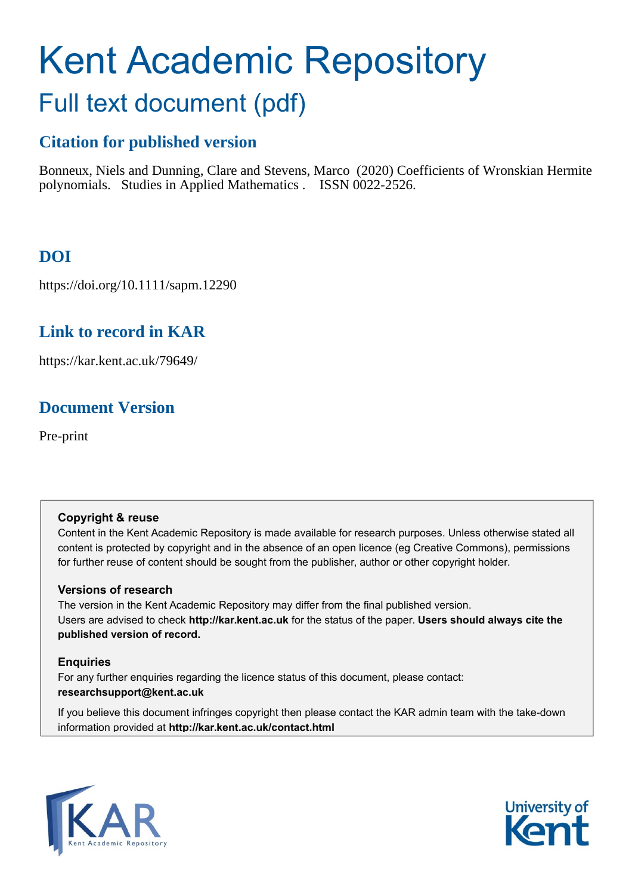# Kent Academic Repository

## Full text document (pdf)

### Citation for published version

Bonneux, Niels and Dunning, Clare and Stevens, Marco (2020) Coefficients of Wronskian Hermite polynomials. Studies in Applied Mathematics . ISSN 0022-2526.

### DOI

https://doi.org/10.1111/sapm.12290

### Link to record in KAR

https://kar.kent.ac.uk/79649/

### Document Version

Pre-print

**Copyright & reuse**

Content in the Kent Academic Repository is made available for research purposes. Unless otherwise stated all content is protected by copyright and in the absence of an open licence (eg Creative Commons), permissions for further reuse of content should be sought from the publisher, author or other copyright holder.

**Versions of research**

The version in the Kent Academic Repository may differ from the final published version.
Users are advised to check **http://kar.kent.ac.uk** for the status of the paper. **Users should always cite the published version of record.**

**Enquiries**

For any further enquiries regarding the licence status of this document, please contact:
**researchsupport@kent.ac.uk**

If you believe this document infringes copyright then please contact the KAR admin team with the take-down information provided at **http://kar.kent.ac.uk/contact.html**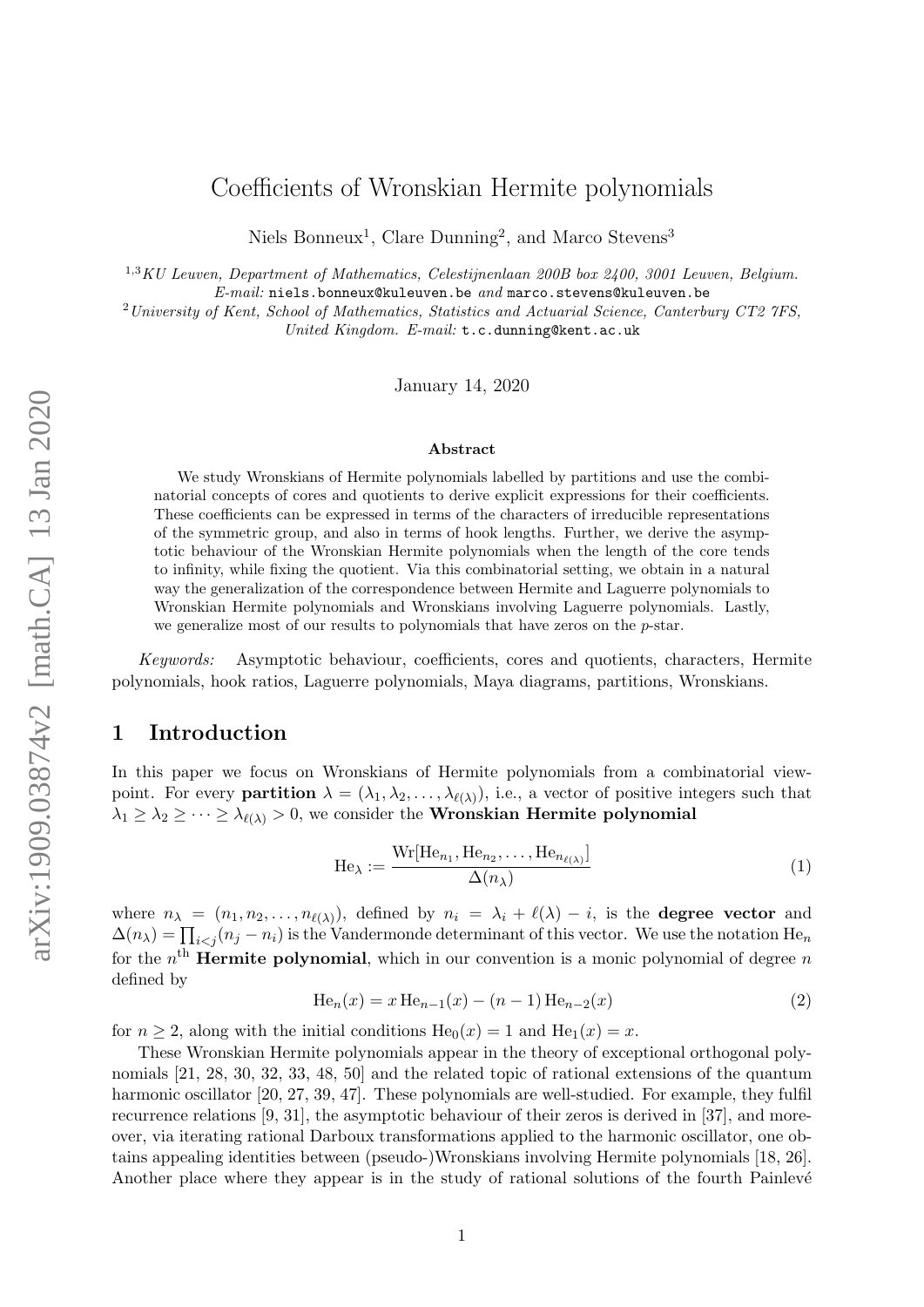# Coefficients of Wronskian Hermite polynomials

Niels Bonneux[1], Clare Dunning[2], and Marco Stevens[3]

[1,3]*KU Leuven, Department of Mathematics, Celestijnenlaan 200B box 2400, 3001 Leuven, Belgium.*
*E-mail:* niels.bonneux@kuleuven.be *and* marco.stevens@kuleuven.be

[2]*University of Kent, School of Mathematics, Statistics and Actuarial Science, Canterbury CT2 7FS, United Kingdom. E-mail:* t.c.dunning@kent.ac.uk

January 14, 2020

**Abstract**

We study Wronskians of Hermite polynomials labelled by partitions and use the combinatorial concepts of cores and quotients to derive explicit expressions for their coefficients. These coefficients can be expressed in terms of the characters of irreducible representations of the symmetric group, and also in terms of hook lengths. Further, we derive the asymptotic behaviour of the Wronskian Hermite polynomials when the length of the core tends to infinity, while fixing the quotient. Via this combinatorial setting, we obtain in a natural way the generalization of the correspondence between Hermite and Laguerre polynomials to Wronskian Hermite polynomials and Wronskians involving Laguerre polynomials. Lastly, we generalize most of our results to polynomials that have zeros on the $p$-star.

*Keywords:* Asymptotic behaviour, coefficients, cores and quotients, characters, Hermite polynomials, hook ratios, Laguerre polynomials, Maya diagrams, partitions, Wronskians.

## 1 Introduction

In this paper we focus on Wronskians of Hermite polynomials from a combinatorial viewpoint. For every **partition** $\lambda = (\lambda_1, \lambda_2, \dots, \lambda_{\ell(\lambda)})$, i.e., a vector of positive integers such that $\lambda_1 \geq \lambda_2 \geq \cdots \geq \lambda_{\ell(\lambda)} > 0$, we consider the **Wronskian Hermite polynomial**

$$\mathrm{He}_\lambda := \frac{\mathrm{Wr}[\mathrm{He}_{n_1}, \mathrm{He}_{n_2}, \dots, \mathrm{He}_{n_{\ell(\lambda)}}]}{\Delta(n_\lambda)} \tag{1}$$

where $n_\lambda = (n_1, n_2, \dots, n_{\ell(\lambda)})$, defined by $n_i = \lambda_i + \ell(\lambda) - i$, is the **degree vector** and $\Delta(n_\lambda) = \prod_{i<j}(n_j - n_i)$ is the Vandermonde determinant of this vector. We use the notation $\mathrm{He}_n$ for the $n^{\text{th}}$ **Hermite polynomial**, which in our convention is a monic polynomial of degree $n$ defined by

$$\mathrm{He}_n(x) = x\,\mathrm{He}_{n-1}(x) - (n-1)\,\mathrm{He}_{n-2}(x) \tag{2}$$

for $n \geq 2$, along with the initial conditions $\mathrm{He}_0(x) = 1$ and $\mathrm{He}_1(x) = x$.

These Wronskian Hermite polynomials appear in the theory of exceptional orthogonal polynomials [21, 28, 30, 32, 33, 48, 50] and the related topic of rational extensions of the quantum harmonic oscillator [20, 27, 39, 47]. These polynomials are well-studied. For example, they fulfil recurrence relations [9, 31], the asymptotic behaviour of their zeros is derived in [37], and moreover, via iterating rational Darboux transformations applied to the harmonic oscillator, one obtains appealing identities between (pseudo-)Wronskians involving Hermite polynomials [18, 26]. Another place where they appear is in the study of rational solutions of the fourth Painlevé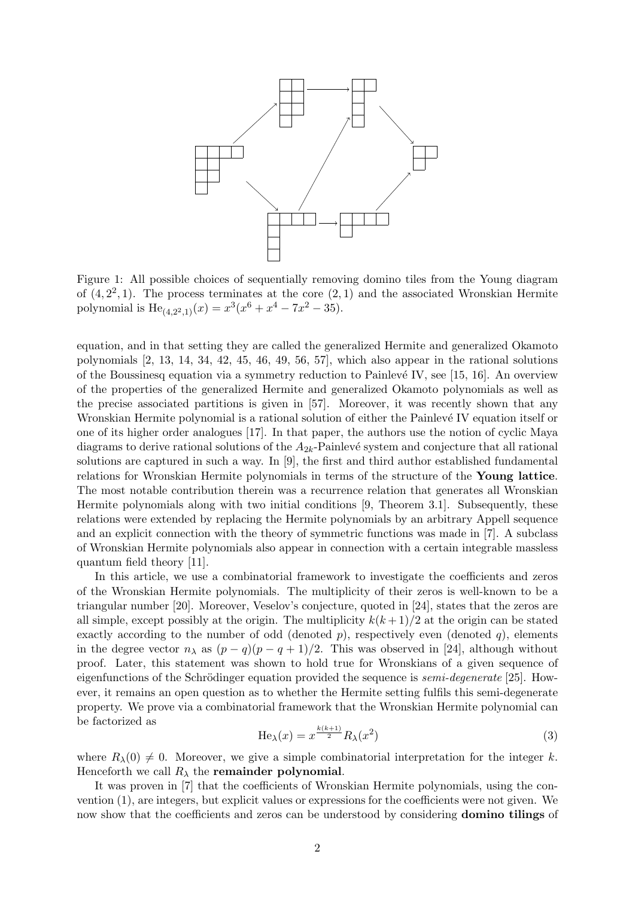Figure 1: All possible choices of sequentially removing domino tiles from the Young diagram of $(4, 2^2, 1)$. The process terminates at the core $(2, 1)$ and the associated Wronskian Hermite polynomial is $\mathrm{He}_{(4,2^2,1)}(x) = x^3(x^6 + x^4 - 7x^2 - 35)$.

equation, and in that setting they are called the generalized Hermite and generalized Okamoto polynomials [2, 13, 14, 34, 42, 45, 46, 49, 56, 57], which also appear in the rational solutions of the Boussinesq equation via a symmetry reduction to Painlevé IV, see [15, 16]. An overview of the properties of the generalized Hermite and generalized Okamoto polynomials as well as the precise associated partitions is given in [57]. Moreover, it was recently shown that any Wronskian Hermite polynomial is a rational solution of either the Painlevé IV equation itself or one of its higher order analogues [17]. In that paper, the authors use the notion of cyclic Maya diagrams to derive rational solutions of the $A_{2k}$-Painlevé system and conjecture that all rational solutions are captured in such a way. In [9], the first and third author established fundamental relations for Wronskian Hermite polynomials in terms of the structure of the **Young lattice**. The most notable contribution therein was a recurrence relation that generates all Wronskian Hermite polynomials along with two initial conditions [9, Theorem 3.1]. Subsequently, these relations were extended by replacing the Hermite polynomials by an arbitrary Appell sequence and an explicit connection with the theory of symmetric functions was made in [7]. A subclass of Wronskian Hermite polynomials also appear in connection with a certain integrable massless quantum field theory [11].

In this article, we use a combinatorial framework to investigate the coefficients and zeros of the Wronskian Hermite polynomials. The multiplicity of their zeros is well-known to be a triangular number [20]. Moreover, Veselov's conjecture, quoted in [24], states that the zeros are all simple, except possibly at the origin. The multiplicity $k(k+1)/2$ at the origin can be stated exactly according to the number of odd (denoted $p$), respectively even (denoted $q$), elements in the degree vector $n_\lambda$ as $(p-q)(p-q+1)/2$. This was observed in [24], although without proof. Later, this statement was shown to hold true for Wronskians of a given sequence of eigenfunctions of the Schrödinger equation provided the sequence is *semi-degenerate* [25]. However, it remains an open question as to whether the Hermite setting fulfils this semi-degenerate property. We prove via a combinatorial framework that the Wronskian Hermite polynomial can be factorized as

$$\mathrm{He}_\lambda(x) = x^{\frac{k(k+1)}{2}} R_\lambda(x^2) \tag{3}$$

where $R_\lambda(0) \neq 0$. Moreover, we give a simple combinatorial interpretation for the integer $k$. Henceforth we call $R_\lambda$ the **remainder polynomial**.

It was proven in [7] that the coefficients of Wronskian Hermite polynomials, using the convention (1), are integers, but explicit values or expressions for the coefficients were not given. We now show that the coefficients and zeros can be understood by considering **domino tilings** of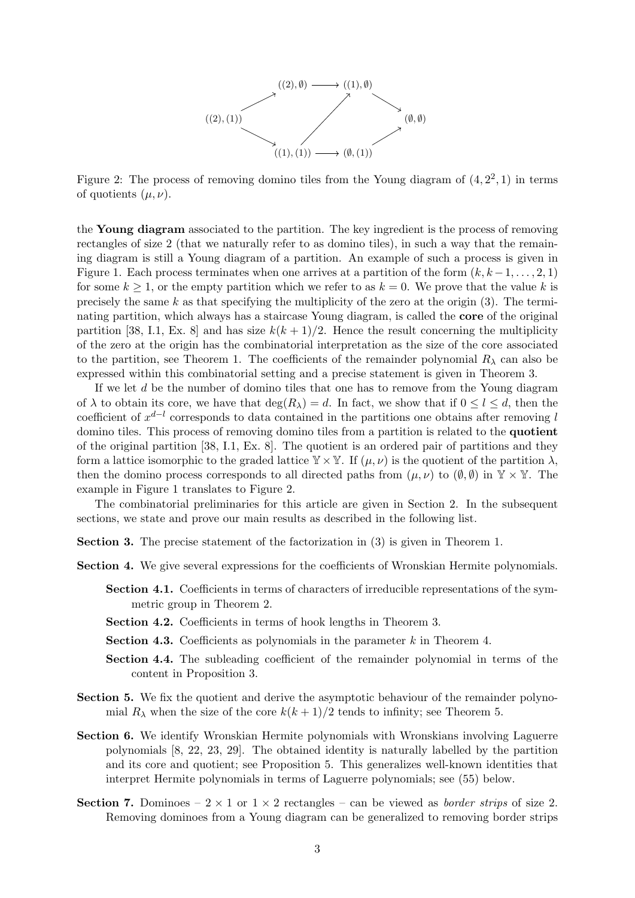$$
\begin{array}{ccccc}
 & ((2),\emptyset) & \longrightarrow & ((1),\emptyset) & \\
\nearrow & & \nearrow & & \searrow \\
((2),(1)) & & & & (\emptyset,\emptyset) \\
\searrow & & & & \nearrow \\
 & ((1),(1)) & \longrightarrow & (\emptyset,(1)) &
\end{array}
$$

Figure 2: The process of removing domino tiles from the Young diagram of $(4,2^2,1)$ in terms of quotients $(\mu,\nu)$.

the **Young diagram** associated to the partition. The key ingredient is the process of removing rectangles of size 2 (that we naturally refer to as domino tiles), in such a way that the remaining diagram is still a Young diagram of a partition. An example of such a process is given in Figure 1. Each process terminates when one arrives at a partition of the form $(k, k-1, \dots, 2, 1)$ for some $k \geq 1$, or the empty partition which we refer to as $k = 0$. We prove that the value $k$ is precisely the same $k$ as that specifying the multiplicity of the zero at the origin (3). The terminating partition, which always has a staircase Young diagram, is called the **core** of the original partition [38, I.1, Ex. 8] and has size $k(k+1)/2$. Hence the result concerning the multiplicity of the zero at the origin has the combinatorial interpretation as the size of the core associated to the partition, see Theorem 1. The coefficients of the remainder polynomial $R_\lambda$ can also be expressed within this combinatorial setting and a precise statement is given in Theorem 3.

If we let $d$ be the number of domino tiles that one has to remove from the Young diagram of $\lambda$ to obtain its core, we have that $\deg(R_\lambda) = d$. In fact, we show that if $0 \leq l \leq d$, then the coefficient of $x^{d-l}$ corresponds to data contained in the partitions one obtains after removing $l$ domino tiles. This process of removing domino tiles from a partition is related to the **quotient** of the original partition [38, I.1, Ex. 8]. The quotient is an ordered pair of partitions and they form a lattice isomorphic to the graded lattice $\mathbb{Y} \times \mathbb{Y}$. If $(\mu, \nu)$ is the quotient of the partition $\lambda$, then the domino process corresponds to all directed paths from $(\mu, \nu)$ to $(\emptyset, \emptyset)$ in $\mathbb{Y} \times \mathbb{Y}$. The example in Figure 1 translates to Figure 2.

The combinatorial preliminaries for this article are given in Section 2. In the subsequent sections, we state and prove our main results as described in the following list.

**Section 3.** The precise statement of the factorization in (3) is given in Theorem 1.

**Section 4.** We give several expressions for the coefficients of Wronskian Hermite polynomials.

- **Section 4.1.** Coefficients in terms of characters of irreducible representations of the symmetric group in Theorem 2.
- **Section 4.2.** Coefficients in terms of hook lengths in Theorem 3.
- **Section 4.3.** Coefficients as polynomials in the parameter $k$ in Theorem 4.
- **Section 4.4.** The subleading coefficient of the remainder polynomial in terms of the content in Proposition 3.

**Section 5.** We fix the quotient and derive the asymptotic behaviour of the remainder polynomial $R_\lambda$ when the size of the core $k(k+1)/2$ tends to infinity; see Theorem 5.

**Section 6.** We identify Wronskian Hermite polynomials with Wronskians involving Laguerre polynomials [8, 22, 23, 29]. The obtained identity is naturally labelled by the partition and its core and quotient; see Proposition 5. This generalizes well-known identities that interpret Hermite polynomials in terms of Laguerre polynomials; see (55) below.

**Section 7.** Dominoes – $2 \times 1$ or $1 \times 2$ rectangles – can be viewed as *border strips* of size 2. Removing dominoes from a Young diagram can be generalized to removing border strips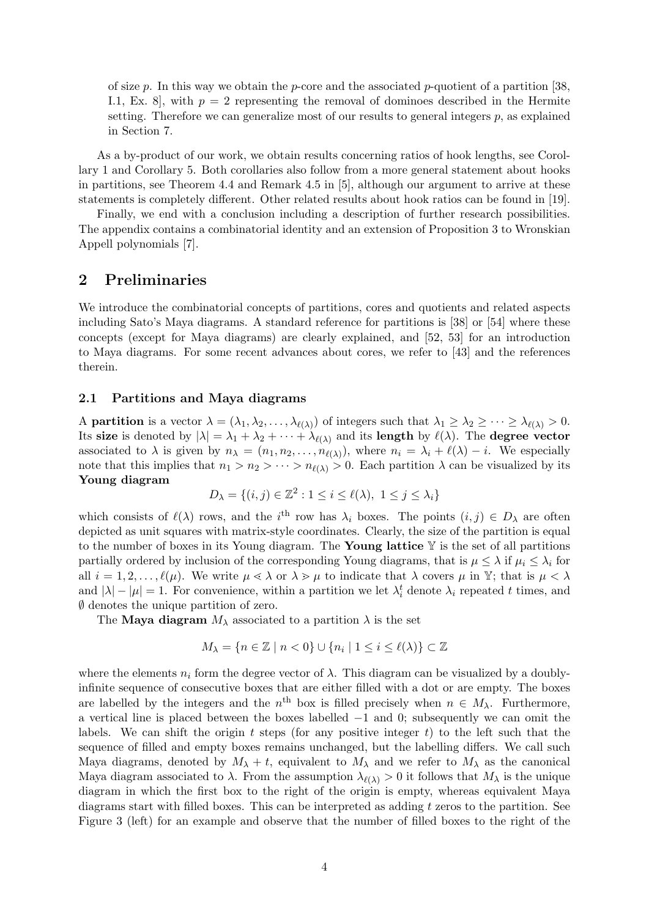of size $p$. In this way we obtain the $p$-core and the associated $p$-quotient of a partition [38, I.1, Ex. 8], with $p = 2$ representing the removal of dominoes described in the Hermite setting. Therefore we can generalize most of our results to general integers $p$, as explained in Section 7.

As a by-product of our work, we obtain results concerning ratios of hook lengths, see Corollary 1 and Corollary 5. Both corollaries also follow from a more general statement about hooks in partitions, see Theorem 4.4 and Remark 4.5 in [5], although our argument to arrive at these statements is completely different. Other related results about hook ratios can be found in [19].

Finally, we end with a conclusion including a description of further research possibilities. The appendix contains a combinatorial identity and an extension of Proposition 3 to Wronskian Appell polynomials [7].

## 2 Preliminaries

We introduce the combinatorial concepts of partitions, cores and quotients and related aspects including Sato's Maya diagrams. A standard reference for partitions is [38] or [54] where these concepts (except for Maya diagrams) are clearly explained, and [52, 53] for an introduction to Maya diagrams. For some recent advances about cores, we refer to [43] and the references therein.

### 2.1 Partitions and Maya diagrams

A **partition** is a vector $\lambda = (\lambda_1, \lambda_2, \ldots, \lambda_{\ell(\lambda)})$ of integers such that $\lambda_1 \geq \lambda_2 \geq \cdots \geq \lambda_{\ell(\lambda)} > 0$. Its **size** is denoted by $|\lambda| = \lambda_1 + \lambda_2 + \cdots + \lambda_{\ell(\lambda)}$ and its **length** by $\ell(\lambda)$. The **degree vector** associated to $\lambda$ is given by $n_\lambda = (n_1, n_2, \ldots, n_{\ell(\lambda)})$, where $n_i = \lambda_i + \ell(\lambda) - i$. We especially note that this implies that $n_1 > n_2 > \cdots > n_{\ell(\lambda)} > 0$. Each partition $\lambda$ can be visualized by its **Young diagram**

$$D_\lambda = \{(i, j) \in \mathbb{Z}^2 : 1 \leq i \leq \ell(\lambda),\ 1 \leq j \leq \lambda_i\}$$

which consists of $\ell(\lambda)$ rows, and the $i^{\text{th}}$ row has $\lambda_i$ boxes. The points $(i, j) \in D_\lambda$ are often depicted as unit squares with matrix-style coordinates. Clearly, the size of the partition is equal to the number of boxes in its Young diagram. The **Young lattice** $\mathbb{Y}$ is the set of all partitions partially ordered by inclusion of the corresponding Young diagrams, that is $\mu \leq \lambda$ if $\mu_i \leq \lambda_i$ for all $i = 1, 2, \ldots, \ell(\mu)$. We write $\mu \lessdot \lambda$ or $\lambda \gtrdot \mu$ to indicate that $\lambda$ covers $\mu$ in $\mathbb{Y}$; that is $\mu < \lambda$ and $|\lambda| - |\mu| = 1$. For convenience, within a partition we let $\lambda_i^t$ denote $\lambda_i$ repeated $t$ times, and $\emptyset$ denotes the unique partition of zero.

The **Maya diagram** $M_\lambda$ associated to a partition $\lambda$ is the set

$$M_\lambda = \{n \in \mathbb{Z} \mid n < 0\} \cup \{n_i \mid 1 \leq i \leq \ell(\lambda)\} \subset \mathbb{Z}$$

where the elements $n_i$ form the degree vector of $\lambda$. This diagram can be visualized by a doubly-infinite sequence of consecutive boxes that are either filled with a dot or are empty. The boxes are labelled by the integers and the $n^{\text{th}}$ box is filled precisely when $n \in M_\lambda$. Furthermore, a vertical line is placed between the boxes labelled $-1$ and $0$; subsequently we can omit the labels. We can shift the origin $t$ steps (for any positive integer $t$) to the left such that the sequence of filled and empty boxes remains unchanged, but the labelling differs. We call such Maya diagrams, denoted by $M_\lambda + t$, equivalent to $M_\lambda$ and we refer to $M_\lambda$ as the canonical Maya diagram associated to $\lambda$. From the assumption $\lambda_{\ell(\lambda)} > 0$ it follows that $M_\lambda$ is the unique diagram in which the first box to the right of the origin is empty, whereas equivalent Maya diagrams start with filled boxes. This can be interpreted as adding $t$ zeros to the partition. See Figure 3 (left) for an example and observe that the number of filled boxes to the right of the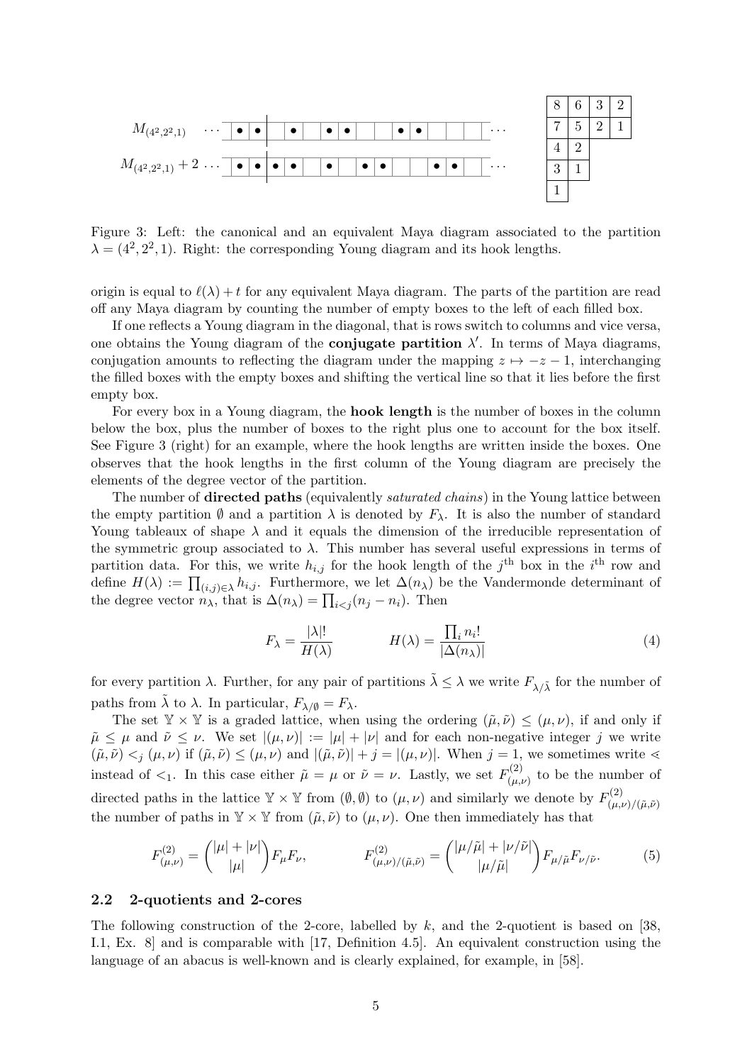Figure 3: Left: the canonical and an equivalent Maya diagram associated to the partition $\lambda = (4^2, 2^2, 1)$. Right: the corresponding Young diagram and its hook lengths.

origin is equal to $\ell(\lambda) + t$ for any equivalent Maya diagram. The parts of the partition are read off any Maya diagram by counting the number of empty boxes to the left of each filled box.

If one reflects a Young diagram in the diagonal, that is rows switch to columns and vice versa, one obtains the Young diagram of the **conjugate partition** $\lambda'$. In terms of Maya diagrams, conjugation amounts to reflecting the diagram under the mapping $z \mapsto -z - 1$, interchanging the filled boxes with the empty boxes and shifting the vertical line so that it lies before the first empty box.

For every box in a Young diagram, the **hook length** is the number of boxes in the column below the box, plus the number of boxes to the right plus one to account for the box itself. See Figure 3 (right) for an example, where the hook lengths are written inside the boxes. One observes that the hook lengths in the first column of the Young diagram are precisely the elements of the degree vector of the partition.

The number of **directed paths** (equivalently *saturated chains*) in the Young lattice between the empty partition $\emptyset$ and a partition $\lambda$ is denoted by $F_\lambda$. It is also the number of standard Young tableaux of shape $\lambda$ and it equals the dimension of the irreducible representation of the symmetric group associated to $\lambda$. This number has several useful expressions in terms of partition data. For this, we write $h_{i,j}$ for the hook length of the $j^{\text{th}}$ box in the $i^{\text{th}}$ row and define $H(\lambda) := \prod_{(i,j)\in\lambda} h_{i,j}$. Furthermore, we let $\Delta(n_\lambda)$ be the Vandermonde determinant of the degree vector $n_\lambda$, that is $\Delta(n_\lambda) = \prod_{i<j}(n_j - n_i)$. Then

$$F_\lambda = \frac{|\lambda|!}{H(\lambda)} \qquad\qquad H(\lambda) = \frac{\prod_i n_i!}{|\Delta(n_\lambda)|} \tag{4}$$

for every partition $\lambda$. Further, for any pair of partitions $\tilde{\lambda} \leq \lambda$ we write $F_{\lambda/\tilde{\lambda}}$ for the number of paths from $\tilde{\lambda}$ to $\lambda$. In particular, $F_{\lambda/\emptyset} = F_\lambda$.

The set $\mathbb{Y} \times \mathbb{Y}$ is a graded lattice, when using the ordering $(\tilde{\mu}, \tilde{\nu}) \leq (\mu, \nu)$, if and only if $\tilde{\mu} \leq \mu$ and $\tilde{\nu} \leq \nu$. We set $|(\mu, \nu)| := |\mu| + |\nu|$ and for each non-negative integer $j$ we write $(\tilde{\mu}, \tilde{\nu}) <_j (\mu, \nu)$ if $(\tilde{\mu}, \tilde{\nu}) \leq (\mu, \nu)$ and $|(\tilde{\mu}, \tilde{\nu})| + j = |(\mu, \nu)|$. When $j = 1$, we sometimes write $\lessdot$ instead of $<_1$. In this case either $\tilde{\mu} = \mu$ or $\tilde{\nu} = \nu$. Lastly, we set $F^{(2)}_{(\mu,\nu)}$ to be the number of directed paths in the lattice $\mathbb{Y} \times \mathbb{Y}$ from $(\emptyset, \emptyset)$ to $(\mu, \nu)$ and similarly we denote by $F^{(2)}_{(\mu,\nu)/(\tilde{\mu},\tilde{\nu})}$ the number of paths in $\mathbb{Y} \times \mathbb{Y}$ from $(\tilde{\mu}, \tilde{\nu})$ to $(\mu, \nu)$. One then immediately has that

$$F^{(2)}_{(\mu,\nu)} = \binom{|\mu| + |\nu|}{|\mu|} F_\mu F_\nu, \qquad\qquad F^{(2)}_{(\mu,\nu)/(\tilde{\mu},\tilde{\nu})} = \binom{|\mu/\tilde{\mu}| + |\nu/\tilde{\nu}|}{|\mu/\tilde{\mu}|} F_{\mu/\tilde{\mu}} F_{\nu/\tilde{\nu}}. \tag{5}$$

### 2.2 2-quotients and 2-cores

The following construction of the 2-core, labelled by $k$, and the 2-quotient is based on [38, I.1, Ex. 8] and is comparable with [17, Definition 4.5]. An equivalent construction using the language of an abacus is well-known and is clearly explained, for example, in [58].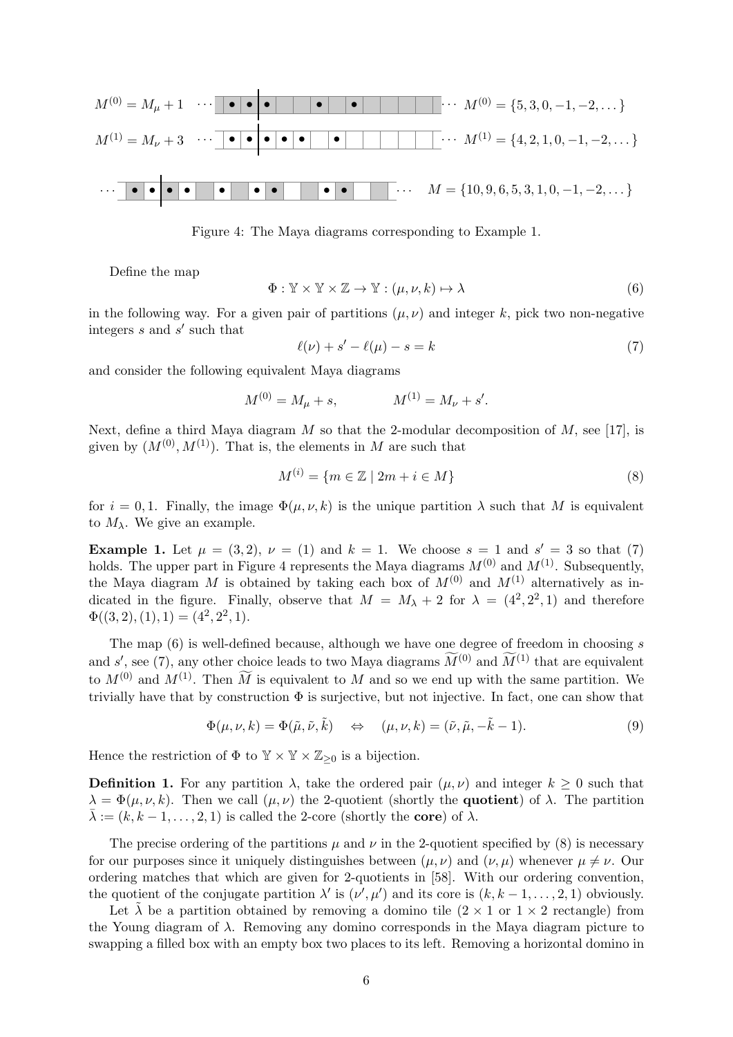$M^{(0)} = M_\mu + 1$ $\qquad M^{(0)} = \{5, 3, 0, -1, -2, \dots\}$

$M^{(1)} = M_\nu + 3$ $\qquad M^{(1)} = \{4, 2, 1, 0, -1, -2, \dots\}$

$M = \{10, 9, 6, 5, 3, 1, 0, -1, -2, \dots\}$

Figure 4: The Maya diagrams corresponding to Example 1.

Define the map

$$\Phi : \mathbb{Y} \times \mathbb{Y} \times \mathbb{Z} \to \mathbb{Y} : (\mu, \nu, k) \mapsto \lambda \tag{6}$$

in the following way. For a given pair of partitions $(\mu, \nu)$ and integer $k$, pick two non-negative integers $s$ and $s'$ such that

$$\ell(\nu) + s' - \ell(\mu) - s = k \tag{7}$$

and consider the following equivalent Maya diagrams

$$M^{(0)} = M_\mu + s, \qquad M^{(1)} = M_\nu + s'.$$

Next, define a third Maya diagram $M$ so that the 2-modular decomposition of $M$, see [17], is given by $(M^{(0)}, M^{(1)})$. That is, the elements in $M$ are such that

$$M^{(i)} = \{m \in \mathbb{Z} \mid 2m + i \in M\} \tag{8}$$

for $i = 0, 1$. Finally, the image $\Phi(\mu, \nu, k)$ is the unique partition $\lambda$ such that $M$ is equivalent to $M_\lambda$. We give an example.

**Example 1.** Let $\mu = (3, 2)$, $\nu = (1)$ and $k = 1$. We choose $s = 1$ and $s' = 3$ so that (7) holds. The upper part in Figure 4 represents the Maya diagrams $M^{(0)}$ and $M^{(1)}$. Subsequently, the Maya diagram $M$ is obtained by taking each box of $M^{(0)}$ and $M^{(1)}$ alternatively as indicated in the figure. Finally, observe that $M = M_\lambda + 2$ for $\lambda = (4^2, 2^2, 1)$ and therefore $\Phi((3, 2), (1), 1) = (4^2, 2^2, 1)$.

The map (6) is well-defined because, although we have one degree of freedom in choosing $s$ and $s'$, see (7), any other choice leads to two Maya diagrams $\widetilde{M}^{(0)}$ and $\widetilde{M}^{(1)}$ that are equivalent to $M^{(0)}$ and $M^{(1)}$. Then $\widetilde{M}$ is equivalent to $M$ and so we end up with the same partition. We trivially have that by construction $\Phi$ is surjective, but not injective. In fact, one can show that

$$\Phi(\mu, \nu, k) = \Phi(\tilde{\mu}, \tilde{\nu}, \tilde{k}) \quad \Leftrightarrow \quad (\mu, \nu, k) = (\tilde{\nu}, \tilde{\mu}, -\tilde{k} - 1). \tag{9}$$

Hence the restriction of $\Phi$ to $\mathbb{Y} \times \mathbb{Y} \times \mathbb{Z}_{\geq 0}$ is a bijection.

**Definition 1.** For any partition $\lambda$, take the ordered pair $(\mu, \nu)$ and integer $k \geq 0$ such that $\lambda = \Phi(\mu, \nu, k)$. Then we call $(\mu, \nu)$ the 2-quotient (shortly the **quotient**) of $\lambda$. The partition $\bar{\lambda} := (k, k - 1, \dots, 2, 1)$ is called the 2-core (shortly the **core**) of $\lambda$.

The precise ordering of the partitions $\mu$ and $\nu$ in the 2-quotient specified by (8) is necessary for our purposes since it uniquely distinguishes between $(\mu, \nu)$ and $(\nu, \mu)$ whenever $\mu \neq \nu$. Our ordering matches that which are given for 2-quotients in [58]. With our ordering convention, the quotient of the conjugate partition $\lambda'$ is $(\nu', \mu')$ and its core is $(k, k - 1, \dots, 2, 1)$ obviously.

Let $\tilde{\lambda}$ be a partition obtained by removing a domino tile ($2 \times 1$ or $1 \times 2$ rectangle) from the Young diagram of $\lambda$. Removing any domino corresponds in the Maya diagram picture to swapping a filled box with an empty box two places to its left. Removing a horizontal domino in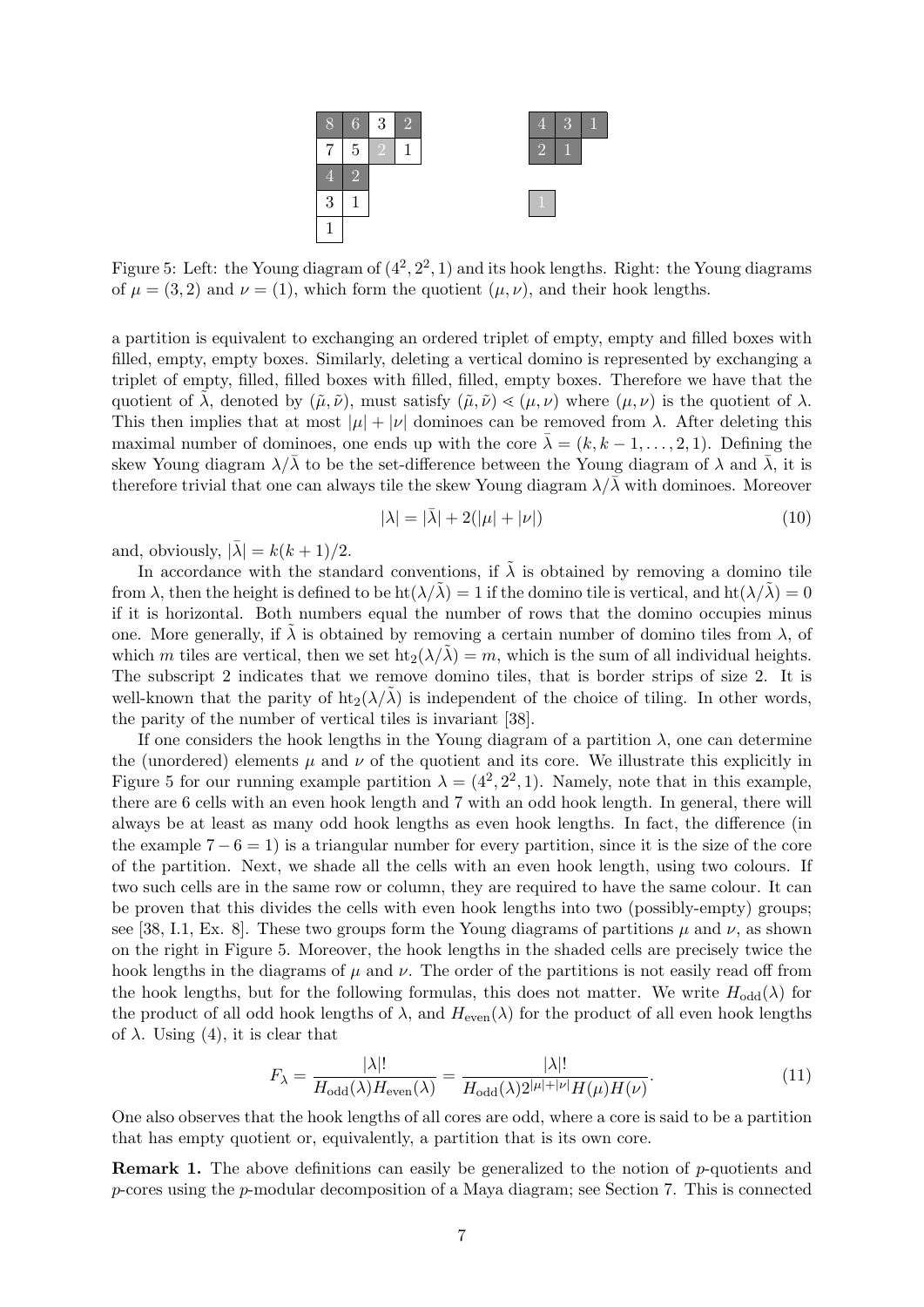Figure 5: Left: the Young diagram of $(4^2, 2^2, 1)$ and its hook lengths. Right: the Young diagrams of $\mu = (3, 2)$ and $\nu = (1)$, which form the quotient $(\mu, \nu)$, and their hook lengths.

a partition is equivalent to exchanging an ordered triplet of empty, empty and filled boxes with filled, empty, empty boxes. Similarly, deleting a vertical domino is represented by exchanging a triplet of empty, filled, filled boxes with filled, filled, empty boxes. Therefore we have that the quotient of $\tilde{\lambda}$, denoted by $(\tilde{\mu}, \tilde{\nu})$, must satisfy $(\tilde{\mu}, \tilde{\nu}) \lessdot (\mu, \nu)$ where $(\mu, \nu)$ is the quotient of $\lambda$. This then implies that at most $|\mu| + |\nu|$ dominoes can be removed from $\lambda$. After deleting this maximal number of dominoes, one ends up with the core $\bar{\lambda} = (k, k-1, \ldots, 2, 1)$. Defining the skew Young diagram $\lambda/\bar{\lambda}$ to be the set-difference between the Young diagram of $\lambda$ and $\bar{\lambda}$, it is therefore trivial that one can always tile the skew Young diagram $\lambda/\bar{\lambda}$ with dominoes. Moreover

$$|\lambda| = |\bar{\lambda}| + 2(|\mu| + |\nu|) \tag{10}$$

and, obviously, $|\bar{\lambda}| = k(k+1)/2$.

In accordance with the standard conventions, if $\tilde{\lambda}$ is obtained by removing a domino tile from $\lambda$, then the height is defined to be $\mathrm{ht}(\lambda/\tilde{\lambda}) = 1$ if the domino tile is vertical, and $\mathrm{ht}(\lambda/\tilde{\lambda}) = 0$ if it is horizontal. Both numbers equal the number of rows that the domino occupies minus one. More generally, if $\tilde{\lambda}$ is obtained by removing a certain number of domino tiles from $\lambda$, of which $m$ tiles are vertical, then we set $\mathrm{ht}_2(\lambda/\tilde{\lambda}) = m$, which is the sum of all individual heights. The subscript 2 indicates that we remove domino tiles, that is border strips of size 2. It is well-known that the parity of $\mathrm{ht}_2(\lambda/\tilde{\lambda})$ is independent of the choice of tiling. In other words, the parity of the number of vertical tiles is invariant [38].

If one considers the hook lengths in the Young diagram of a partition $\lambda$, one can determine the (unordered) elements $\mu$ and $\nu$ of the quotient and its core. We illustrate this explicitly in Figure 5 for our running example partition $\lambda = (4^2, 2^2, 1)$. Namely, note that in this example, there are 6 cells with an even hook length and 7 with an odd hook length. In general, there will always be at least as many odd hook lengths as even hook lengths. In fact, the difference (in the example $7 - 6 = 1$) is a triangular number for every partition, since it is the size of the core of the partition. Next, we shade all the cells with an even hook length, using two colours. If two such cells are in the same row or column, they are required to have the same colour. It can be proven that this divides the cells with even hook lengths into two (possibly-empty) groups; see [38, I.1, Ex. 8]. These two groups form the Young diagrams of partitions $\mu$ and $\nu$, as shown on the right in Figure 5. Moreover, the hook lengths in the shaded cells are precisely twice the hook lengths in the diagrams of $\mu$ and $\nu$. The order of the partitions is not easily read off from the hook lengths, but for the following formulas, this does not matter. We write $H_{\mathrm{odd}}(\lambda)$ for the product of all odd hook lengths of $\lambda$, and $H_{\mathrm{even}}(\lambda)$ for the product of all even hook lengths of $\lambda$. Using (4), it is clear that

$$F_\lambda = \frac{|\lambda|!}{H_{\mathrm{odd}}(\lambda) H_{\mathrm{even}}(\lambda)} = \frac{|\lambda|!}{H_{\mathrm{odd}}(\lambda) 2^{|\mu|+|\nu|} H(\mu) H(\nu)}. \tag{11}$$

One also observes that the hook lengths of all cores are odd, where a core is said to be a partition that has empty quotient or, equivalently, a partition that is its own core.

**Remark 1.** The above definitions can easily be generalized to the notion of $p$-quotients and $p$-cores using the $p$-modular decomposition of a Maya diagram; see Section 7. This is connected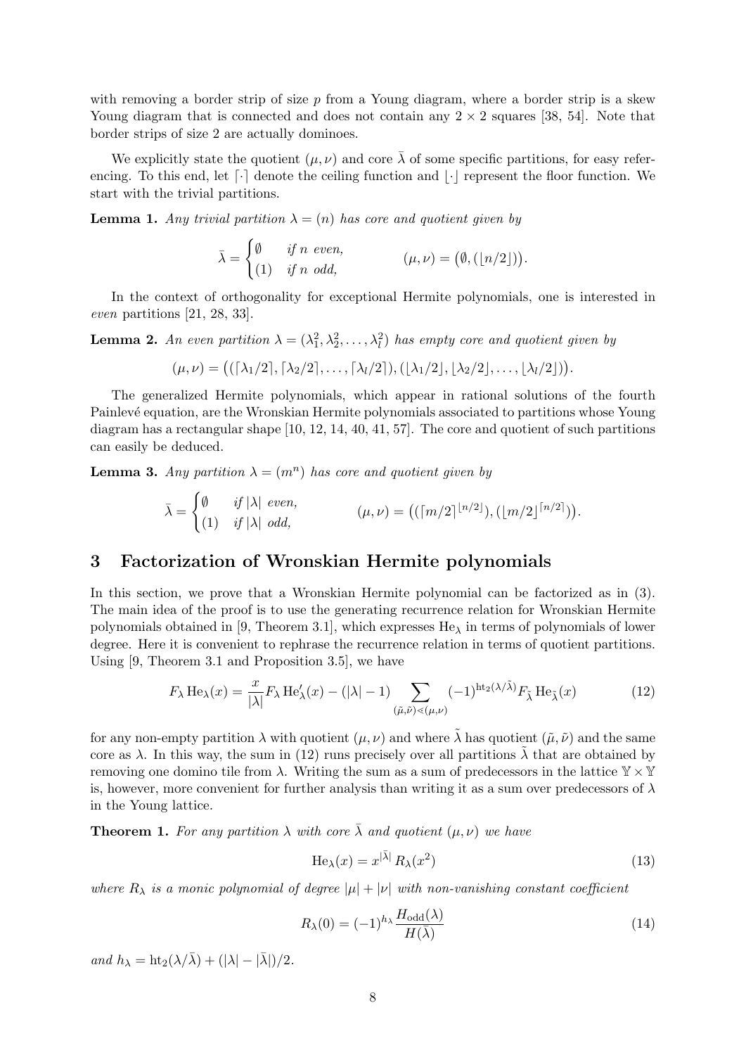with removing a border strip of size $p$ from a Young diagram, where a border strip is a skew Young diagram that is connected and does not contain any $2 \times 2$ squares [38, 54]. Note that border strips of size 2 are actually dominoes.

We explicitly state the quotient $(\mu, \nu)$ and core $\bar{\lambda}$ of some specific partitions, for easy referencing. To this end, let $\lceil \cdot \rceil$ denote the ceiling function and $\lfloor \cdot \rfloor$ represent the floor function. We start with the trivial partitions.

**Lemma 1.** *Any trivial partition $\lambda = (n)$ has core and quotient given by*

$$\bar{\lambda} = \begin{cases} \emptyset & \text{if } n \text{ even,} \\ (1) & \text{if } n \text{ odd,} \end{cases} \qquad (\mu, \nu) = \big(\emptyset, (\lfloor n/2 \rfloor)\big).$$

In the context of orthogonality for exceptional Hermite polynomials, one is interested in *even* partitions [21, 28, 33].

**Lemma 2.** *An even partition $\lambda = (\lambda_1^2, \lambda_2^2, \dots, \lambda_l^2)$ has empty core and quotient given by*

$$(\mu, \nu) = \big((\lceil \lambda_1/2 \rceil, \lceil \lambda_2/2 \rceil, \dots, \lceil \lambda_l/2 \rceil), (\lfloor \lambda_1/2 \rfloor, \lfloor \lambda_2/2 \rfloor, \dots, \lfloor \lambda_l/2 \rfloor)\big).$$

The generalized Hermite polynomials, which appear in rational solutions of the fourth Painlevé equation, are the Wronskian Hermite polynomials associated to partitions whose Young diagram has a rectangular shape [10, 12, 14, 40, 41, 57]. The core and quotient of such partitions can easily be deduced.

**Lemma 3.** *Any partition $\lambda = (m^n)$ has core and quotient given by*

$$\bar{\lambda} = \begin{cases} \emptyset & \text{if } |\lambda| \text{ even,} \\ (1) & \text{if } |\lambda| \text{ odd,} \end{cases} \qquad (\mu, \nu) = \big((\lceil m/2 \rceil^{\lfloor n/2 \rfloor}), (\lfloor m/2 \rfloor^{\lceil n/2 \rceil})\big).$$

## 3 Factorization of Wronskian Hermite polynomials

In this section, we prove that a Wronskian Hermite polynomial can be factorized as in (3). The main idea of the proof is to use the generating recurrence relation for Wronskian Hermite polynomials obtained in [9, Theorem 3.1], which expresses $\mathrm{He}_\lambda$ in terms of polynomials of lower degree. Here it is convenient to rephrase the recurrence relation in terms of quotient partitions. Using [9, Theorem 3.1 and Proposition 3.5], we have

$$F_\lambda \,\mathrm{He}_\lambda(x) = \frac{x}{|\lambda|} F_\lambda \,\mathrm{He}_\lambda'(x) - (|\lambda| - 1) \sum_{(\tilde{\mu}, \tilde{\nu}) \lessdot (\mu, \nu)} (-1)^{\mathrm{ht}_2(\lambda/\tilde{\lambda})} F_{\tilde{\lambda}} \,\mathrm{He}_{\tilde{\lambda}}(x) \tag{12}$$

for any non-empty partition $\lambda$ with quotient $(\mu, \nu)$ and where $\tilde{\lambda}$ has quotient $(\tilde{\mu}, \tilde{\nu})$ and the same core as $\lambda$. In this way, the sum in (12) runs precisely over all partitions $\tilde{\lambda}$ that are obtained by removing one domino tile from $\lambda$. Writing the sum as a sum of predecessors in the lattice $\mathbb{Y} \times \mathbb{Y}$ is, however, more convenient for further analysis than writing it as a sum over predecessors of $\lambda$ in the Young lattice.

**Theorem 1.** *For any partition $\lambda$ with core $\bar{\lambda}$ and quotient $(\mu, \nu)$ we have*

$$\mathrm{He}_\lambda(x) = x^{|\bar{\lambda}|} R_\lambda(x^2) \tag{13}$$

*where $R_\lambda$ is a monic polynomial of degree $|\mu| + |\nu|$ with non-vanishing constant coefficient*

$$R_\lambda(0) = (-1)^{h_\lambda} \frac{H_{\mathrm{odd}}(\lambda)}{H(\bar{\lambda})} \tag{14}$$

*and $h_\lambda = \mathrm{ht}_2(\lambda/\bar{\lambda}) + (|\lambda| - |\bar{\lambda}|)/2$.*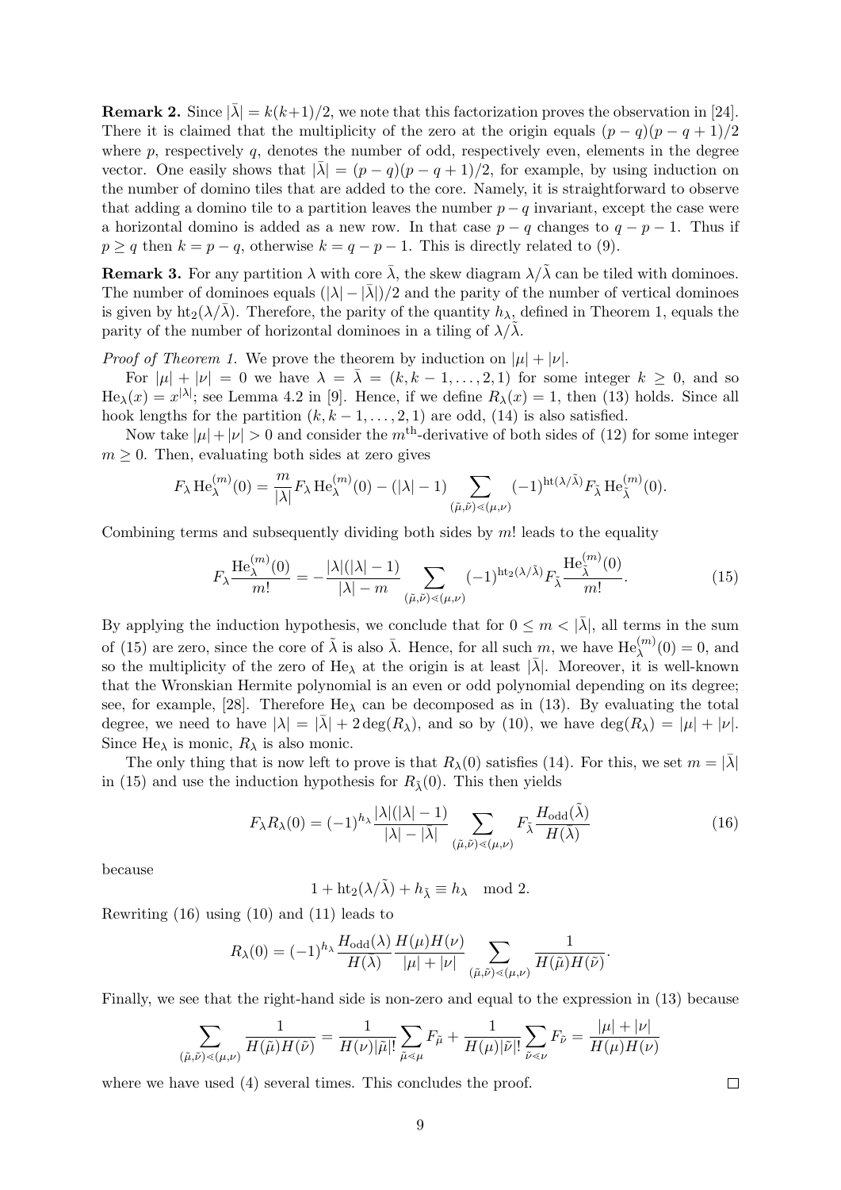**Remark 2.** Since $|\bar{\lambda}| = k(k+1)/2$, we note that this factorization proves the observation in [24]. There it is claimed that the multiplicity of the zero at the origin equals $(p-q)(p-q+1)/2$ where $p$, respectively $q$, denotes the number of odd, respectively even, elements in the degree vector. One easily shows that $|\bar{\lambda}| = (p-q)(p-q+1)/2$, for example, by using induction on the number of domino tiles that are added to the core. Namely, it is straightforward to observe that adding a domino tile to a partition leaves the number $p-q$ invariant, except the case were a horizontal domino is added as a new row. In that case $p-q$ changes to $q-p-1$. Thus if $p \geq q$ then $k = p-q$, otherwise $k = q-p-1$. This is directly related to (9).

**Remark 3.** For any partition $\lambda$ with core $\bar{\lambda}$, the skew diagram $\lambda/\tilde{\lambda}$ can be tiled with dominoes. The number of dominoes equals $(|\lambda| - |\bar{\lambda}|)/2$ and the parity of the number of vertical dominoes is given by $\mathrm{ht}_2(\lambda/\bar{\lambda})$. Therefore, the parity of the quantity $h_\lambda$, defined in Theorem 1, equals the parity of the number of horizontal dominoes in a tiling of $\lambda/\tilde{\lambda}$.

*Proof of Theorem 1.* We prove the theorem by induction on $|\mu| + |\nu|$.

For $|\mu| + |\nu| = 0$ we have $\lambda = \bar{\lambda} = (k, k-1, \dots, 2, 1)$ for some integer $k \geq 0$, and so $\mathrm{He}_\lambda(x) = x^{|\lambda|}$; see Lemma 4.2 in [9]. Hence, if we define $R_\lambda(x) = 1$, then (13) holds. Since all hook lengths for the partition $(k, k-1, \dots, 2, 1)$ are odd, (14) is also satisfied.

Now take $|\mu| + |\nu| > 0$ and consider the $m^{\text{th}}$-derivative of both sides of (12) for some integer $m \geq 0$. Then, evaluating both sides at zero gives

$$F_\lambda \, \mathrm{He}_\lambda^{(m)}(0) = \frac{m}{|\lambda|} F_\lambda \, \mathrm{He}_\lambda^{(m)}(0) - (|\lambda| - 1) \sum_{(\tilde{\mu},\tilde{\nu}) \lessdot (\mu,\nu)} (-1)^{\mathrm{ht}(\lambda/\tilde{\lambda})} F_{\tilde{\lambda}} \, \mathrm{He}_{\tilde{\lambda}}^{(m)}(0).$$

Combining terms and subsequently dividing both sides by $m!$ leads to the equality

$$F_\lambda \frac{\mathrm{He}_\lambda^{(m)}(0)}{m!} = -\frac{|\lambda|(|\lambda| - 1)}{|\lambda| - m} \sum_{(\tilde{\mu},\tilde{\nu}) \lessdot (\mu,\nu)} (-1)^{\mathrm{ht}_2(\lambda/\tilde{\lambda})} F_{\tilde{\lambda}} \frac{\mathrm{He}_{\tilde{\lambda}}^{(m)}(0)}{m!}. \tag{15}$$

By applying the induction hypothesis, we conclude that for $0 \leq m < |\bar{\lambda}|$, all terms in the sum of (15) are zero, since the core of $\tilde{\lambda}$ is also $\bar{\lambda}$. Hence, for all such $m$, we have $\mathrm{He}_\lambda^{(m)}(0) = 0$, and so the multiplicity of the zero of $\mathrm{He}_\lambda$ at the origin is at least $|\bar{\lambda}|$. Moreover, it is well-known that the Wronskian Hermite polynomial is an even or odd polynomial depending on its degree; see, for example, [28]. Therefore $\mathrm{He}_\lambda$ can be decomposed as in (13). By evaluating the total degree, we need to have $|\lambda| = |\bar{\lambda}| + 2\deg(R_\lambda)$, and so by (10), we have $\deg(R_\lambda) = |\mu| + |\nu|$. Since $\mathrm{He}_\lambda$ is monic, $R_\lambda$ is also monic.

The only thing that is now left to prove is that $R_\lambda(0)$ satisfies (14). For this, we set $m = |\bar{\lambda}|$ in (15) and use the induction hypothesis for $R_{\tilde{\lambda}}(0)$. This then yields

$$F_\lambda R_\lambda(0) = (-1)^{h_\lambda} \frac{|\lambda|(|\lambda| - 1)}{|\lambda| - |\bar{\lambda}|} \sum_{(\tilde{\mu},\tilde{\nu}) \lessdot (\mu,\nu)} F_{\tilde{\lambda}} \frac{H_{\mathrm{odd}}(\tilde{\lambda})}{H(\bar{\lambda})} \tag{16}$$

because

$$1 + \mathrm{ht}_2(\lambda/\tilde{\lambda}) + h_{\tilde{\lambda}} \equiv h_\lambda \mod 2.$$

Rewriting (16) using (10) and (11) leads to

$$R_\lambda(0) = (-1)^{h_\lambda} \frac{H_{\mathrm{odd}}(\lambda)}{H(\bar{\lambda})} \frac{H(\mu)H(\nu)}{|\mu| + |\nu|} \sum_{(\tilde{\mu},\tilde{\nu}) \lessdot (\mu,\nu)} \frac{1}{H(\tilde{\mu})H(\tilde{\nu})}.$$

Finally, we see that the right-hand side is non-zero and equal to the expression in (13) because

$$\sum_{(\tilde{\mu},\tilde{\nu}) \lessdot (\mu,\nu)} \frac{1}{H(\tilde{\mu})H(\tilde{\nu})} = \frac{1}{H(\nu)|\tilde{\mu}|!} \sum_{\tilde{\mu} \lessdot \mu} F_{\tilde{\mu}} + \frac{1}{H(\mu)|\tilde{\nu}|!} \sum_{\tilde{\nu} \lessdot \nu} F_{\tilde{\nu}} = \frac{|\mu| + |\nu|}{H(\mu)H(\nu)}$$

where we have used (4) several times. This concludes the proof. $\square$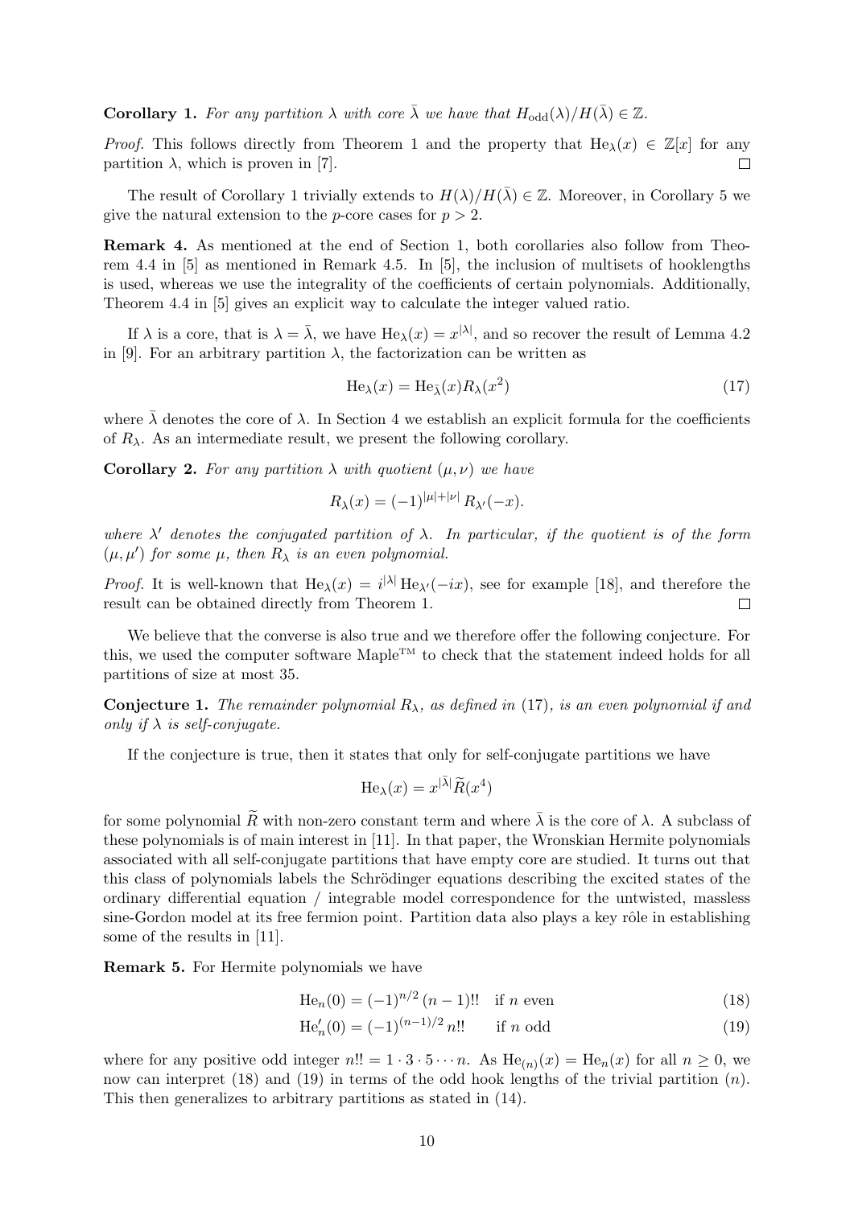**Corollary 1.** *For any partition $\lambda$ with core $\bar{\lambda}$ we have that $H_{\mathrm{odd}}(\lambda)/H(\bar{\lambda}) \in \mathbb{Z}$.*

*Proof.* This follows directly from Theorem 1 and the property that $\mathrm{He}_\lambda(x) \in \mathbb{Z}[x]$ for any partition $\lambda$, which is proven in [7]. □

The result of Corollary 1 trivially extends to $H(\lambda)/H(\bar{\lambda}) \in \mathbb{Z}$. Moreover, in Corollary 5 we give the natural extension to the $p$-core cases for $p > 2$.

**Remark 4.** As mentioned at the end of Section 1, both corollaries also follow from Theorem 4.4 in [5] as mentioned in Remark 4.5. In [5], the inclusion of multisets of hooklengths is used, whereas we use the integrality of the coefficients of certain polynomials. Additionally, Theorem 4.4 in [5] gives an explicit way to calculate the integer valued ratio.

If $\lambda$ is a core, that is $\lambda = \bar{\lambda}$, we have $\mathrm{He}_\lambda(x) = x^{|\lambda|}$, and so recover the result of Lemma 4.2 in [9]. For an arbitrary partition $\lambda$, the factorization can be written as

$$\mathrm{He}_\lambda(x) = \mathrm{He}_{\bar{\lambda}}(x) R_\lambda(x^2) \tag{17}$$

where $\bar{\lambda}$ denotes the core of $\lambda$. In Section 4 we establish an explicit formula for the coefficients of $R_\lambda$. As an intermediate result, we present the following corollary.

**Corollary 2.** *For any partition $\lambda$ with quotient $(\mu, \nu)$ we have*

$$R_\lambda(x) = (-1)^{|\mu|+|\nu|} R_{\lambda'}(-x).$$

*where $\lambda'$ denotes the conjugated partition of $\lambda$. In particular, if the quotient is of the form $(\mu, \mu')$ for some $\mu$, then $R_\lambda$ is an even polynomial.*

*Proof.* It is well-known that $\mathrm{He}_\lambda(x) = i^{|\lambda|} \mathrm{He}_{\lambda'}(-ix)$, see for example [18], and therefore the result can be obtained directly from Theorem 1. □

We believe that the converse is also true and we therefore offer the following conjecture. For this, we used the computer software Maple™ to check that the statement indeed holds for all partitions of size at most 35.

**Conjecture 1.** *The remainder polynomial $R_\lambda$, as defined in* (17)*, is an even polynomial if and only if $\lambda$ is self-conjugate.*

If the conjecture is true, then it states that only for self-conjugate partitions we have

$$\mathrm{He}_\lambda(x) = x^{|\bar{\lambda}|} \widetilde{R}(x^4)$$

for some polynomial $\widetilde{R}$ with non-zero constant term and where $\bar{\lambda}$ is the core of $\lambda$. A subclass of these polynomials is of main interest in [11]. In that paper, the Wronskian Hermite polynomials associated with all self-conjugate partitions that have empty core are studied. It turns out that this class of polynomials labels the Schrödinger equations describing the excited states of the ordinary differential equation / integrable model correspondence for the untwisted, massless sine-Gordon model at its free fermion point. Partition data also plays a key rôle in establishing some of the results in [11].

**Remark 5.** For Hermite polynomials we have

$$\mathrm{He}_n(0) = (-1)^{n/2} (n-1)!! \quad \text{if } n \text{ even} \tag{18}$$

$$\mathrm{He}'_n(0) = (-1)^{(n-1)/2} n!! \quad \text{if } n \text{ odd} \tag{19}$$

where for any positive odd integer $n!! = 1 \cdot 3 \cdot 5 \cdots n$. As $\mathrm{He}_{(n)}(x) = \mathrm{He}_n(x)$ for all $n \geq 0$, we now can interpret (18) and (19) in terms of the odd hook lengths of the trivial partition $(n)$. This then generalizes to arbitrary partitions as stated in (14).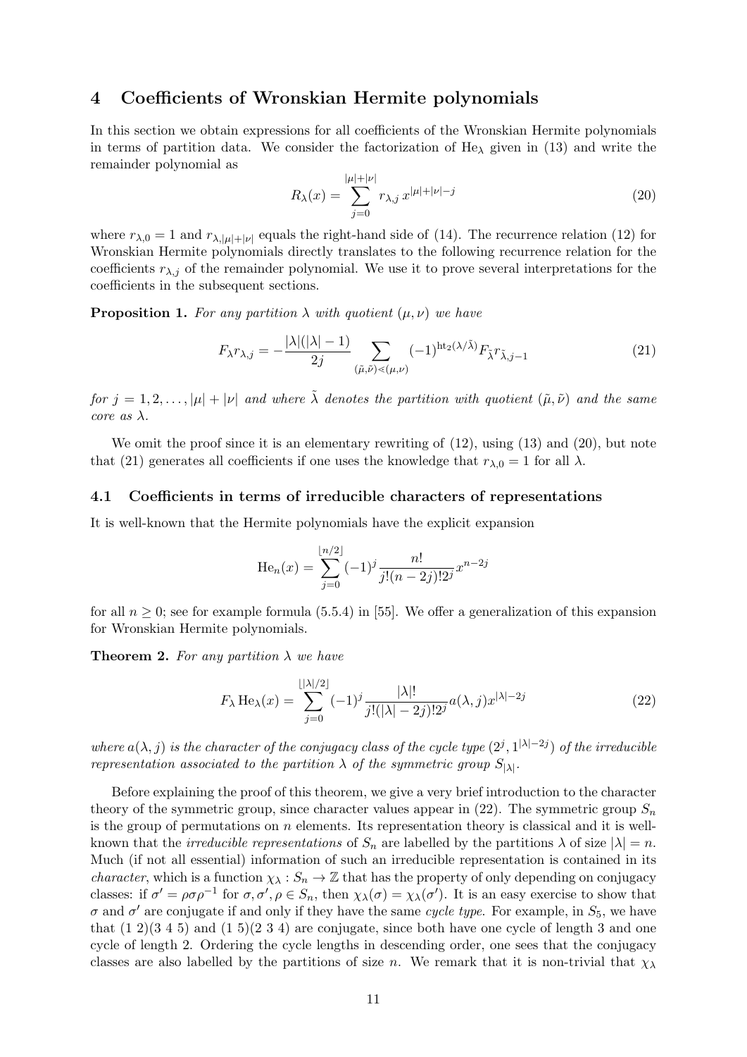## 4 Coefficients of Wronskian Hermite polynomials

In this section we obtain expressions for all coefficients of the Wronskian Hermite polynomials in terms of partition data. We consider the factorization of $\mathrm{He}_\lambda$ given in (13) and write the remainder polynomial as

$$R_\lambda(x) = \sum_{j=0}^{|\mu|+|\nu|} r_{\lambda,j}\, x^{|\mu|+|\nu|-j} \tag{20}$$

where $r_{\lambda,0} = 1$ and $r_{\lambda,|\mu|+|\nu|}$ equals the right-hand side of (14). The recurrence relation (12) for Wronskian Hermite polynomials directly translates to the following recurrence relation for the coefficients $r_{\lambda,j}$ of the remainder polynomial. We use it to prove several interpretations for the coefficients in the subsequent sections.

**Proposition 1.** *For any partition $\lambda$ with quotient $(\mu,\nu)$ we have*

$$F_\lambda r_{\lambda,j} = -\frac{|\lambda|(|\lambda|-1)}{2j} \sum_{(\tilde{\mu},\tilde{\nu})\lessdot(\mu,\nu)} (-1)^{\mathrm{ht}_2(\lambda/\tilde{\lambda})} F_{\tilde{\lambda}} r_{\tilde{\lambda},j-1} \tag{21}$$

*for $j = 1, 2, \ldots, |\mu| + |\nu|$ and where $\tilde{\lambda}$ denotes the partition with quotient $(\tilde{\mu},\tilde{\nu})$ and the same core as $\lambda$.*

We omit the proof since it is an elementary rewriting of (12), using (13) and (20), but note that (21) generates all coefficients if one uses the knowledge that $r_{\lambda,0} = 1$ for all $\lambda$.

### 4.1 Coefficients in terms of irreducible characters of representations

It is well-known that the Hermite polynomials have the explicit expansion

$$\mathrm{He}_n(x) = \sum_{j=0}^{\lfloor n/2 \rfloor} (-1)^j \frac{n!}{j!(n-2j)!2^j} x^{n-2j}$$

for all $n \geq 0$; see for example formula (5.5.4) in [55]. We offer a generalization of this expansion for Wronskian Hermite polynomials.

**Theorem 2.** *For any partition $\lambda$ we have*

$$F_\lambda \,\mathrm{He}_\lambda(x) = \sum_{j=0}^{\lfloor |\lambda|/2 \rfloor} (-1)^j \frac{|\lambda|!}{j!(|\lambda|-2j)!2^j} a(\lambda,j) x^{|\lambda|-2j} \tag{22}$$

*where $a(\lambda,j)$ is the character of the conjugacy class of the cycle type $(2^j, 1^{|\lambda|-2j})$ of the irreducible representation associated to the partition $\lambda$ of the symmetric group $S_{|\lambda|}$.*

Before explaining the proof of this theorem, we give a very brief introduction to the character theory of the symmetric group, since character values appear in (22). The symmetric group $S_n$ is the group of permutations on $n$ elements. Its representation theory is classical and it is well-known that the *irreducible representations* of $S_n$ are labelled by the partitions $\lambda$ of size $|\lambda| = n$. Much (if not all essential) information of such an irreducible representation is contained in its *character*, which is a function $\chi_\lambda : S_n \to \mathbb{Z}$ that has the property of only depending on conjugacy classes: if $\sigma' = \rho\sigma\rho^{-1}$ for $\sigma, \sigma', \rho \in S_n$, then $\chi_\lambda(\sigma) = \chi_\lambda(\sigma')$. It is an easy exercise to show that $\sigma$ and $\sigma'$ are conjugate if and only if they have the same *cycle type*. For example, in $S_5$, we have that (1 2)(3 4 5) and (1 5)(2 3 4) are conjugate, since both have one cycle of length 3 and one cycle of length 2. Ordering the cycle lengths in descending order, one sees that the conjugacy classes are also labelled by the partitions of size $n$. We remark that it is non-trivial that $\chi_\lambda$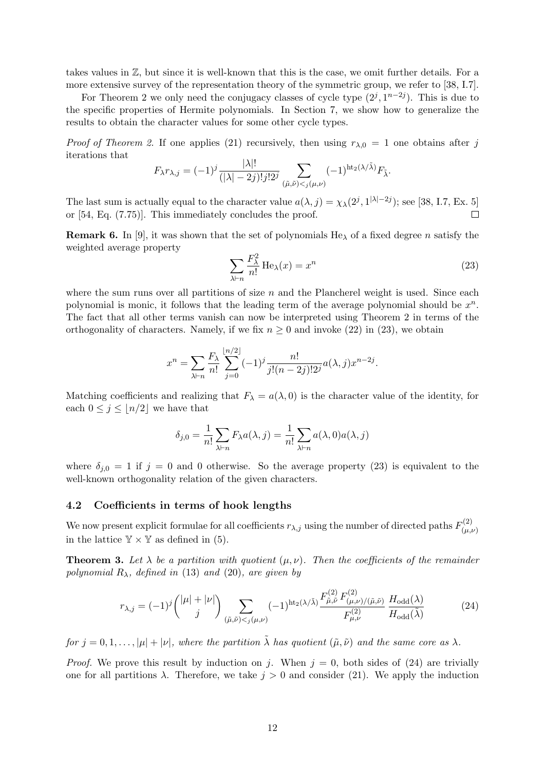takes values in $\mathbb{Z}$, but since it is well-known that this is the case, we omit further details. For a more extensive survey of the representation theory of the symmetric group, we refer to [38, I.7].

For Theorem 2 we only need the conjugacy classes of cycle type $(2^j, 1^{n-2j})$. This is due to the specific properties of Hermite polynomials. In Section 7, we show how to generalize the results to obtain the character values for some other cycle types.

*Proof of Theorem 2.* If one applies (21) recursively, then using $r_{\lambda,0} = 1$ one obtains after $j$ iterations that

$$F_\lambda r_{\lambda,j} = (-1)^j \frac{|\lambda|!}{(|\lambda|-2j)!j!2^j} \sum_{(\tilde{\mu},\tilde{\nu})<_j(\mu,\nu)} (-1)^{\mathrm{ht}_2(\lambda/\tilde{\lambda})} F_{\tilde{\lambda}}.$$

The last sum is actually equal to the character value $a(\lambda, j) = \chi_\lambda(2^j, 1^{|\lambda|-2j})$; see [38, I.7, Ex. 5] or [54, Eq. (7.75)]. This immediately concludes the proof. $\square$

**Remark 6.** In [9], it was shown that the set of polynomials $\mathrm{He}_\lambda$ of a fixed degree $n$ satisfy the weighted average property

$$\sum_{\lambda\vdash n} \frac{F_\lambda^2}{n!} \mathrm{He}_\lambda(x) = x^n \tag{23}$$

where the sum runs over all partitions of size $n$ and the Plancherel weight is used. Since each polynomial is monic, it follows that the leading term of the average polynomial should be $x^n$. The fact that all other terms vanish can now be interpreted using Theorem 2 in terms of the orthogonality of characters. Namely, if we fix $n \geq 0$ and invoke (22) in (23), we obtain

$$x^n = \sum_{\lambda\vdash n} \frac{F_\lambda}{n!} \sum_{j=0}^{\lfloor n/2\rfloor} (-1)^j \frac{n!}{j!(n-2j)!2^j} a(\lambda, j) x^{n-2j}.$$

Matching coefficients and realizing that $F_\lambda = a(\lambda, 0)$ is the character value of the identity, for each $0 \leq j \leq \lfloor n/2\rfloor$ we have that

$$\delta_{j,0} = \frac{1}{n!}\sum_{\lambda\vdash n} F_\lambda a(\lambda, j) = \frac{1}{n!}\sum_{\lambda\vdash n} a(\lambda, 0) a(\lambda, j)$$

where $\delta_{j,0} = 1$ if $j = 0$ and 0 otherwise. So the average property (23) is equivalent to the well-known orthogonality relation of the given characters.

### 4.2 Coefficients in terms of hook lengths

We now present explicit formulae for all coefficients $r_{\lambda,j}$ using the number of directed paths $F^{(2)}_{(\mu,\nu)}$ in the lattice $\mathbb{Y}\times\mathbb{Y}$ as defined in (5).

**Theorem 3.** *Let $\lambda$ be a partition with quotient $(\mu, \nu)$. Then the coefficients of the remainder polynomial $R_\lambda$, defined in (13) and (20), are given by*

$$r_{\lambda,j} = (-1)^j \binom{|\mu|+|\nu|}{j} \sum_{(\tilde{\mu},\tilde{\nu})<_j(\mu,\nu)} (-1)^{\mathrm{ht}_2(\lambda/\tilde{\lambda})} \frac{F^{(2)}_{\tilde{\mu},\tilde{\nu}} F^{(2)}_{(\mu,\nu)/(\tilde{\mu},\tilde{\nu})}}{F^{(2)}_{\mu,\nu}} \frac{H_{\mathrm{odd}}(\lambda)}{H_{\mathrm{odd}}(\tilde{\lambda})} \tag{24}$$

*for $j = 0, 1, \ldots, |\mu|+|\nu|$, where the partition $\tilde{\lambda}$ has quotient $(\tilde{\mu},\tilde{\nu})$ and the same core as $\lambda$.*

*Proof.* We prove this result by induction on $j$. When $j = 0$, both sides of (24) are trivially one for all partitions $\lambda$. Therefore, we take $j > 0$ and consider (21). We apply the induction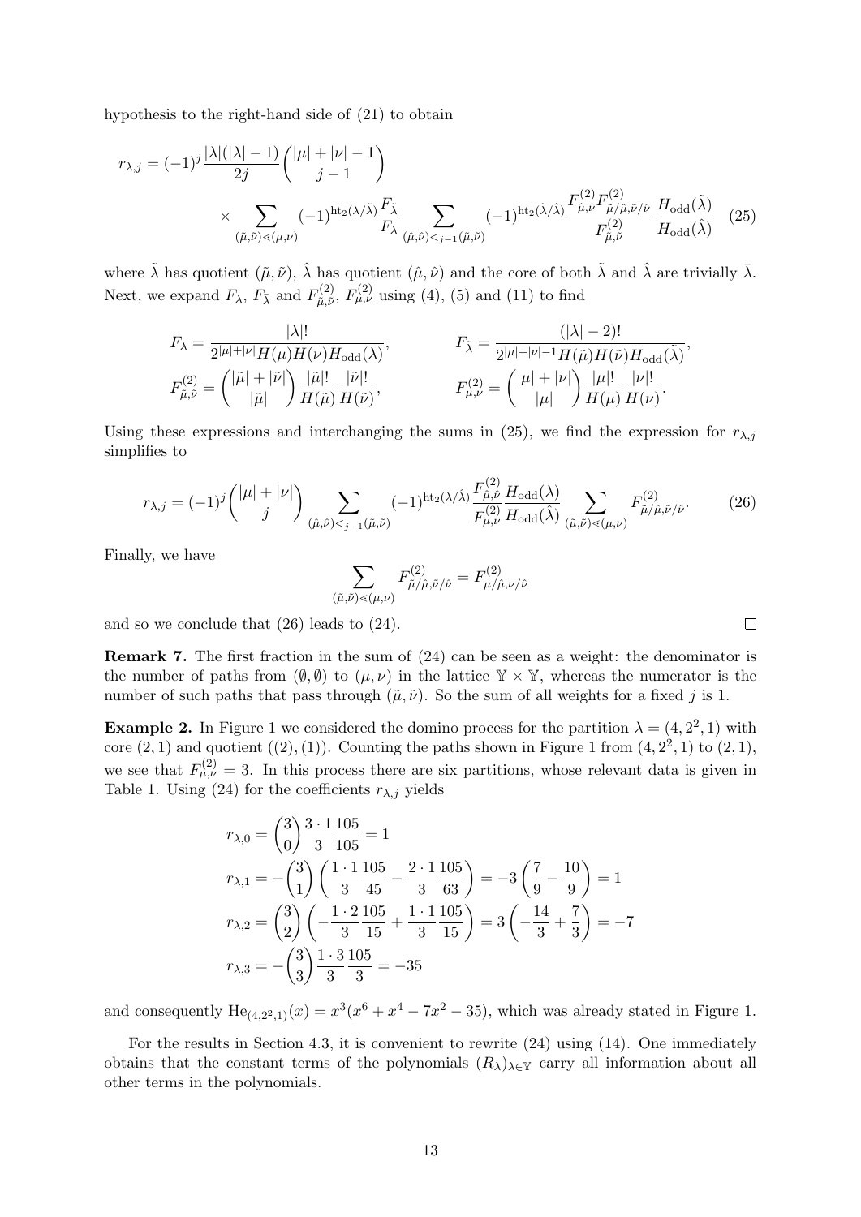hypothesis to the right-hand side of (21) to obtain

$$r_{\lambda,j} = (-1)^j \frac{|\lambda|(|\lambda|-1)}{2j}\binom{|\mu|+|\nu|-1}{j-1} \times \sum_{(\tilde{\mu},\tilde{\nu})\lessdot(\mu,\nu)} (-1)^{\mathrm{ht}_2(\lambda/\tilde{\lambda})}\frac{F_{\tilde{\lambda}}}{F_\lambda} \sum_{(\hat{\mu},\hat{\nu})<_{j-1}(\tilde{\mu},\tilde{\nu})} (-1)^{\mathrm{ht}_2(\tilde{\lambda}/\hat{\lambda})} \frac{F^{(2)}_{\hat{\mu},\hat{\nu}} F^{(2)}_{\tilde{\mu}/\hat{\mu},\tilde{\nu}/\hat{\nu}}}{F^{(2)}_{\tilde{\mu},\tilde{\nu}}} \frac{H_{\mathrm{odd}}(\tilde{\lambda})}{H_{\mathrm{odd}}(\hat{\lambda})} \tag{25}$$

where $\tilde{\lambda}$ has quotient $(\tilde{\mu},\tilde{\nu})$, $\hat{\lambda}$ has quotient $(\hat{\mu},\hat{\nu})$ and the core of both $\tilde{\lambda}$ and $\hat{\lambda}$ are trivially $\bar{\lambda}$. Next, we expand $F_\lambda$, $F_{\tilde{\lambda}}$ and $F^{(2)}_{\tilde{\mu},\tilde{\nu}}$, $F^{(2)}_{\mu,\nu}$ using (4), (5) and (11) to find

$$F_\lambda = \frac{|\lambda|!}{2^{|\mu|+|\nu|}H(\mu)H(\nu)H_{\mathrm{odd}}(\lambda)}, \qquad F_{\tilde{\lambda}} = \frac{(|\lambda|-2)!}{2^{|\mu|+|\nu|-1}H(\tilde{\mu})H(\tilde{\nu})H_{\mathrm{odd}}(\tilde{\lambda})},$$

$$F^{(2)}_{\tilde{\mu},\tilde{\nu}} = \binom{|\tilde{\mu}|+|\tilde{\nu}|}{|\tilde{\mu}|}\frac{|\tilde{\mu}|!}{H(\tilde{\mu})}\frac{|\tilde{\nu}|!}{H(\tilde{\nu})}, \qquad F^{(2)}_{\mu,\nu} = \binom{|\mu|+|\nu|}{|\mu|}\frac{|\mu|!}{H(\mu)}\frac{|\nu|!}{H(\nu)}.$$

Using these expressions and interchanging the sums in (25), we find the expression for $r_{\lambda,j}$ simplifies to

$$r_{\lambda,j} = (-1)^j\binom{|\mu|+|\nu|}{j} \sum_{(\hat{\mu},\hat{\nu})<_{j-1}(\tilde{\mu},\tilde{\nu})} (-1)^{\mathrm{ht}_2(\lambda/\hat{\lambda})}\frac{F^{(2)}_{\hat{\mu},\hat{\nu}}}{F^{(2)}_{\mu,\nu}}\frac{H_{\mathrm{odd}}(\lambda)}{H_{\mathrm{odd}}(\hat{\lambda})} \sum_{(\tilde{\mu},\tilde{\nu})\lessdot(\mu,\nu)} F^{(2)}_{\tilde{\mu}/\hat{\mu},\tilde{\nu}/\hat{\nu}}. \tag{26}$$

Finally, we have

$$\sum_{(\tilde{\mu},\tilde{\nu})\lessdot(\mu,\nu)} F^{(2)}_{\tilde{\mu}/\hat{\mu},\tilde{\nu}/\hat{\nu}} = F^{(2)}_{\mu/\hat{\mu},\nu/\hat{\nu}}$$

and so we conclude that (26) leads to (24). □

**Remark 7.** The first fraction in the sum of (24) can be seen as a weight: the denominator is the number of paths from $(\emptyset,\emptyset)$ to $(\mu,\nu)$ in the lattice $\mathbb{Y}\times\mathbb{Y}$, whereas the numerator is the number of such paths that pass through $(\tilde{\mu},\tilde{\nu})$. So the sum of all weights for a fixed $j$ is 1.

**Example 2.** In Figure 1 we considered the domino process for the partition $\lambda = (4,2^2,1)$ with core $(2,1)$ and quotient $((2),(1))$. Counting the paths shown in Figure 1 from $(4,2^2,1)$ to $(2,1)$, we see that $F^{(2)}_{\mu,\nu} = 3$. In this process there are six partitions, whose relevant data is given in Table 1. Using (24) for the coefficients $r_{\lambda,j}$ yields

$$r_{\lambda,0} = \binom{3}{0}\frac{3\cdot 1}{3}\frac{105}{105} = 1$$

$$r_{\lambda,1} = -\binom{3}{1}\left(\frac{1\cdot 1}{3}\frac{105}{45} - \frac{2\cdot 1}{3}\frac{105}{63}\right) = -3\left(\frac{7}{9}-\frac{10}{9}\right) = 1$$

$$r_{\lambda,2} = \binom{3}{2}\left(-\frac{1\cdot 2}{3}\frac{105}{15} + \frac{1\cdot 1}{3}\frac{105}{15}\right) = 3\left(-\frac{14}{3}+\frac{7}{3}\right) = -7$$

$$r_{\lambda,3} = -\binom{3}{3}\frac{1\cdot 3}{3}\frac{105}{3} = -35$$

and consequently $\mathrm{He}_{(4,2^2,1)}(x) = x^3(x^6+x^4-7x^2-35)$, which was already stated in Figure 1.

For the results in Section 4.3, it is convenient to rewrite (24) using (14). One immediately obtains that the constant terms of the polynomials $(R_\lambda)_{\lambda\in\mathbb{Y}}$ carry all information about all other terms in the polynomials.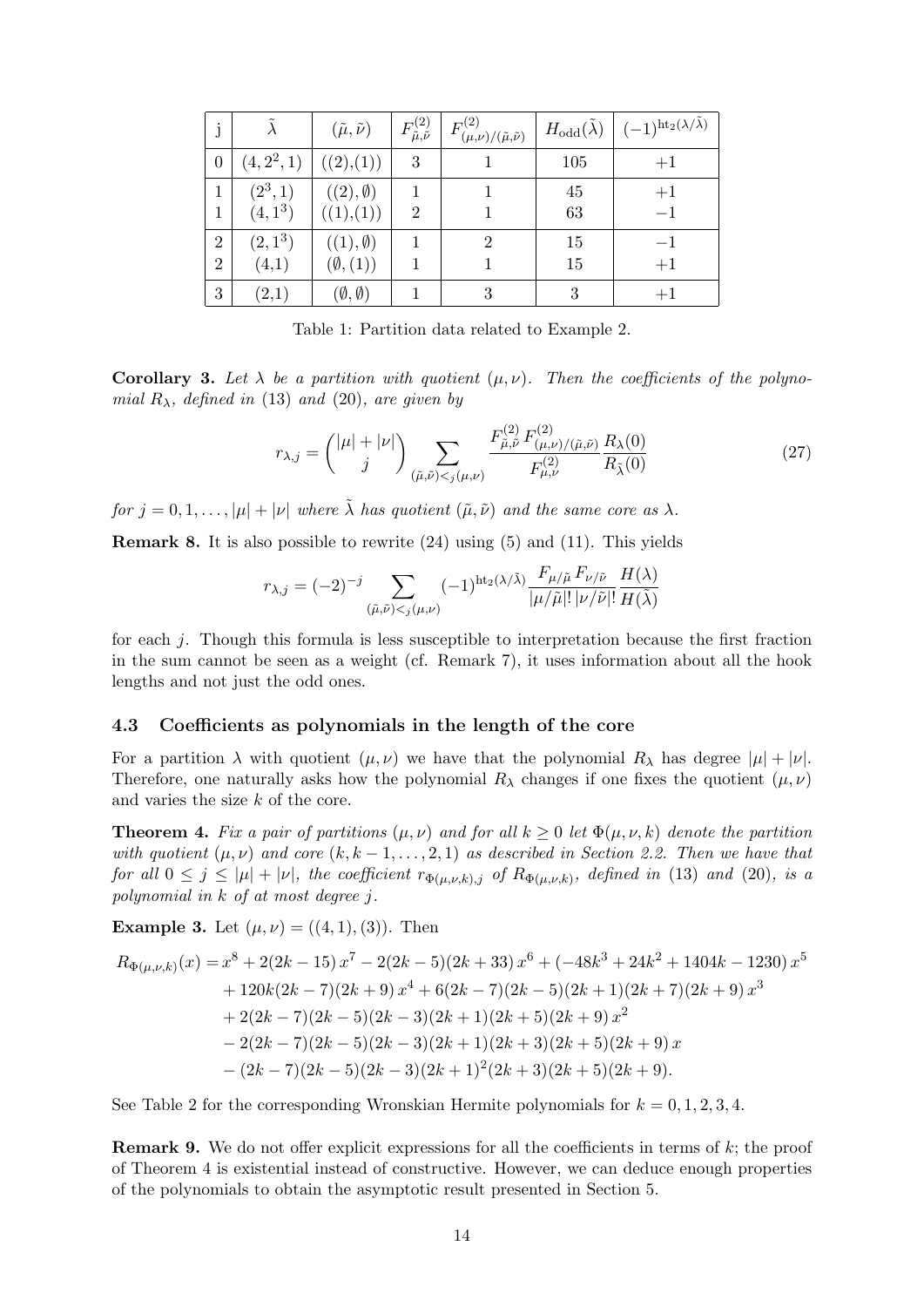| j | $\tilde{\lambda}$ | $(\tilde{\mu}, \tilde{\nu})$ | $F^{(2)}_{\tilde{\mu},\tilde{\nu}}$ | $F^{(2)}_{(\mu,\nu)/(\tilde{\mu},\tilde{\nu})}$ | $H_{\mathrm{odd}}(\tilde{\lambda})$ | $(-1)^{\mathrm{ht}_2(\lambda/\tilde{\lambda})}$ |
|---|---|---|---|---|---|---|
| 0 | $(4, 2^2, 1)$ | $((2),(1))$ | 3 | 1 | 105 | $+1$ |
| 1 | $(2^3, 1)$ | $((2), \emptyset)$ | 1 | 1 | 45 | $+1$ |
| 1 | $(4, 1^3)$ | $((1),(1))$ | 2 | 1 | 63 | $-1$ |
| 2 | $(2, 1^3)$ | $((1), \emptyset)$ | 1 | 2 | 15 | $-1$ |
| 2 | $(4,1)$ | $(\emptyset, (1))$ | 1 | 1 | 15 | $+1$ |
| 3 | $(2,1)$ | $(\emptyset, \emptyset)$ | 1 | 3 | 3 | $+1$ |

Table 1: Partition data related to Example 2.

**Corollary 3.** *Let $\lambda$ be a partition with quotient $(\mu, \nu)$. Then the coefficients of the polynomial $R_\lambda$, defined in* (13) *and* (20)*, are given by*

$$r_{\lambda,j} = \binom{|\mu| + |\nu|}{j} \sum_{(\tilde{\mu},\tilde{\nu}) <_j (\mu,\nu)} \frac{F^{(2)}_{\tilde{\mu},\tilde{\nu}} F^{(2)}_{(\mu,\nu)/(\tilde{\mu},\tilde{\nu})}}{F^{(2)}_{\mu,\nu}} \frac{R_\lambda(0)}{R_{\tilde{\lambda}}(0)} \tag{27}$$

*for $j = 0, 1, \ldots, |\mu| + |\nu|$ where $\tilde{\lambda}$ has quotient $(\tilde{\mu}, \tilde{\nu})$ and the same core as $\lambda$.*

**Remark 8.** It is also possible to rewrite (24) using (5) and (11). This yields

$$r_{\lambda,j} = (-2)^{-j} \sum_{(\tilde{\mu},\tilde{\nu}) <_j (\mu,\nu)} (-1)^{\mathrm{ht}_2(\lambda/\tilde{\lambda})} \frac{F_{\mu/\tilde{\mu}} F_{\nu/\tilde{\nu}}}{|\mu/\tilde{\mu}|! \, |\nu/\tilde{\nu}|!} \frac{H(\lambda)}{H(\tilde{\lambda})}$$

for each $j$. Though this formula is less susceptible to interpretation because the first fraction in the sum cannot be seen as a weight (cf. Remark 7), it uses information about all the hook lengths and not just the odd ones.

### 4.3 Coefficients as polynomials in the length of the core

For a partition $\lambda$ with quotient $(\mu, \nu)$ we have that the polynomial $R_\lambda$ has degree $|\mu| + |\nu|$. Therefore, one naturally asks how the polynomial $R_\lambda$ changes if one fixes the quotient $(\mu, \nu)$ and varies the size $k$ of the core.

**Theorem 4.** *Fix a pair of partitions $(\mu, \nu)$ and for all $k \geq 0$ let $\Phi(\mu, \nu, k)$ denote the partition with quotient $(\mu, \nu)$ and core $(k, k-1, \ldots, 2, 1)$ as described in Section 2.2. Then we have that for all $0 \leq j \leq |\mu| + |\nu|$, the coefficient $r_{\Phi(\mu,\nu,k),j}$ of $R_{\Phi(\mu,\nu,k)}$, defined in* (13) *and* (20)*, is a polynomial in $k$ of at most degree $j$.*

**Example 3.** Let $(\mu, \nu) = ((4, 1), (3))$. Then

$$\begin{aligned}
R_{\Phi(\mu,\nu,k)}(x) = {} & x^8 + 2(2k - 15)\, x^7 - 2(2k - 5)(2k + 33)\, x^6 + (-48k^3 + 24k^2 + 1404k - 1230)\, x^5 \\
& + 120k(2k - 7)(2k + 9)\, x^4 + 6(2k - 7)(2k - 5)(2k + 1)(2k + 7)(2k + 9)\, x^3 \\
& + 2(2k - 7)(2k - 5)(2k - 3)(2k + 1)(2k + 5)(2k + 9)\, x^2 \\
& - 2(2k - 7)(2k - 5)(2k - 3)(2k + 1)(2k + 3)(2k + 5)(2k + 9)\, x \\
& - (2k - 7)(2k - 5)(2k - 3)(2k + 1)^2(2k + 3)(2k + 5)(2k + 9).
\end{aligned}$$

See Table 2 for the corresponding Wronskian Hermite polynomials for $k = 0, 1, 2, 3, 4$.

**Remark 9.** We do not offer explicit expressions for all the coefficients in terms of $k$; the proof of Theorem 4 is existential instead of constructive. However, we can deduce enough properties of the polynomials to obtain the asymptotic result presented in Section 5.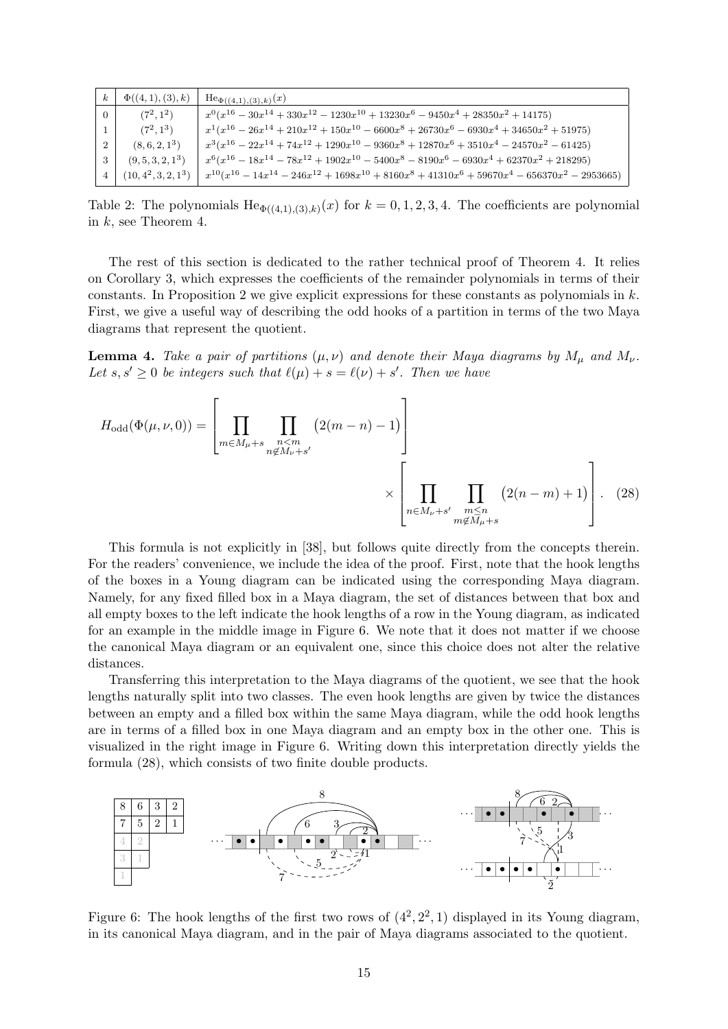| $k$ | $\Phi((4,1),(3),k)$ | $\mathrm{He}_{\Phi((4,1),(3),k)}(x)$ |
|---|---|---|
| 0 | $(7^2,1^2)$ | $x^0(x^{16}-30x^{14}+330x^{12}-1230x^{10}+13230x^6-9450x^4+28350x^2+14175)$ |
| 1 | $(7^2,1^3)$ | $x^1(x^{16}-26x^{14}+210x^{12}+150x^{10}-6600x^8+26730x^6-6930x^4+34650x^2+51975)$ |
| 2 | $(8,6,2,1^3)$ | $x^3(x^{16}-22x^{14}+74x^{12}+1290x^{10}-9360x^8+12870x^6+3510x^4-24570x^2-61425)$ |
| 3 | $(9,5,3,2,1^3)$ | $x^6(x^{16}-18x^{14}-78x^{12}+1902x^{10}-5400x^8-8190x^6-6930x^4+62370x^2+218295)$ |
| 4 | $(10,4^2,3,2,1^3)$ | $x^{10}(x^{16}-14x^{14}-246x^{12}+1698x^{10}+8160x^8+41310x^6+59670x^4-656370x^2-2953665)$ |

Table 2: The polynomials $\mathrm{He}_{\Phi((4,1),(3),k)}(x)$ for $k=0,1,2,3,4$. The coefficients are polynomial in $k$, see Theorem 4.

The rest of this section is dedicated to the rather technical proof of Theorem 4. It relies on Corollary 3, which expresses the coefficients of the remainder polynomials in terms of their constants. In Proposition 2 we give explicit expressions for these constants as polynomials in $k$. First, we give a useful way of describing the odd hooks of a partition in terms of the two Maya diagrams that represent the quotient.

**Lemma 4.** *Take a pair of partitions $(\mu,\nu)$ and denote their Maya diagrams by $M_\mu$ and $M_\nu$. Let $s,s'\geq 0$ be integers such that $\ell(\mu)+s=\ell(\nu)+s'$. Then we have*

$$H_{\mathrm{odd}}(\Phi(\mu,\nu,0)) = \left[\prod_{m\in M_\mu+s}\ \prod_{\substack{n<m\\ n\notin M_\nu+s'}} \big(2(m-n)-1\big)\right] \times \left[\prod_{n\in M_\nu+s'}\ \prod_{\substack{m\leq n\\ m\notin M_\mu+s}} \big(2(n-m)+1\big)\right]. \quad (28)$$

This formula is not explicitly in [38], but follows quite directly from the concepts therein. For the readers' convenience, we include the idea of the proof. First, note that the hook lengths of the boxes in a Young diagram can be indicated using the corresponding Maya diagram. Namely, for any fixed filled box in a Maya diagram, the set of distances between that box and all empty boxes to the left indicate the hook lengths of a row in the Young diagram, as indicated for an example in the middle image in Figure 6. We note that it does not matter if we choose the canonical Maya diagram or an equivalent one, since this choice does not alter the relative distances.

Transferring this interpretation to the Maya diagrams of the quotient, we see that the hook lengths naturally split into two classes. The even hook lengths are given by twice the distances between an empty and a filled box within the same Maya diagram, while the odd hook lengths are in terms of a filled box in one Maya diagram and an empty box in the other one. This is visualized in the right image in Figure 6. Writing down this interpretation directly yields the formula (28), which consists of two finite double products.

Figure 6: The hook lengths of the first two rows of $(4^2,2^2,1)$ displayed in its Young diagram, in its canonical Maya diagram, and in the pair of Maya diagrams associated to the quotient.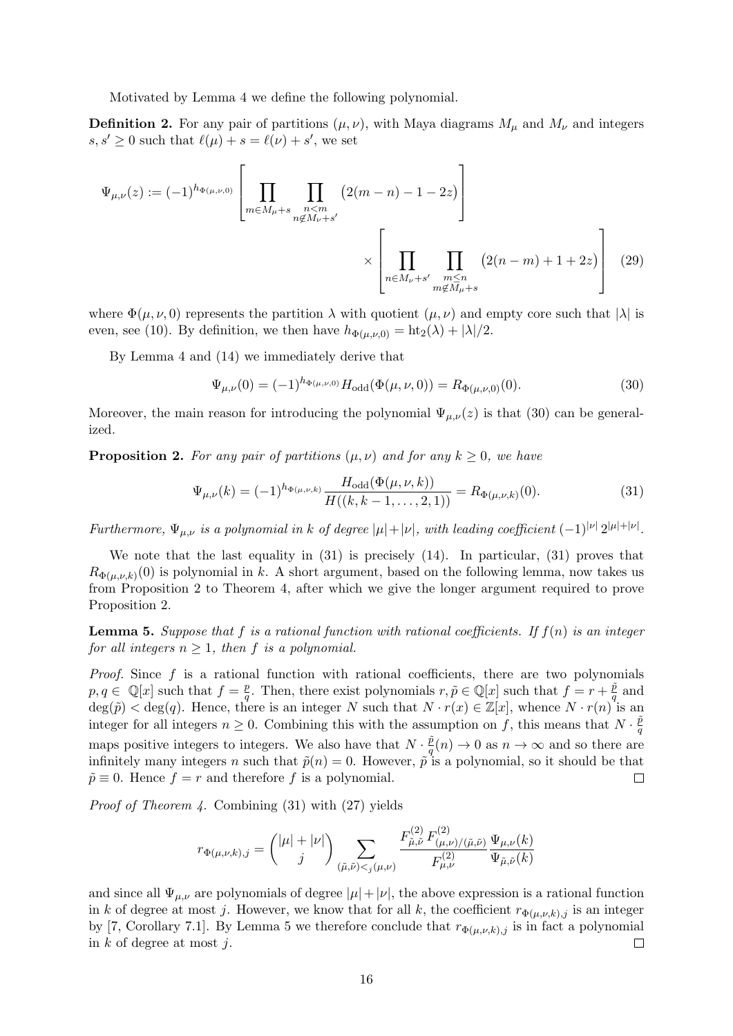Motivated by Lemma 4 we define the following polynomial.

**Definition 2.** For any pair of partitions $(\mu,\nu)$, with Maya diagrams $M_\mu$ and $M_\nu$ and integers $s,s'\geq 0$ such that $\ell(\mu)+s=\ell(\nu)+s'$, we set

$$\Psi_{\mu,\nu}(z) := (-1)^{h_{\Phi(\mu,\nu,0)}}\left[\prod_{m\in M_\mu+s}\ \prod_{\substack{n<m\\ n\notin M_\nu+s'}}\big(2(m-n)-1-2z\big)\right] \times \left[\prod_{n\in M_\nu+s'}\ \prod_{\substack{m\leq n\\ m\notin M_\mu+s}}\big(2(n-m)+1+2z\big)\right] \quad (29)$$

where $\Phi(\mu,\nu,0)$ represents the partition $\lambda$ with quotient $(\mu,\nu)$ and empty core such that $|\lambda|$ is even, see (10). By definition, we then have $h_{\Phi(\mu,\nu,0)} = \mathrm{ht}_2(\lambda)+|\lambda|/2$.

By Lemma 4 and (14) we immediately derive that

$$\Psi_{\mu,\nu}(0) = (-1)^{h_{\Phi(\mu,\nu,0)}} H_{\mathrm{odd}}(\Phi(\mu,\nu,0)) = R_{\Phi(\mu,\nu,0)}(0). \quad (30)$$

Moreover, the main reason for introducing the polynomial $\Psi_{\mu,\nu}(z)$ is that (30) can be generalized.

**Proposition 2.** *For any pair of partitions $(\mu,\nu)$ and for any $k\geq 0$, we have*

$$\Psi_{\mu,\nu}(k) = (-1)^{h_{\Phi(\mu,\nu,k)}}\frac{H_{\mathrm{odd}}(\Phi(\mu,\nu,k))}{H((k,k-1,\ldots,2,1))} = R_{\Phi(\mu,\nu,k)}(0). \quad (31)$$

*Furthermore, $\Psi_{\mu,\nu}$ is a polynomial in $k$ of degree $|\mu|+|\nu|$, with leading coefficient $(-1)^{|\nu|}\,2^{|\mu|+|\nu|}$.*

We note that the last equality in (31) is precisely (14). In particular, (31) proves that $R_{\Phi(\mu,\nu,k)}(0)$ is polynomial in $k$. A short argument, based on the following lemma, now takes us from Proposition 2 to Theorem 4, after which we give the longer argument required to prove Proposition 2.

**Lemma 5.** *Suppose that $f$ is a rational function with rational coefficients. If $f(n)$ is an integer for all integers $n\geq 1$, then $f$ is a polynomial.*

*Proof.* Since $f$ is a rational function with rational coefficients, there are two polynomials $p,q\in\mathbb{Q}[x]$ such that $f=\frac{p}{q}$. Then, there exist polynomials $r,\tilde{p}\in\mathbb{Q}[x]$ such that $f=r+\frac{\tilde{p}}{q}$ and $\deg(\tilde{p})<\deg(q)$. Hence, there is an integer $N$ such that $N\cdot r(x)\in\mathbb{Z}[x]$, whence $N\cdot r(n)$ is an integer for all integers $n\geq 0$. Combining this with the assumption on $f$, this means that $N\cdot\frac{\tilde{p}}{q}$ maps positive integers to integers. We also have that $N\cdot\frac{\tilde{p}}{q}(n)\to 0$ as $n\to\infty$ and so there are infinitely many integers $n$ such that $\tilde{p}(n)=0$. However, $\tilde{p}$ is a polynomial, so it should be that $\tilde{p}\equiv 0$. Hence $f=r$ and therefore $f$ is a polynomial. $\square$

*Proof of Theorem 4.* Combining (31) with (27) yields

$$r_{\Phi(\mu,\nu,k),j} = \binom{|\mu|+|\nu|}{j}\sum_{(\tilde{\mu},\tilde{\nu})<_j(\mu,\nu)}\frac{F^{(2)}_{\tilde{\mu},\tilde{\nu}}\,F^{(2)}_{(\mu,\nu)/(\tilde{\mu},\tilde{\nu})}}{F^{(2)}_{\mu,\nu}}\frac{\Psi_{\mu,\nu}(k)}{\Psi_{\tilde{\mu},\tilde{\nu}}(k)}$$

and since all $\Psi_{\mu,\nu}$ are polynomials of degree $|\mu|+|\nu|$, the above expression is a rational function in $k$ of degree at most $j$. However, we know that for all $k$, the coefficient $r_{\Phi(\mu,\nu,k),j}$ is an integer by [7, Corollary 7.1]. By Lemma 5 we therefore conclude that $r_{\Phi(\mu,\nu,k),j}$ is in fact a polynomial in $k$ of degree at most $j$. $\square$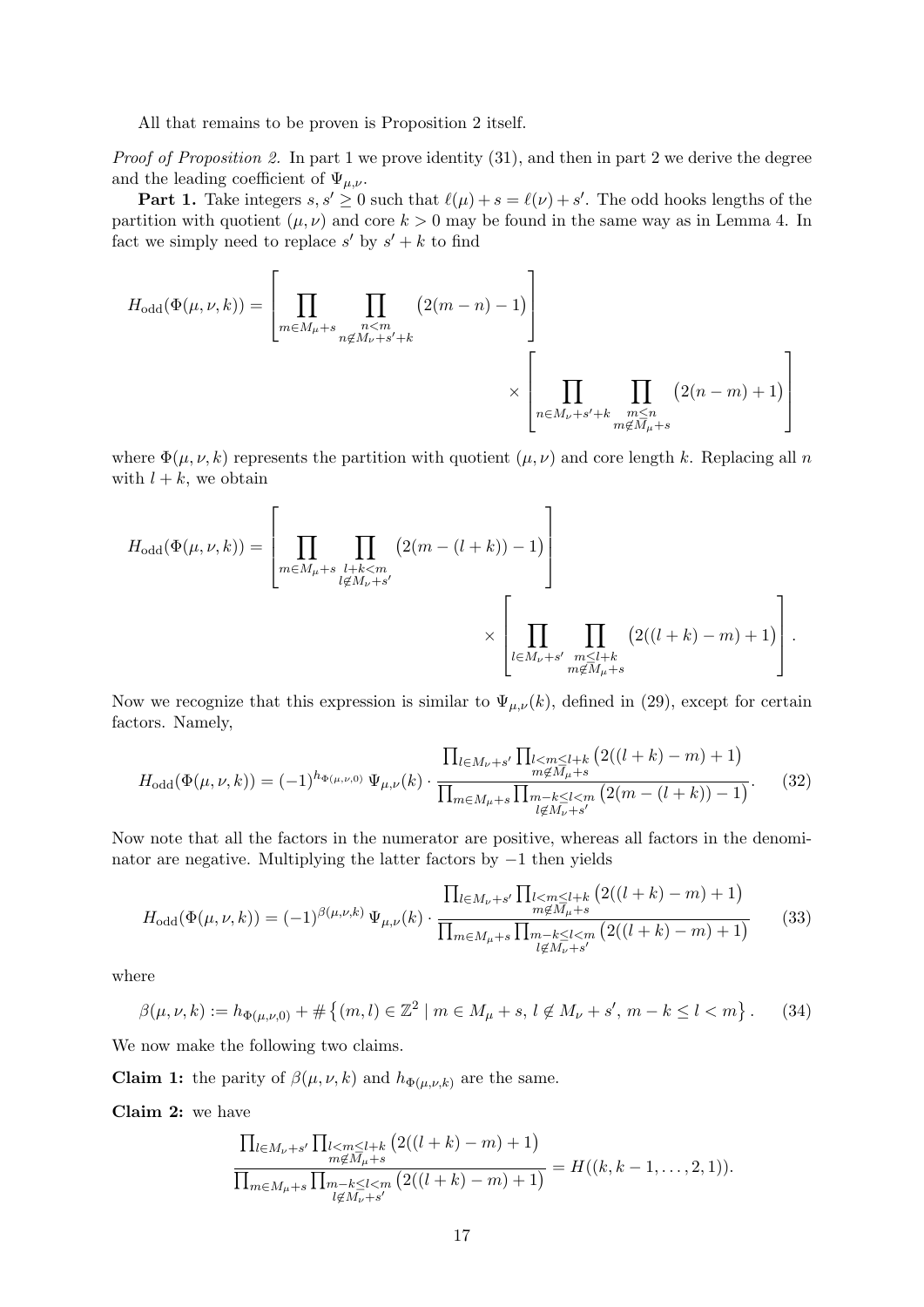All that remains to be proven is Proposition 2 itself.

*Proof of Proposition 2.* In part 1 we prove identity (31), and then in part 2 we derive the degree and the leading coefficient of $\Psi_{\mu,\nu}$.

**Part 1.** Take integers $s, s' \geq 0$ such that $\ell(\mu) + s = \ell(\nu) + s'$. The odd hooks lengths of the partition with quotient $(\mu, \nu)$ and core $k > 0$ may be found in the same way as in Lemma 4. In fact we simply need to replace $s'$ by $s' + k$ to find

$$H_{\text{odd}}(\Phi(\mu,\nu,k)) = \left[ \prod_{m \in M_\mu + s} \prod_{\substack{n < m \\ n \notin M_\nu + s' + k}} \big(2(m-n) - 1\big) \right] \times \left[ \prod_{n \in M_\nu + s' + k} \prod_{\substack{m \leq n \\ m \notin M_\mu + s}} \big(2(n-m) + 1\big) \right]$$

where $\Phi(\mu, \nu, k)$ represents the partition with quotient $(\mu, \nu)$ and core length $k$. Replacing all $n$ with $l + k$, we obtain

$$H_{\text{odd}}(\Phi(\mu,\nu,k)) = \left[ \prod_{m \in M_\mu + s} \prod_{\substack{l+k < m \\ l \notin M_\nu + s'}} \big(2(m-(l+k)) - 1\big) \right] \times \left[ \prod_{l \in M_\nu + s'} \prod_{\substack{m \leq l+k \\ m \notin M_\mu + s}} \big(2((l+k)-m) + 1\big) \right].$$

Now we recognize that this expression is similar to $\Psi_{\mu,\nu}(k)$, defined in (29), except for certain factors. Namely,

$$H_{\text{odd}}(\Phi(\mu,\nu,k)) = (-1)^{h_{\Phi(\mu,\nu,0)}}\, \Psi_{\mu,\nu}(k) \cdot \frac{\prod_{l \in M_\nu + s'} \prod_{\substack{l < m \leq l+k \\ m \notin M_\mu + s}} \big(2((l+k)-m)+1\big)}{\prod_{m \in M_\mu + s} \prod_{\substack{m-k \leq l < m \\ l \notin M_\nu + s'}} \big(2(m-(l+k))-1\big)}. \tag{32}$$

Now note that all the factors in the numerator are positive, whereas all factors in the denominator are negative. Multiplying the latter factors by $-1$ then yields

$$H_{\text{odd}}(\Phi(\mu,\nu,k)) = (-1)^{\beta(\mu,\nu,k)}\, \Psi_{\mu,\nu}(k) \cdot \frac{\prod_{l \in M_\nu + s'} \prod_{\substack{l < m \leq l+k \\ m \notin M_\mu + s}} \big(2((l+k)-m)+1\big)}{\prod_{m \in M_\mu + s} \prod_{\substack{m-k \leq l < m \\ l \notin M_\nu + s'}} \big(2((l+k)-m)+1\big)} \tag{33}$$

where

$$\beta(\mu,\nu,k) := h_{\Phi(\mu,\nu,0)} + \#\left\{ (m,l) \in \mathbb{Z}^2 \mid m \in M_\mu + s,\, l \notin M_\nu + s',\, m - k \leq l < m \right\}. \tag{34}$$

We now make the following two claims.

**Claim 1:** the parity of $\beta(\mu, \nu, k)$ and $h_{\Phi(\mu,\nu,k)}$ are the same.

**Claim 2:** we have

$$\frac{\prod_{l \in M_\nu + s'} \prod_{\substack{l < m \leq l+k \\ m \notin M_\mu + s}} \big(2((l+k)-m)+1\big)}{\prod_{m \in M_\mu + s} \prod_{\substack{m-k \leq l < m \\ l \notin M_\nu + s'}} \big(2((l+k)-m)+1\big)} = H((k, k-1, \ldots, 2, 1)).$$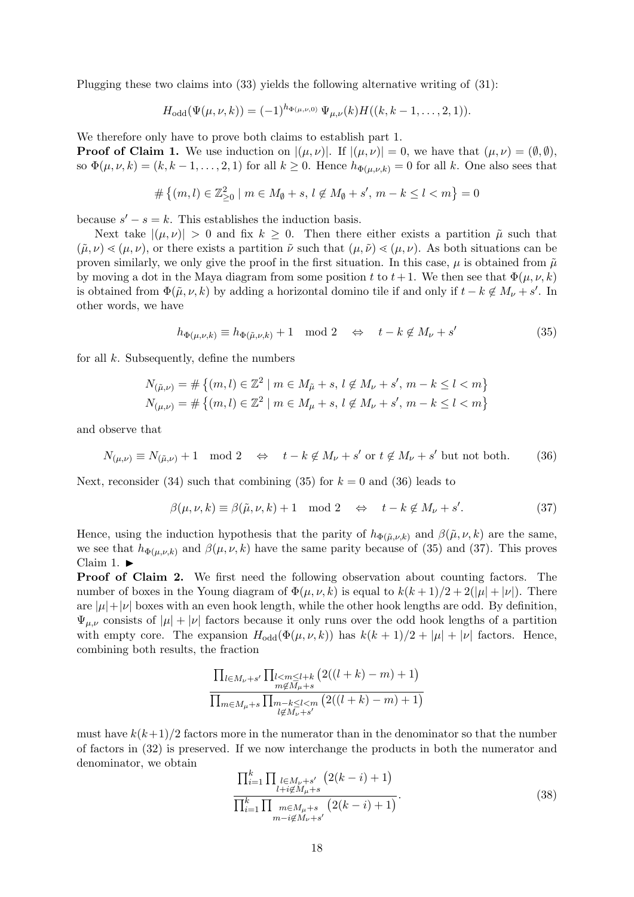Plugging these two claims into (33) yields the following alternative writing of (31):

$$H_{\text{odd}}(\Psi(\mu,\nu,k)) = (-1)^{h_{\Phi(\mu,\nu,0)}}\,\Psi_{\mu,\nu}(k) H((k,k-1,\ldots,2,1)).$$

We therefore only have to prove both claims to establish part 1.

**Proof of Claim 1.** We use induction on $|(\mu,\nu)|$. If $|(\mu,\nu)| = 0$, we have that $(\mu,\nu) = (\emptyset,\emptyset)$, so $\Phi(\mu,\nu,k) = (k,k-1,\ldots,2,1)$ for all $k \geq 0$. Hence $h_{\Phi(\mu,\nu,k)} = 0$ for all $k$. One also sees that

$$\#\left\{(m,l) \in \mathbb{Z}_{\geq 0}^2 \mid m \in M_\emptyset + s,\, l \notin M_\emptyset + s',\, m-k \leq l < m\right\} = 0$$

because $s' - s = k$. This establishes the induction basis.

Next take $|(\mu,\nu)| > 0$ and fix $k \geq 0$. Then there either exists a partition $\tilde{\mu}$ such that $(\tilde{\mu},\nu) \lessdot (\mu,\nu)$, or there exists a partition $\tilde{\nu}$ such that $(\mu,\tilde{\nu}) \lessdot (\mu,\nu)$. As both situations can be proven similarly, we only give the proof in the first situation. In this case, $\mu$ is obtained from $\tilde{\mu}$ by moving a dot in the Maya diagram from some position $t$ to $t+1$. We then see that $\Phi(\mu,\nu,k)$ is obtained from $\Phi(\tilde{\mu},\nu,k)$ by adding a horizontal domino tile if and only if $t-k \notin M_\nu + s'$. In other words, we have

$$h_{\Phi(\mu,\nu,k)} \equiv h_{\Phi(\tilde{\mu},\nu,k)} + 1 \mod 2 \quad \Leftrightarrow \quad t-k \notin M_\nu + s' \tag{35}$$

for all $k$. Subsequently, define the numbers

$$\begin{aligned}
N_{(\tilde{\mu},\nu)} &= \#\left\{(m,l) \in \mathbb{Z}^2 \mid m \in M_{\tilde{\mu}} + s,\, l \notin M_\nu + s',\, m-k \leq l < m\right\} \\
N_{(\mu,\nu)} &= \#\left\{(m,l) \in \mathbb{Z}^2 \mid m \in M_\mu + s,\, l \notin M_\nu + s',\, m-k \leq l < m\right\}
\end{aligned}$$

and observe that

$$N_{(\mu,\nu)} \equiv N_{(\tilde{\mu},\nu)} + 1 \mod 2 \quad \Leftrightarrow \quad t-k \notin M_\nu + s' \text{ or } t \notin M_\nu + s' \text{ but not both.} \tag{36}$$

Next, reconsider (34) such that combining (35) for $k=0$ and (36) leads to

$$\beta(\mu,\nu,k) \equiv \beta(\tilde{\mu},\nu,k) + 1 \mod 2 \quad \Leftrightarrow \quad t-k \notin M_\nu + s'. \tag{37}$$

Hence, using the induction hypothesis that the parity of $h_{\Phi(\tilde{\mu},\nu,k)}$ and $\beta(\tilde{\mu},\nu,k)$ are the same, we see that $h_{\Phi(\mu,\nu,k)}$ and $\beta(\mu,\nu,k)$ have the same parity because of (35) and (37). This proves Claim 1. ►

**Proof of Claim 2.** We first need the following observation about counting factors. The number of boxes in the Young diagram of $\Phi(\mu,\nu,k)$ is equal to $k(k+1)/2 + 2(|\mu|+|\nu|)$. There are $|\mu|+|\nu|$ boxes with an even hook length, while the other hook lengths are odd. By definition, $\Psi_{\mu,\nu}$ consists of $|\mu|+|\nu|$ factors because it only runs over the odd hook lengths of a partition with empty core. The expansion $H_{\text{odd}}(\Phi(\mu,\nu,k))$ has $k(k+1)/2 + |\mu|+|\nu|$ factors. Hence, combining both results, the fraction

$$\frac{\prod_{l \in M_\nu + s'} \prod_{\substack{l < m \leq l+k \\ m \notin M_\mu + s}} \big(2((l+k)-m)+1\big)}{\prod_{m \in M_\mu + s} \prod_{\substack{m-k \leq l < m \\ l \notin M_\nu + s'}} \big(2((l+k)-m)+1\big)}$$

must have $k(k+1)/2$ factors more in the numerator than in the denominator so that the number of factors in (32) is preserved. If we now interchange the products in both the numerator and denominator, we obtain

$$\frac{\prod_{i=1}^{k} \prod_{\substack{l \in M_\nu + s' \\ l+i \notin M_\mu + s}} \big(2(k-i)+1\big)}{\prod_{i=1}^{k} \prod_{\substack{m \in M_\mu + s \\ m-i \notin M_\nu + s'}} \big(2(k-i)+1\big)}. \tag{38}$$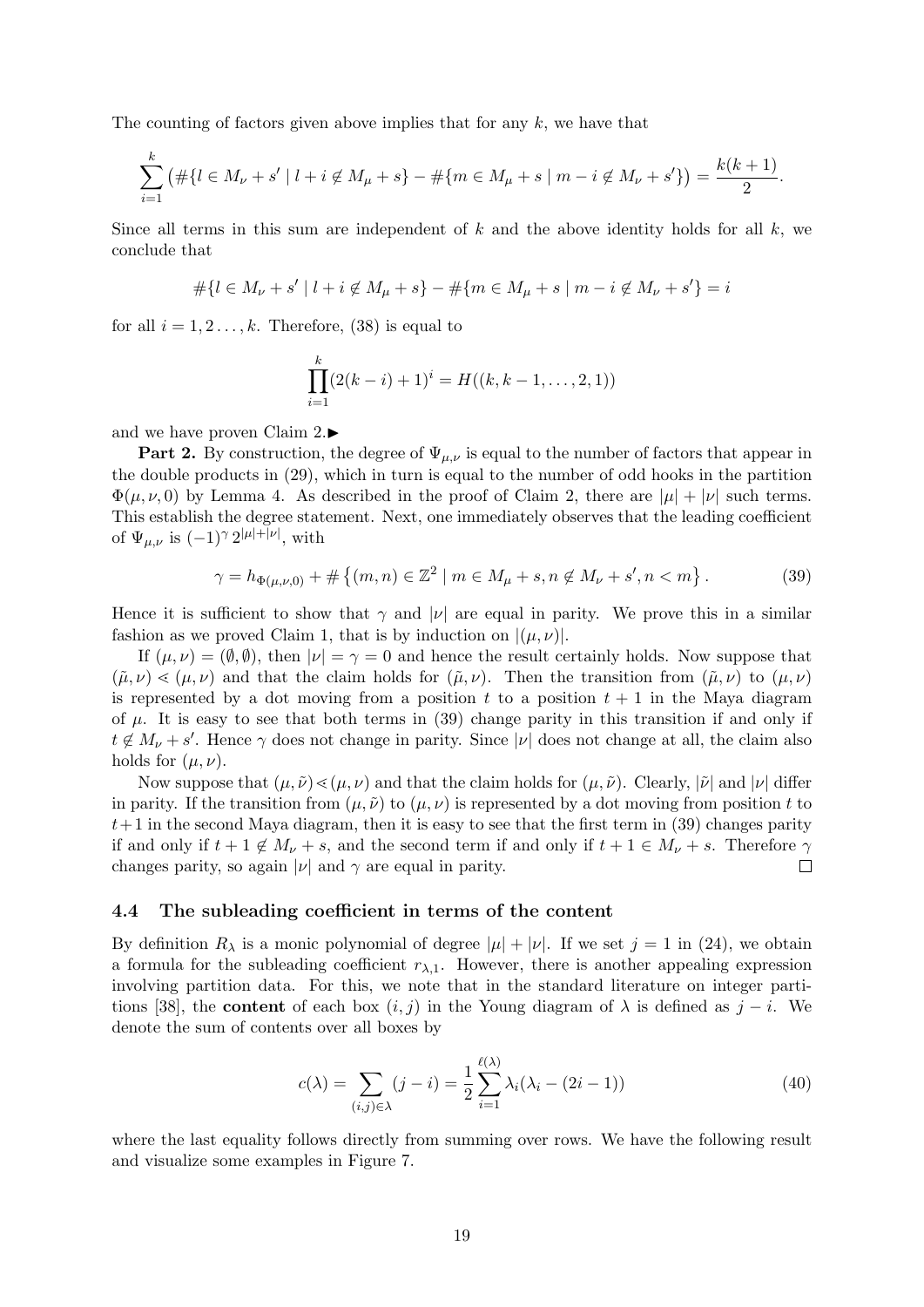The counting of factors given above implies that for any $k$, we have that

$$\sum_{i=1}^{k}\left(\#\{l\in M_\nu+s' \mid l+i\notin M_\mu+s\}-\#\{m\in M_\mu+s \mid m-i\notin M_\nu+s'\}\right)=\frac{k(k+1)}{2}.$$

Since all terms in this sum are independent of $k$ and the above identity holds for all $k$, we conclude that

$$\#\{l\in M_\nu+s' \mid l+i\notin M_\mu+s\}-\#\{m\in M_\mu+s \mid m-i\notin M_\nu+s'\}=i$$

for all $i=1,2\ldots,k$. Therefore, (38) is equal to

$$\prod_{i=1}^{k}(2(k-i)+1)^i=H((k,k-1,\ldots,2,1))$$

and we have proven Claim 2.▶

**Part 2.** By construction, the degree of $\Psi_{\mu,\nu}$ is equal to the number of factors that appear in the double products in (29), which in turn is equal to the number of odd hooks in the partition $\Phi(\mu,\nu,0)$ by Lemma 4. As described in the proof of Claim 2, there are $|\mu|+|\nu|$ such terms. This establish the degree statement. Next, one immediately observes that the leading coefficient of $\Psi_{\mu,\nu}$ is $(-1)^\gamma 2^{|\mu|+|\nu|}$, with

$$\gamma=h_{\Phi(\mu,\nu,0)}+\#\left\{(m,n)\in\mathbb{Z}^2 \mid m\in M_\mu+s, n\notin M_\nu+s', n<m\right\}. \tag{39}$$

Hence it is sufficient to show that $\gamma$ and $|\nu|$ are equal in parity. We prove this in a similar fashion as we proved Claim 1, that is by induction on $|(\mu,\nu)|$.

If $(\mu,\nu)=(\emptyset,\emptyset)$, then $|\nu|=\gamma=0$ and hence the result certainly holds. Now suppose that $(\tilde{\mu},\nu)\lessdot(\mu,\nu)$ and that the claim holds for $(\tilde{\mu},\nu)$. Then the transition from $(\tilde{\mu},\nu)$ to $(\mu,\nu)$ is represented by a dot moving from a position $t$ to a position $t+1$ in the Maya diagram of $\mu$. It is easy to see that both terms in (39) change parity in this transition if and only if $t\notin M_\nu+s'$. Hence $\gamma$ does not change in parity. Since $|\nu|$ does not change at all, the claim also holds for $(\mu,\nu)$.

Now suppose that $(\mu,\tilde{\nu})\lessdot(\mu,\nu)$ and that the claim holds for $(\mu,\tilde{\nu})$. Clearly, $|\tilde{\nu}|$ and $|\nu|$ differ in parity. If the transition from $(\mu,\tilde{\nu})$ to $(\mu,\nu)$ is represented by a dot moving from position $t$ to $t+1$ in the second Maya diagram, then it is easy to see that the first term in (39) changes parity if and only if $t+1\notin M_\nu+s$, and the second term if and only if $t+1\in M_\nu+s$. Therefore $\gamma$ changes parity, so again $|\nu|$ and $\gamma$ are equal in parity. □

### 4.4 The subleading coefficient in terms of the content

By definition $R_\lambda$ is a monic polynomial of degree $|\mu|+|\nu|$. If we set $j=1$ in (24), we obtain a formula for the subleading coefficient $r_{\lambda,1}$. However, there is another appealing expression involving partition data. For this, we note that in the standard literature on integer partitions [38], the **content** of each box $(i,j)$ in the Young diagram of $\lambda$ is defined as $j-i$. We denote the sum of contents over all boxes by

$$c(\lambda)=\sum_{(i,j)\in\lambda}(j-i)=\frac{1}{2}\sum_{i=1}^{\ell(\lambda)}\lambda_i(\lambda_i-(2i-1)) \tag{40}$$

where the last equality follows directly from summing over rows. We have the following result and visualize some examples in Figure 7.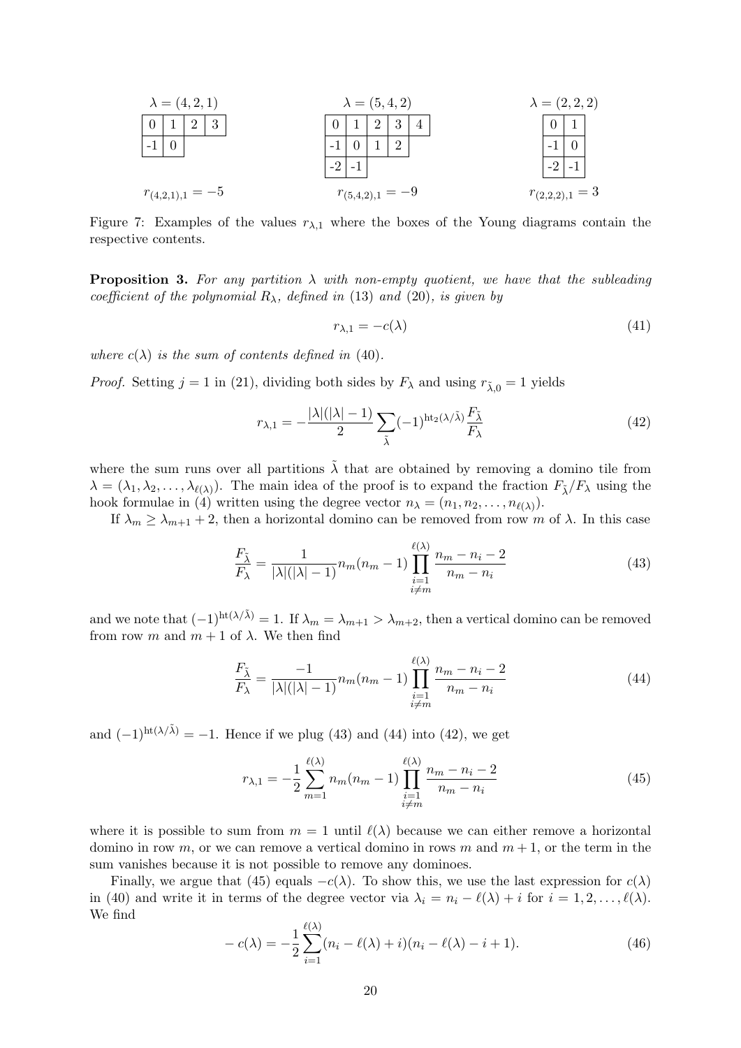$\lambda = (4,2,1)$

| 0 | 1 | 2 | 3 |
|---|---|---|---|
| -1 | 0 | | |
| | | | |

$r_{(4,2,1),1} = -5$

$\lambda = (5,4,2)$

| 0 | 1 | 2 | 3 | 4 |
|---|---|---|---|---|
| -1 | 0 | 1 | 2 | |
| -2 | -1 | | | |

$r_{(5,4,2),1} = -9$

$\lambda = (2,2,2)$

| 0 | 1 |
|---|---|
| -1 | 0 |
| -2 | -1 |

$r_{(2,2,2),1} = 3$

Figure 7: Examples of the values $r_{\lambda,1}$ where the boxes of the Young diagrams contain the respective contents.

**Proposition 3.** *For any partition $\lambda$ with non-empty quotient, we have that the subleading coefficient of the polynomial $R_\lambda$, defined in (13) and (20), is given by*

$$r_{\lambda,1} = -c(\lambda) \tag{41}$$

*where $c(\lambda)$ is the sum of contents defined in (40).*

*Proof.* Setting $j = 1$ in (21), dividing both sides by $F_\lambda$ and using $r_{\tilde{\lambda},0} = 1$ yields

$$r_{\lambda,1} = -\frac{|\lambda|(|\lambda|-1)}{2} \sum_{\tilde{\lambda}} (-1)^{\mathrm{ht}_2(\lambda/\tilde{\lambda})} \frac{F_{\tilde{\lambda}}}{F_\lambda} \tag{42}$$

where the sum runs over all partitions $\tilde{\lambda}$ that are obtained by removing a domino tile from $\lambda = (\lambda_1, \lambda_2, \ldots, \lambda_{\ell(\lambda)})$. The main idea of the proof is to expand the fraction $F_{\tilde{\lambda}}/F_\lambda$ using the hook formulae in (4) written using the degree vector $n_\lambda = (n_1, n_2, \ldots, n_{\ell(\lambda)})$.

If $\lambda_m \geq \lambda_{m+1} + 2$, then a horizontal domino can be removed from row $m$ of $\lambda$. In this case

$$\frac{F_{\tilde{\lambda}}}{F_\lambda} = \frac{1}{|\lambda|(|\lambda|-1)} n_m(n_m - 1) \prod_{\substack{i=1 \\ i \neq m}}^{\ell(\lambda)} \frac{n_m - n_i - 2}{n_m - n_i} \tag{43}$$

and we note that $(-1)^{\mathrm{ht}(\lambda/\tilde{\lambda})} = 1$. If $\lambda_m = \lambda_{m+1} > \lambda_{m+2}$, then a vertical domino can be removed from row $m$ and $m+1$ of $\lambda$. We then find

$$\frac{F_{\tilde{\lambda}}}{F_\lambda} = \frac{-1}{|\lambda|(|\lambda|-1)} n_m(n_m - 1) \prod_{\substack{i=1 \\ i \neq m}}^{\ell(\lambda)} \frac{n_m - n_i - 2}{n_m - n_i} \tag{44}$$

and $(-1)^{\mathrm{ht}(\lambda/\tilde{\lambda})} = -1$. Hence if we plug (43) and (44) into (42), we get

$$r_{\lambda,1} = -\frac{1}{2} \sum_{m=1}^{\ell(\lambda)} n_m(n_m - 1) \prod_{\substack{i=1 \\ i \neq m}}^{\ell(\lambda)} \frac{n_m - n_i - 2}{n_m - n_i} \tag{45}$$

where it is possible to sum from $m = 1$ until $\ell(\lambda)$ because we can either remove a horizontal domino in row $m$, or we can remove a vertical domino in rows $m$ and $m+1$, or the term in the sum vanishes because it is not possible to remove any dominoes.

Finally, we argue that (45) equals $-c(\lambda)$. To show this, we use the last expression for $c(\lambda)$ in (40) and write it in terms of the degree vector via $\lambda_i = n_i - \ell(\lambda) + i$ for $i = 1, 2, \ldots, \ell(\lambda)$. We find

$$-c(\lambda) = -\frac{1}{2} \sum_{i=1}^{\ell(\lambda)} (n_i - \ell(\lambda) + i)(n_i - \ell(\lambda) - i + 1). \tag{46}$$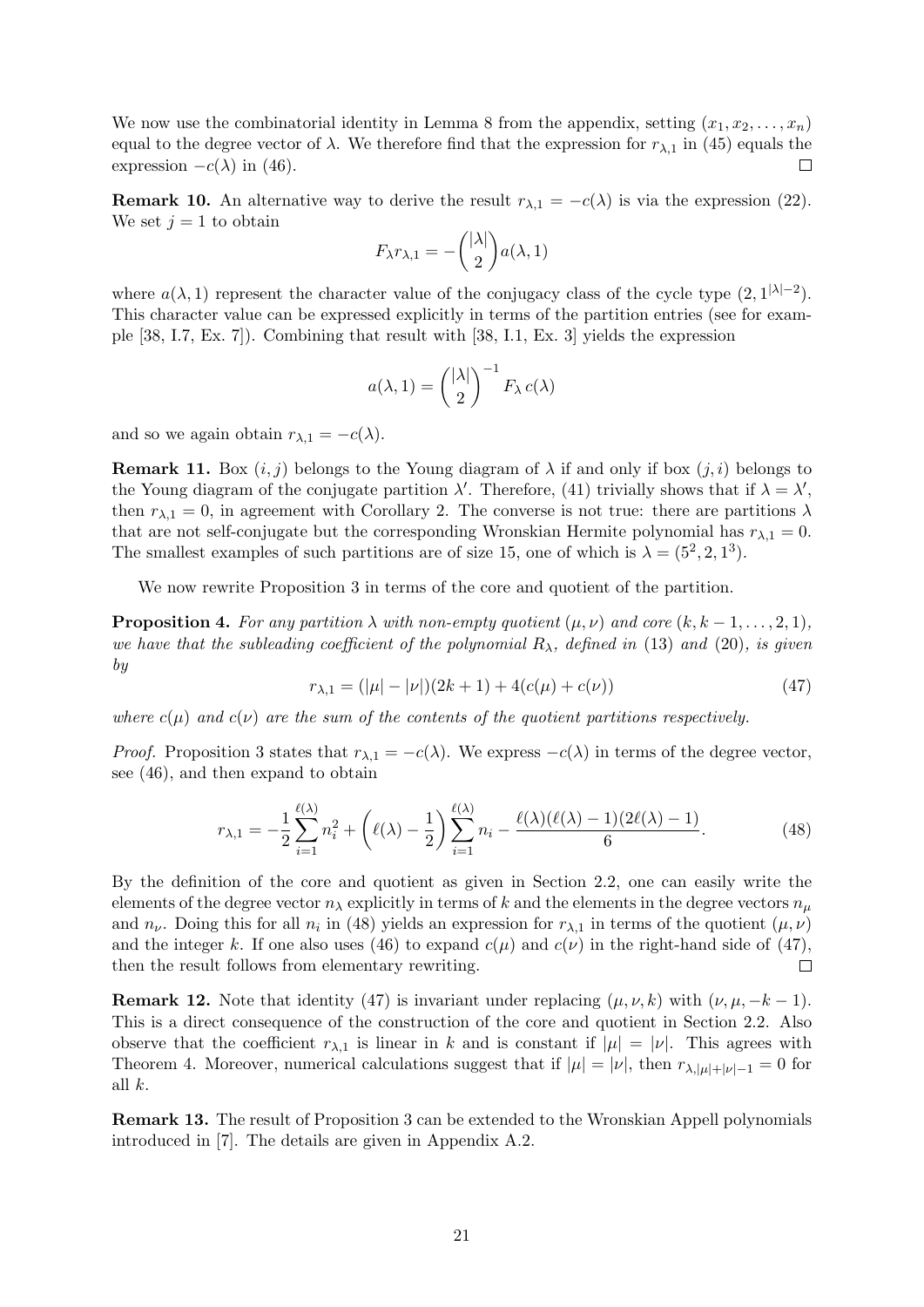We now use the combinatorial identity in Lemma 8 from the appendix, setting $(x_1, x_2, \ldots, x_n)$ equal to the degree vector of $\lambda$. We therefore find that the expression for $r_{\lambda,1}$ in (45) equals the expression $-c(\lambda)$ in (46). □

**Remark 10.** An alternative way to derive the result $r_{\lambda,1} = -c(\lambda)$ is via the expression (22). We set $j = 1$ to obtain

$$F_\lambda r_{\lambda,1} = -\binom{|\lambda|}{2} a(\lambda, 1)$$

where $a(\lambda, 1)$ represent the character value of the conjugacy class of the cycle type $(2, 1^{|\lambda|-2})$. This character value can be expressed explicitly in terms of the partition entries (see for example [38, I.7, Ex. 7]). Combining that result with [38, I.1, Ex. 3] yields the expression

$$a(\lambda, 1) = \binom{|\lambda|}{2}^{-1} F_\lambda \, c(\lambda)$$

and so we again obtain $r_{\lambda,1} = -c(\lambda)$.

**Remark 11.** Box $(i, j)$ belongs to the Young diagram of $\lambda$ if and only if box $(j, i)$ belongs to the Young diagram of the conjugate partition $\lambda'$. Therefore, (41) trivially shows that if $\lambda = \lambda'$, then $r_{\lambda,1} = 0$, in agreement with Corollary 2. The converse is not true: there are partitions $\lambda$ that are not self-conjugate but the corresponding Wronskian Hermite polynomial has $r_{\lambda,1} = 0$. The smallest examples of such partitions are of size 15, one of which is $\lambda = (5^2, 2, 1^3)$.

We now rewrite Proposition 3 in terms of the core and quotient of the partition.

**Proposition 4.** *For any partition $\lambda$ with non-empty quotient $(\mu, \nu)$ and core $(k, k-1, \ldots, 2, 1)$, we have that the subleading coefficient of the polynomial $R_\lambda$, defined in* (13) *and* (20)*, is given by*

$$r_{\lambda,1} = (|\mu| - |\nu|)(2k + 1) + 4(c(\mu) + c(\nu)) \tag{47}$$

*where $c(\mu)$ and $c(\nu)$ are the sum of the contents of the quotient partitions respectively.*

*Proof.* Proposition 3 states that $r_{\lambda,1} = -c(\lambda)$. We express $-c(\lambda)$ in terms of the degree vector, see (46), and then expand to obtain

$$r_{\lambda,1} = -\frac{1}{2}\sum_{i=1}^{\ell(\lambda)} n_i^2 + \left(\ell(\lambda) - \frac{1}{2}\right)\sum_{i=1}^{\ell(\lambda)} n_i - \frac{\ell(\lambda)(\ell(\lambda)-1)(2\ell(\lambda)-1)}{6}. \tag{48}$$

By the definition of the core and quotient as given in Section 2.2, one can easily write the elements of the degree vector $n_\lambda$ explicitly in terms of $k$ and the elements in the degree vectors $n_\mu$ and $n_\nu$. Doing this for all $n_i$ in (48) yields an expression for $r_{\lambda,1}$ in terms of the quotient $(\mu, \nu)$ and the integer $k$. If one also uses (46) to expand $c(\mu)$ and $c(\nu)$ in the right-hand side of (47), then the result follows from elementary rewriting. □

**Remark 12.** Note that identity (47) is invariant under replacing $(\mu, \nu, k)$ with $(\nu, \mu, -k-1)$. This is a direct consequence of the construction of the core and quotient in Section 2.2. Also observe that the coefficient $r_{\lambda,1}$ is linear in $k$ and is constant if $|\mu| = |\nu|$. This agrees with Theorem 4. Moreover, numerical calculations suggest that if $|\mu| = |\nu|$, then $r_{\lambda,|\mu|+|\nu|-1} = 0$ for all $k$.

**Remark 13.** The result of Proposition 3 can be extended to the Wronskian Appell polynomials introduced in [7]. The details are given in Appendix A.2.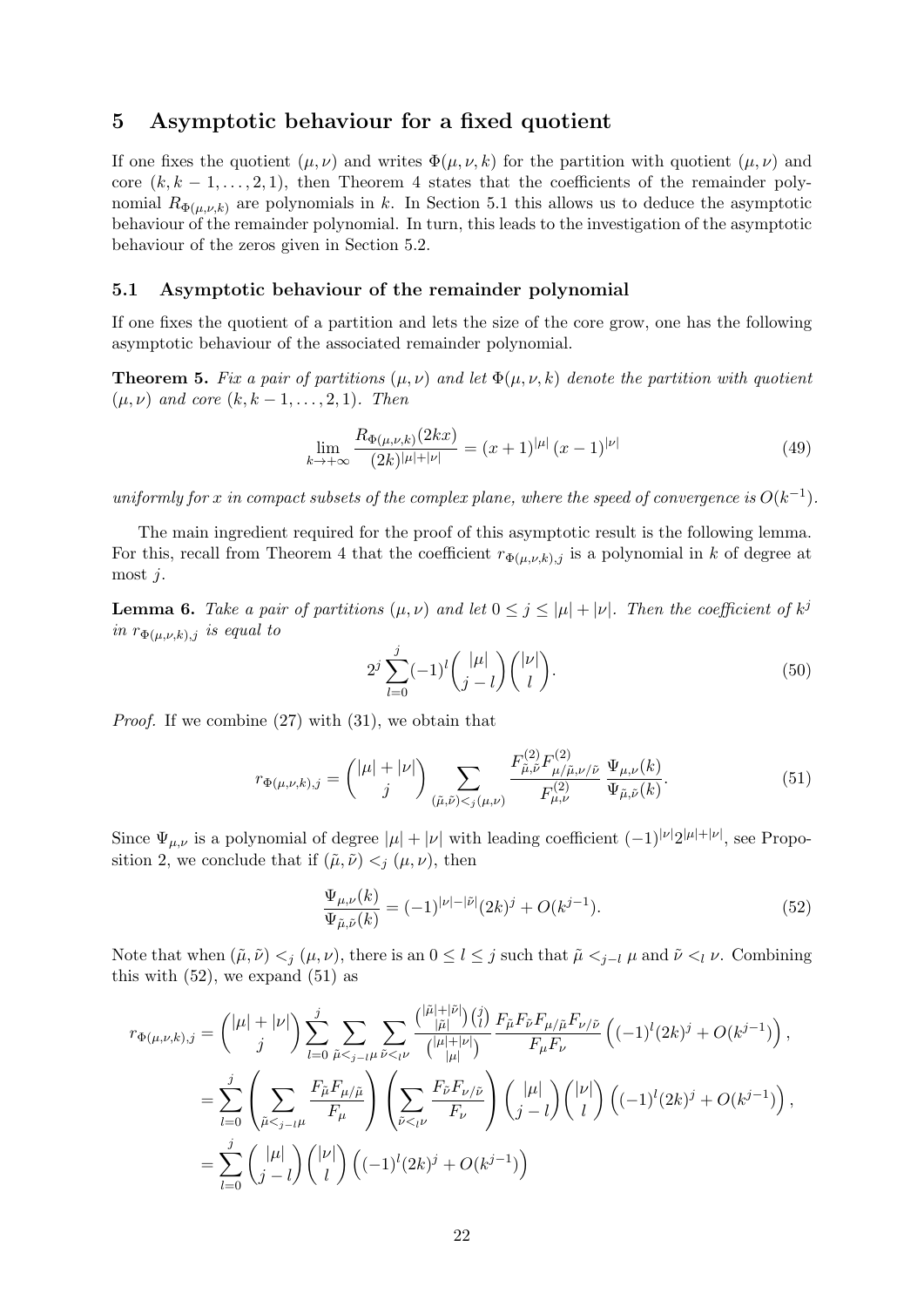## 5 Asymptotic behaviour for a fixed quotient

If one fixes the quotient $(\mu, \nu)$ and writes $\Phi(\mu, \nu, k)$ for the partition with quotient $(\mu, \nu)$ and core $(k, k-1, \ldots, 2, 1)$, then Theorem 4 states that the coefficients of the remainder polynomial $R_{\Phi(\mu,\nu,k)}$ are polynomials in $k$. In Section 5.1 this allows us to deduce the asymptotic behaviour of the remainder polynomial. In turn, this leads to the investigation of the asymptotic behaviour of the zeros given in Section 5.2.

### 5.1 Asymptotic behaviour of the remainder polynomial

If one fixes the quotient of a partition and lets the size of the core grow, one has the following asymptotic behaviour of the associated remainder polynomial.

**Theorem 5.** *Fix a pair of partitions $(\mu, \nu)$ and let $\Phi(\mu, \nu, k)$ denote the partition with quotient $(\mu, \nu)$ and core $(k, k-1, \ldots, 2, 1)$. Then*

$$\lim_{k \to +\infty} \frac{R_{\Phi(\mu,\nu,k)}(2kx)}{(2k)^{|\mu|+|\nu|}} = (x+1)^{|\mu|} (x-1)^{|\nu|} \tag{49}$$

*uniformly for $x$ in compact subsets of the complex plane, where the speed of convergence is $O(k^{-1})$.*

The main ingredient required for the proof of this asymptotic result is the following lemma. For this, recall from Theorem 4 that the coefficient $r_{\Phi(\mu,\nu,k),j}$ is a polynomial in $k$ of degree at most $j$.

**Lemma 6.** *Take a pair of partitions $(\mu, \nu)$ and let $0 \le j \le |\mu| + |\nu|$. Then the coefficient of $k^j$ in $r_{\Phi(\mu,\nu,k),j}$ is equal to*

$$2^j \sum_{l=0}^{j} (-1)^l \binom{|\mu|}{j-l} \binom{|\nu|}{l}. \tag{50}$$

*Proof.* If we combine (27) with (31), we obtain that

$$r_{\Phi(\mu,\nu,k),j} = \binom{|\mu|+|\nu|}{j} \sum_{(\tilde{\mu},\tilde{\nu}) <_j (\mu,\nu)} \frac{F^{(2)}_{\tilde{\mu},\tilde{\nu}} F^{(2)}_{\mu/\tilde{\mu},\nu/\tilde{\nu}}}{F^{(2)}_{\mu,\nu}} \frac{\Psi_{\mu,\nu}(k)}{\Psi_{\tilde{\mu},\tilde{\nu}}(k)}. \tag{51}$$

Since $\Psi_{\mu,\nu}$ is a polynomial of degree $|\mu| + |\nu|$ with leading coefficient $(-1)^{|\nu|} 2^{|\mu|+|\nu|}$, see Proposition 2, we conclude that if $(\tilde{\mu}, \tilde{\nu}) <_j (\mu, \nu)$, then

$$\frac{\Psi_{\mu,\nu}(k)}{\Psi_{\tilde{\mu},\tilde{\nu}}(k)} = (-1)^{|\nu|-|\tilde{\nu}|} (2k)^j + O(k^{j-1}). \tag{52}$$

Note that when $(\tilde{\mu}, \tilde{\nu}) <_j (\mu, \nu)$, there is an $0 \le l \le j$ such that $\tilde{\mu} <_{j-l} \mu$ and $\tilde{\nu} <_l \nu$. Combining this with (52), we expand (51) as

$$\begin{aligned}
r_{\Phi(\mu,\nu,k),j} &= \binom{|\mu|+|\nu|}{j} \sum_{l=0}^{j} \sum_{\tilde{\mu} <_{j-l} \mu} \sum_{\tilde{\nu} <_l \nu} \frac{\binom{|\tilde{\mu}|+|\tilde{\nu}|}{|\tilde{\mu}|} \binom{j}{l}}{\binom{|\mu|+|\nu|}{|\mu|}} \frac{F_{\tilde{\mu}} F_{\tilde{\nu}} F_{\mu/\tilde{\mu}} F_{\nu/\tilde{\nu}}}{F_\mu F_\nu} \left( (-1)^l (2k)^j + O(k^{j-1}) \right), \\
&= \sum_{l=0}^{j} \left( \sum_{\tilde{\mu} <_{j-l} \mu} \frac{F_{\tilde{\mu}} F_{\mu/\tilde{\mu}}}{F_\mu} \right) \left( \sum_{\tilde{\nu} <_l \nu} \frac{F_{\tilde{\nu}} F_{\nu/\tilde{\nu}}}{F_\nu} \right) \binom{|\mu|}{j-l} \binom{|\nu|}{l} \left( (-1)^l (2k)^j + O(k^{j-1}) \right), \\
&= \sum_{l=0}^{j} \binom{|\mu|}{j-l} \binom{|\nu|}{l} \left( (-1)^l (2k)^j + O(k^{j-1}) \right)
\end{aligned}$$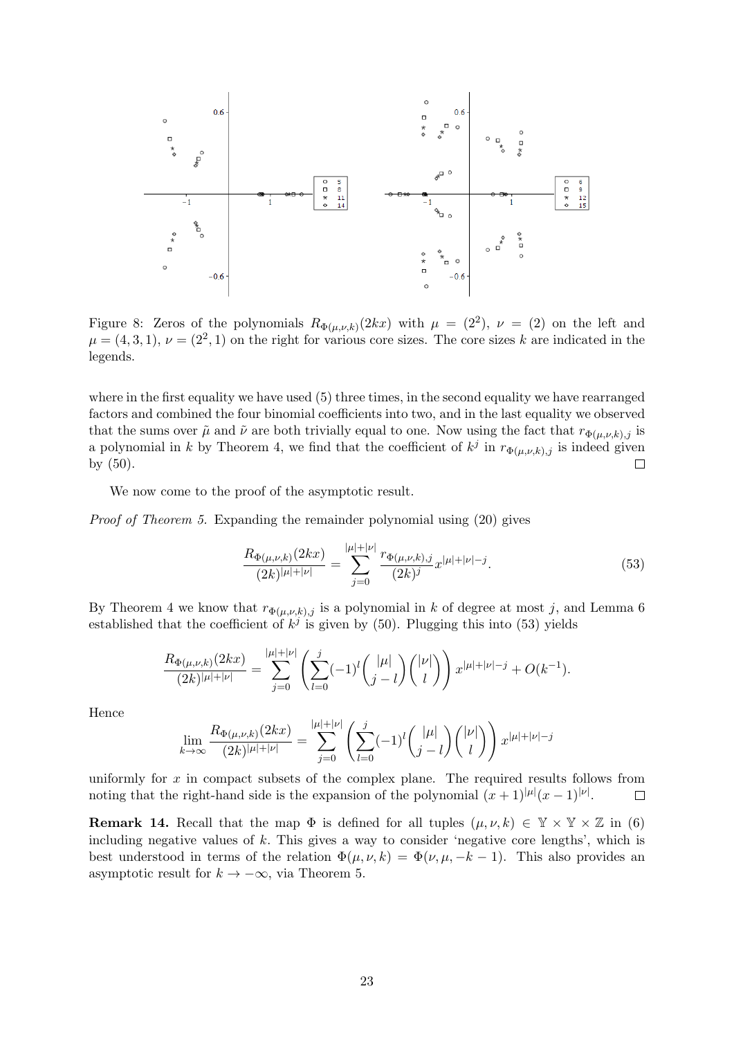Figure 8: Zeros of the polynomials $R_{\Phi(\mu,\nu,k)}(2kx)$ with $\mu = (2^2)$, $\nu = (2)$ on the left and $\mu = (4,3,1)$, $\nu = (2^2,1)$ on the right for various core sizes. The core sizes $k$ are indicated in the legends.

where in the first equality we have used (5) three times, in the second equality we have rearranged factors and combined the four binomial coefficients into two, and in the last equality we observed that the sums over $\tilde{\mu}$ and $\tilde{\nu}$ are both trivially equal to one. Now using the fact that $r_{\Phi(\mu,\nu,k),j}$ is a polynomial in $k$ by Theorem 4, we find that the coefficient of $k^j$ in $r_{\Phi(\mu,\nu,k),j}$ is indeed given by (50). □

We now come to the proof of the asymptotic result.

*Proof of Theorem 5.* Expanding the remainder polynomial using (20) gives

$$\frac{R_{\Phi(\mu,\nu,k)}(2kx)}{(2k)^{|\mu|+|\nu|}} = \sum_{j=0}^{|\mu|+|\nu|} \frac{r_{\Phi(\mu,\nu,k),j}}{(2k)^j} x^{|\mu|+|\nu|-j}. \tag{53}$$

By Theorem 4 we know that $r_{\Phi(\mu,\nu,k),j}$ is a polynomial in $k$ of degree at most $j$, and Lemma 6 established that the coefficient of $k^j$ is given by (50). Plugging this into (53) yields

$$\frac{R_{\Phi(\mu,\nu,k)}(2kx)}{(2k)^{|\mu|+|\nu|}} = \sum_{j=0}^{|\mu|+|\nu|} \left( \sum_{l=0}^{j} (-1)^l \binom{|\mu|}{j-l} \binom{|\nu|}{l} \right) x^{|\mu|+|\nu|-j} + O(k^{-1}).$$

Hence

$$\lim_{k\to\infty} \frac{R_{\Phi(\mu,\nu,k)}(2kx)}{(2k)^{|\mu|+|\nu|}} = \sum_{j=0}^{|\mu|+|\nu|} \left( \sum_{l=0}^{j} (-1)^l \binom{|\mu|}{j-l} \binom{|\nu|}{l} \right) x^{|\mu|+|\nu|-j}$$

uniformly for $x$ in compact subsets of the complex plane. The required results follows from noting that the right-hand side is the expansion of the polynomial $(x+1)^{|\mu|}(x-1)^{|\nu|}$. □

**Remark 14.** Recall that the map $\Phi$ is defined for all tuples $(\mu, \nu, k) \in \mathbb{Y} \times \mathbb{Y} \times \mathbb{Z}$ in (6) including negative values of $k$. This gives a way to consider 'negative core lengths', which is best understood in terms of the relation $\Phi(\mu, \nu, k) = \Phi(\nu, \mu, -k-1)$. This also provides an asymptotic result for $k \to -\infty$, via Theorem 5.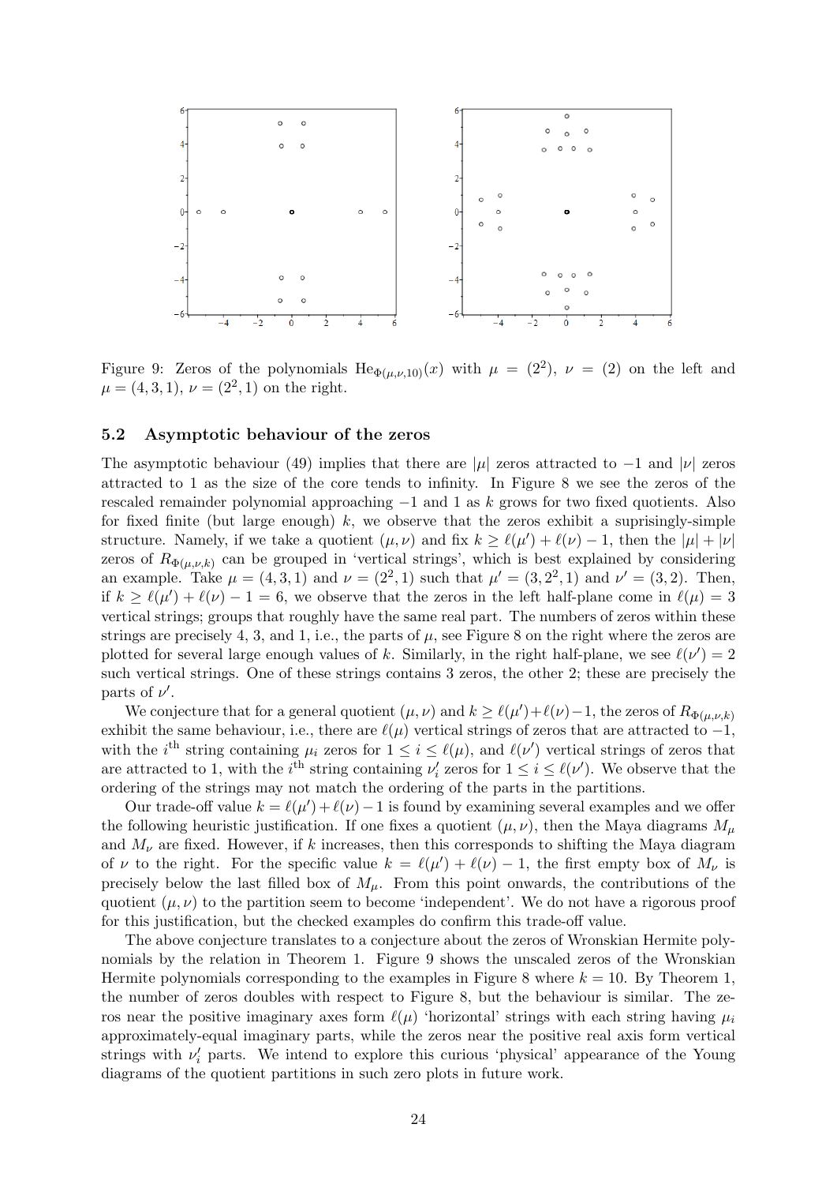Figure 9: Zeros of the polynomials $\mathrm{He}_{\Phi(\mu,\nu,10)}(x)$ with $\mu = (2^2)$, $\nu = (2)$ on the left and $\mu = (4,3,1)$, $\nu = (2^2,1)$ on the right.

### 5.2 Asymptotic behaviour of the zeros

The asymptotic behaviour (49) implies that there are $|\mu|$ zeros attracted to $-1$ and $|\nu|$ zeros attracted to 1 as the size of the core tends to infinity. In Figure 8 we see the zeros of the rescaled remainder polynomial approaching $-1$ and 1 as $k$ grows for two fixed quotients. Also for fixed finite (but large enough) $k$, we observe that the zeros exhibit a suprisingly-simple structure. Namely, if we take a quotient $(\mu,\nu)$ and fix $k \geq \ell(\mu') + \ell(\nu) - 1$, then the $|\mu| + |\nu|$ zeros of $R_{\Phi(\mu,\nu,k)}$ can be grouped in 'vertical strings', which is best explained by considering an example. Take $\mu = (4,3,1)$ and $\nu = (2^2,1)$ such that $\mu' = (3,2^2,1)$ and $\nu' = (3,2)$. Then, if $k \geq \ell(\mu') + \ell(\nu) - 1 = 6$, we observe that the zeros in the left half-plane come in $\ell(\mu) = 3$ vertical strings; groups that roughly have the same real part. The numbers of zeros within these strings are precisely 4, 3, and 1, i.e., the parts of $\mu$, see Figure 8 on the right where the zeros are plotted for several large enough values of $k$. Similarly, in the right half-plane, we see $\ell(\nu') = 2$ such vertical strings. One of these strings contains 3 zeros, the other 2; these are precisely the parts of $\nu'$.

We conjecture that for a general quotient $(\mu,\nu)$ and $k \geq \ell(\mu') + \ell(\nu) - 1$, the zeros of $R_{\Phi(\mu,\nu,k)}$ exhibit the same behaviour, i.e., there are $\ell(\mu)$ vertical strings of zeros that are attracted to $-1$, with the $i^{\text{th}}$ string containing $\mu_i$ zeros for $1 \leq i \leq \ell(\mu)$, and $\ell(\nu')$ vertical strings of zeros that are attracted to 1, with the $i^{\text{th}}$ string containing $\nu'_i$ zeros for $1 \leq i \leq \ell(\nu')$. We observe that the ordering of the strings may not match the ordering of the parts in the partitions.

Our trade-off value $k = \ell(\mu') + \ell(\nu) - 1$ is found by examining several examples and we offer the following heuristic justification. If one fixes a quotient $(\mu,\nu)$, then the Maya diagrams $M_\mu$ and $M_\nu$ are fixed. However, if $k$ increases, then this corresponds to shifting the Maya diagram of $\nu$ to the right. For the specific value $k = \ell(\mu') + \ell(\nu) - 1$, the first empty box of $M_\nu$ is precisely below the last filled box of $M_\mu$. From this point onwards, the contributions of the quotient $(\mu,\nu)$ to the partition seem to become 'independent'. We do not have a rigorous proof for this justification, but the checked examples do confirm this trade-off value.

The above conjecture translates to a conjecture about the zeros of Wronskian Hermite polynomials by the relation in Theorem 1. Figure 9 shows the unscaled zeros of the Wronskian Hermite polynomials corresponding to the examples in Figure 8 where $k = 10$. By Theorem 1, the number of zeros doubles with respect to Figure 8, but the behaviour is similar. The zeros near the positive imaginary axes form $\ell(\mu)$ 'horizontal' strings with each string having $\mu_i$ approximately-equal imaginary parts, while the zeros near the positive real axis form vertical strings with $\nu'_i$ parts. We intend to explore this curious 'physical' appearance of the Young diagrams of the quotient partitions in such zero plots in future work.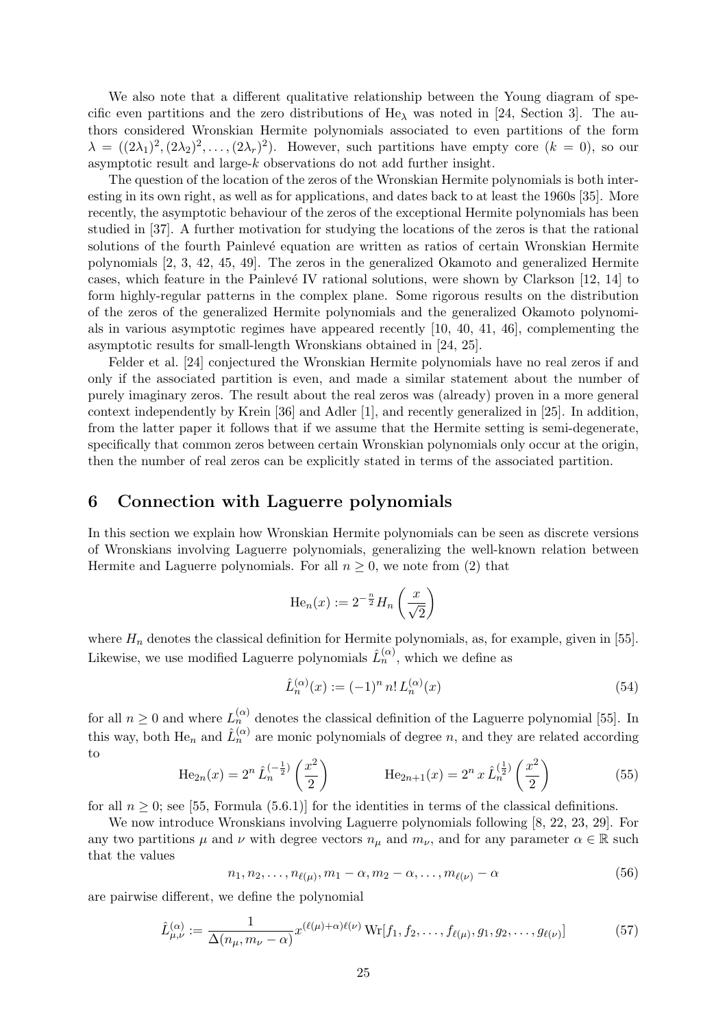We also note that a different qualitative relationship between the Young diagram of specific even partitions and the zero distributions of $\mathrm{He}_\lambda$ was noted in [24, Section 3]. The authors considered Wronskian Hermite polynomials associated to even partitions of the form $\lambda = ((2\lambda_1)^2, (2\lambda_2)^2, \ldots, (2\lambda_r)^2)$. However, such partitions have empty core ($k = 0$), so our asymptotic result and large-$k$ observations do not add further insight.

The question of the location of the zeros of the Wronskian Hermite polynomials is both interesting in its own right, as well as for applications, and dates back to at least the 1960s [35]. More recently, the asymptotic behaviour of the zeros of the exceptional Hermite polynomials has been studied in [37]. A further motivation for studying the locations of the zeros is that the rational solutions of the fourth Painlevé equation are written as ratios of certain Wronskian Hermite polynomials [2, 3, 42, 45, 49]. The zeros in the generalized Okamoto and generalized Hermite cases, which feature in the Painlevé IV rational solutions, were shown by Clarkson [12, 14] to form highly-regular patterns in the complex plane. Some rigorous results on the distribution of the zeros of the generalized Hermite polynomials and the generalized Okamoto polynomials in various asymptotic regimes have appeared recently [10, 40, 41, 46], complementing the asymptotic results for small-length Wronskians obtained in [24, 25].

Felder et al. [24] conjectured the Wronskian Hermite polynomials have no real zeros if and only if the associated partition is even, and made a similar statement about the number of purely imaginary zeros. The result about the real zeros was (already) proven in a more general context independently by Krein [36] and Adler [1], and recently generalized in [25]. In addition, from the latter paper it follows that if we assume that the Hermite setting is semi-degenerate, specifically that common zeros between certain Wronskian polynomials only occur at the origin, then the number of real zeros can be explicitly stated in terms of the associated partition.

## 6 Connection with Laguerre polynomials

In this section we explain how Wronskian Hermite polynomials can be seen as discrete versions of Wronskians involving Laguerre polynomials, generalizing the well-known relation between Hermite and Laguerre polynomials. For all $n \geq 0$, we note from (2) that

$$\mathrm{He}_n(x) := 2^{-\frac{n}{2}} H_n\left(\frac{x}{\sqrt{2}}\right)$$

where $H_n$ denotes the classical definition for Hermite polynomials, as, for example, given in [55]. Likewise, we use modified Laguerre polynomials $\hat{L}_n^{(\alpha)}$, which we define as

$$\hat{L}_n^{(\alpha)}(x) := (-1)^n\, n!\, L_n^{(\alpha)}(x) \tag{54}$$

for all $n \geq 0$ and where $L_n^{(\alpha)}$ denotes the classical definition of the Laguerre polynomial [55]. In this way, both $\mathrm{He}_n$ and $\hat{L}_n^{(\alpha)}$ are monic polynomials of degree $n$, and they are related according to

$$\mathrm{He}_{2n}(x) = 2^n\, \hat{L}_n^{(-\frac{1}{2})}\left(\frac{x^2}{2}\right) \qquad\qquad \mathrm{He}_{2n+1}(x) = 2^n\, x\, \hat{L}_n^{(\frac{1}{2})}\left(\frac{x^2}{2}\right) \tag{55}$$

for all $n \geq 0$; see [55, Formula (5.6.1)] for the identities in terms of the classical definitions.

We now introduce Wronskians involving Laguerre polynomials following [8, 22, 23, 29]. For any two partitions $\mu$ and $\nu$ with degree vectors $n_\mu$ and $m_\nu$, and for any parameter $\alpha \in \mathbb{R}$ such that the values

$$n_1, n_2, \ldots, n_{\ell(\mu)}, m_1 - \alpha, m_2 - \alpha, \ldots, m_{\ell(\nu)} - \alpha \tag{56}$$

are pairwise different, we define the polynomial

$$\hat{L}_{\mu,\nu}^{(\alpha)} := \frac{1}{\Delta(n_\mu, m_\nu - \alpha)} x^{(\ell(\mu)+\alpha)\ell(\nu)}\, \mathrm{Wr}[f_1, f_2, \ldots, f_{\ell(\mu)}, g_1, g_2, \ldots, g_{\ell(\nu)}] \tag{57}$$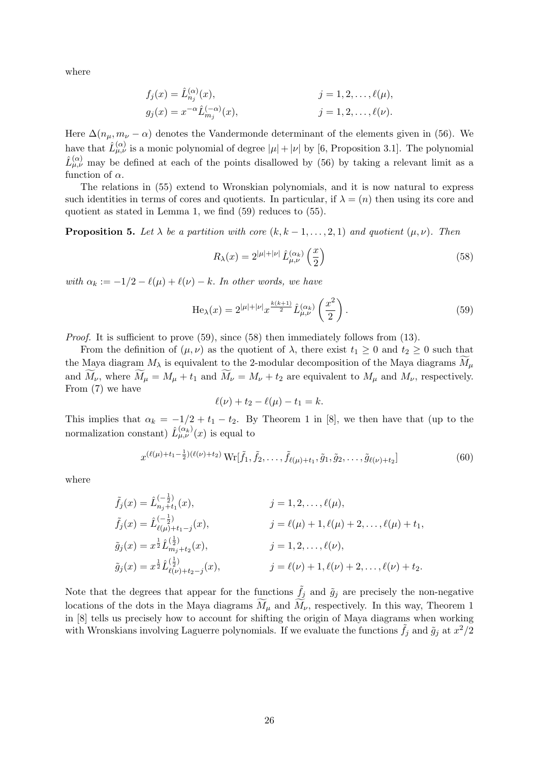where

$$
\begin{aligned}
f_j(x) &= \hat{L}_{n_j}^{(\alpha)}(x), && j = 1, 2, \ldots, \ell(\mu), \\
g_j(x) &= x^{-\alpha}\hat{L}_{m_j}^{(-\alpha)}(x), && j = 1, 2, \ldots, \ell(\nu).
\end{aligned}
$$

Here $\Delta(n_\mu, m_\nu - \alpha)$ denotes the Vandermonde determinant of the elements given in (56). We have that $\hat{L}_{\mu,\nu}^{(\alpha)}$ is a monic polynomial of degree $|\mu| + |\nu|$ by [6, Proposition 3.1]. The polynomial $\hat{L}_{\mu,\nu}^{(\alpha)}$ may be defined at each of the points disallowed by (56) by taking a relevant limit as a function of $\alpha$.

The relations in (55) extend to Wronskian polynomials, and it is now natural to express such identities in terms of cores and quotients. In particular, if $\lambda = (n)$ then using its core and quotient as stated in Lemma 1, we find (59) reduces to (55).

**Proposition 5.** *Let $\lambda$ be a partition with core $(k, k-1, \ldots, 2, 1)$ and quotient $(\mu, \nu)$. Then*

$$
R_\lambda(x) = 2^{|\mu|+|\nu|}\,\hat{L}_{\mu,\nu}^{(\alpha_k)}\left(\frac{x}{2}\right) \tag{58}
$$

*with $\alpha_k := -1/2 - \ell(\mu) + \ell(\nu) - k$. In other words, we have*

$$
\mathrm{He}_\lambda(x) = 2^{|\mu|+|\nu|} x^{\frac{k(k+1)}{2}}\,\hat{L}_{\mu,\nu}^{(\alpha_k)}\left(\frac{x^2}{2}\right). \tag{59}
$$

*Proof.* It is sufficient to prove (59), since (58) then immediately follows from (13).

From the definition of $(\mu, \nu)$ as the quotient of $\lambda$, there exist $t_1 \geq 0$ and $t_2 \geq 0$ such that the Maya diagram $M_\lambda$ is equivalent to the 2-modular decomposition of the Maya diagrams $\widetilde{M}_\mu$ and $\widetilde{M}_\nu$, where $\widetilde{M}_\mu = M_\mu + t_1$ and $\widetilde{M}_\nu = M_\nu + t_2$ are equivalent to $M_\mu$ and $M_\nu$, respectively. From (7) we have

$$
\ell(\nu) + t_2 - \ell(\mu) - t_1 = k.
$$

This implies that $\alpha_k = -1/2 + t_1 - t_2$. By Theorem 1 in [8], we then have that (up to the normalization constant) $\hat{L}_{\mu,\nu}^{(\alpha_k)}(x)$ is equal to

$$
x^{(\ell(\mu)+t_1-\frac{1}{2})(\ell(\nu)+t_2)}\,\mathrm{Wr}[\tilde{f}_1, \tilde{f}_2, \ldots, \tilde{f}_{\ell(\mu)+t_1}, \tilde{g}_1, \tilde{g}_2, \ldots, \tilde{g}_{\ell(\nu)+t_2}] \tag{60}
$$

where

$$
\begin{aligned}
\tilde{f}_j(x) &= \hat{L}_{n_j+t_1}^{(-\frac{1}{2})}(x), && j = 1, 2, \ldots, \ell(\mu), \\
\tilde{f}_j(x) &= \hat{L}_{\ell(\mu)+t_1-j}^{(-\frac{1}{2})}(x), && j = \ell(\mu)+1, \ell(\mu)+2, \ldots, \ell(\mu)+t_1, \\
\tilde{g}_j(x) &= x^{\frac{1}{2}}\hat{L}_{m_j+t_2}^{(\frac{1}{2})}(x), && j = 1, 2, \ldots, \ell(\nu), \\
\tilde{g}_j(x) &= x^{\frac{1}{2}}\hat{L}_{\ell(\nu)+t_2-j}^{(\frac{1}{2})}(x), && j = \ell(\nu)+1, \ell(\nu)+2, \ldots, \ell(\nu)+t_2.
\end{aligned}
$$

Note that the degrees that appear for the functions $\tilde{f}_j$ and $\tilde{g}_j$ are precisely the non-negative locations of the dots in the Maya diagrams $\widetilde{M}_\mu$ and $\widetilde{M}_\nu$, respectively. In this way, Theorem 1 in [8] tells us precisely how to account for shifting the origin of Maya diagrams when working with Wronskians involving Laguerre polynomials. If we evaluate the functions $\tilde{f}_j$ and $\tilde{g}_j$ at $x^2/2$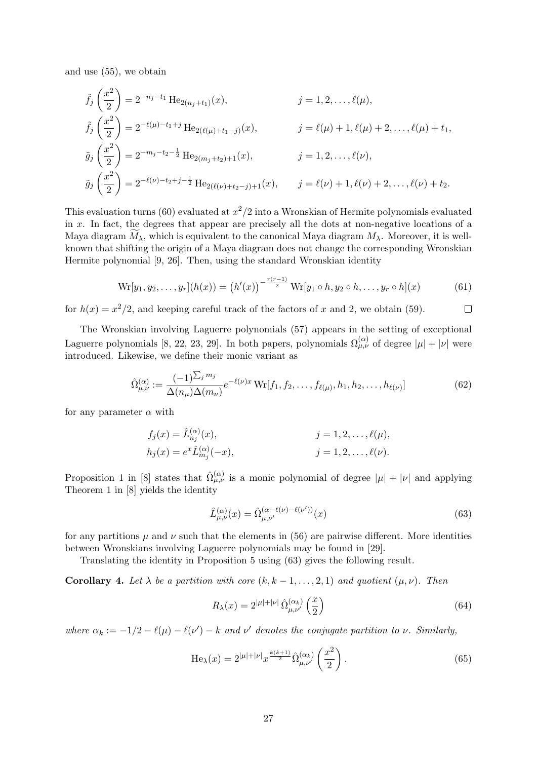and use (55), we obtain

$$
\begin{aligned}
\tilde{f}_j\left(\frac{x^2}{2}\right) &= 2^{-n_j-t_1}\,\mathrm{He}_{2(n_j+t_1)}(x), & j &= 1,2,\ldots,\ell(\mu),\\
\tilde{f}_j\left(\frac{x^2}{2}\right) &= 2^{-\ell(\mu)-t_1+j}\,\mathrm{He}_{2(\ell(\mu)+t_1-j)}(x), & j &= \ell(\mu)+1,\ell(\mu)+2,\ldots,\ell(\mu)+t_1,\\
\tilde{g}_j\left(\frac{x^2}{2}\right) &= 2^{-m_j-t_2-\frac{1}{2}}\,\mathrm{He}_{2(m_j+t_2)+1}(x), & j &= 1,2,\ldots,\ell(\nu),\\
\tilde{g}_j\left(\frac{x^2}{2}\right) &= 2^{-\ell(\nu)-t_2+j-\frac{1}{2}}\,\mathrm{He}_{2(\ell(\nu)+t_2-j)+1}(x), & j &= \ell(\nu)+1,\ell(\nu)+2,\ldots,\ell(\nu)+t_2.
\end{aligned}
$$

This evaluation turns (60) evaluated at $x^2/2$ into a Wronskian of Hermite polynomials evaluated in $x$. In fact, the degrees that appear are precisely all the dots at non-negative locations of a Maya diagram $\widetilde{M}_\lambda$, which is equivalent to the canonical Maya diagram $M_\lambda$. Moreover, it is well-known that shifting the origin of a Maya diagram does not change the corresponding Wronskian Hermite polynomial [9, 26]. Then, using the standard Wronskian identity

$$
\mathrm{Wr}[y_1,y_2,\ldots,y_r](h(x)) = \left(h'(x)\right)^{-\frac{r(r-1)}{2}}\,\mathrm{Wr}[y_1\circ h, y_2\circ h,\ldots,y_r\circ h](x) \tag{61}
$$

for $h(x) = x^2/2$, and keeping careful track of the factors of $x$ and 2, we obtain (59). $\square$

The Wronskian involving Laguerre polynomials (57) appears in the setting of exceptional Laguerre polynomials [8, 22, 23, 29]. In both papers, polynomials $\Omega^{(\alpha)}_{\mu,\nu}$ of degree $|\mu|+|\nu|$ were introduced. Likewise, we define their monic variant as

$$
\hat{\Omega}^{(\alpha)}_{\mu,\nu} := \frac{(-1)^{\sum_j m_j}}{\Delta(n_\mu)\Delta(m_\nu)} e^{-\ell(\nu)x}\,\mathrm{Wr}[f_1,f_2,\ldots,f_{\ell(\mu)},h_1,h_2,\ldots,h_{\ell(\nu)}] \tag{62}
$$

for any parameter $\alpha$ with

$$
\begin{aligned}
f_j(x) &= \hat{L}^{(\alpha)}_{n_j}(x), & j &= 1,2,\ldots,\ell(\mu),\\
h_j(x) &= e^x\hat{L}^{(\alpha)}_{m_j}(-x), & j &= 1,2,\ldots,\ell(\nu).
\end{aligned}
$$

Proposition 1 in [8] states that $\hat{\Omega}^{(\alpha)}_{\mu,\nu}$ is a monic polynomial of degree $|\mu|+|\nu|$ and applying Theorem 1 in [8] yields the identity

$$
\hat{L}^{(\alpha)}_{\mu,\nu}(x) = \hat{\Omega}^{(\alpha-\ell(\nu)-\ell(\nu'))}_{\mu,\nu'}(x) \tag{63}
$$

for any partitions $\mu$ and $\nu$ such that the elements in (56) are pairwise different. More identities between Wronskians involving Laguerre polynomials may be found in [29].

Translating the identity in Proposition 5 using (63) gives the following result.

**Corollary 4.** *Let $\lambda$ be a partition with core $(k,k-1,\ldots,2,1)$ and quotient $(\mu,\nu)$. Then*

$$
R_\lambda(x) = 2^{|\mu|+|\nu|}\,\hat{\Omega}^{(\alpha_k)}_{\mu,\nu'}\left(\frac{x}{2}\right) \tag{64}
$$

*where $\alpha_k := -1/2-\ell(\mu)-\ell(\nu')-k$ and $\nu'$ denotes the conjugate partition to $\nu$. Similarly,*

$$
\mathrm{He}_\lambda(x) = 2^{|\mu|+|\nu|}x^{\frac{k(k+1)}{2}}\,\hat{\Omega}^{(\alpha_k)}_{\mu,\nu'}\left(\frac{x^2}{2}\right). \tag{65}
$$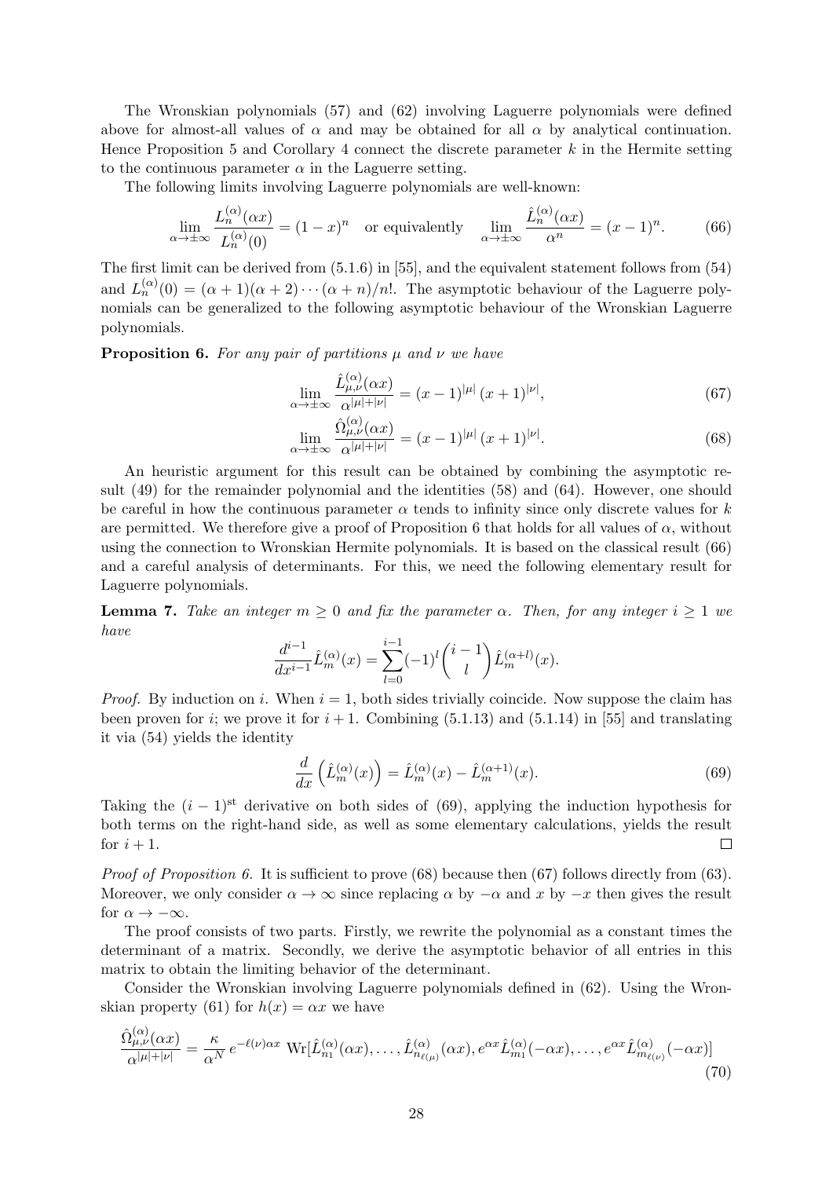The Wronskian polynomials (57) and (62) involving Laguerre polynomials were defined above for almost-all values of $\alpha$ and may be obtained for all $\alpha$ by analytical continuation. Hence Proposition 5 and Corollary 4 connect the discrete parameter $k$ in the Hermite setting to the continuous parameter $\alpha$ in the Laguerre setting.

The following limits involving Laguerre polynomials are well-known:

$$\lim_{\alpha\to\pm\infty} \frac{L_n^{(\alpha)}(\alpha x)}{L_n^{(\alpha)}(0)} = (1-x)^n \quad \text{or equivalently} \quad \lim_{\alpha\to\pm\infty} \frac{\hat{L}_n^{(\alpha)}(\alpha x)}{\alpha^n} = (x-1)^n. \tag{66}$$

The first limit can be derived from (5.1.6) in [55], and the equivalent statement follows from (54) and $L_n^{(\alpha)}(0) = (\alpha+1)(\alpha+2)\cdots(\alpha+n)/n!$. The asymptotic behaviour of the Laguerre polynomials can be generalized to the following asymptotic behaviour of the Wronskian Laguerre polynomials.

**Proposition 6.** *For any pair of partitions $\mu$ and $\nu$ we have*

$$\lim_{\alpha\to\pm\infty} \frac{\hat{L}_{\mu,\nu}^{(\alpha)}(\alpha x)}{\alpha^{|\mu|+|\nu|}} = (x-1)^{|\mu|}\,(x+1)^{|\nu|}, \tag{67}$$

$$\lim_{\alpha\to\pm\infty} \frac{\hat{\Omega}_{\mu,\nu}^{(\alpha)}(\alpha x)}{\alpha^{|\mu|+|\nu|}} = (x-1)^{|\mu|}\,(x+1)^{|\nu|}. \tag{68}$$

An heuristic argument for this result can be obtained by combining the asymptotic result (49) for the remainder polynomial and the identities (58) and (64). However, one should be careful in how the continuous parameter $\alpha$ tends to infinity since only discrete values for $k$ are permitted. We therefore give a proof of Proposition 6 that holds for all values of $\alpha$, without using the connection to Wronskian Hermite polynomials. It is based on the classical result (66) and a careful analysis of determinants. For this, we need the following elementary result for Laguerre polynomials.

**Lemma 7.** *Take an integer $m \geq 0$ and fix the parameter $\alpha$. Then, for any integer $i \geq 1$ we have*

$$\frac{d^{i-1}}{dx^{i-1}} \hat{L}_m^{(\alpha)}(x) = \sum_{l=0}^{i-1} (-1)^l \binom{i-1}{l} \hat{L}_m^{(\alpha+l)}(x).$$

*Proof.* By induction on $i$. When $i = 1$, both sides trivially coincide. Now suppose the claim has been proven for $i$; we prove it for $i+1$. Combining (5.1.13) and (5.1.14) in [55] and translating it via (54) yields the identity

$$\frac{d}{dx}\left(\hat{L}_m^{(\alpha)}(x)\right) = \hat{L}_m^{(\alpha)}(x) - \hat{L}_m^{(\alpha+1)}(x). \tag{69}$$

Taking the $(i-1)^{\text{st}}$ derivative on both sides of (69), applying the induction hypothesis for both terms on the right-hand side, as well as some elementary calculations, yields the result for $i+1$. $\square$

*Proof of Proposition 6.* It is sufficient to prove (68) because then (67) follows directly from (63). Moreover, we only consider $\alpha \to \infty$ since replacing $\alpha$ by $-\alpha$ and $x$ by $-x$ then gives the result for $\alpha \to -\infty$.

The proof consists of two parts. Firstly, we rewrite the polynomial as a constant times the determinant of a matrix. Secondly, we derive the asymptotic behavior of all entries in this matrix to obtain the limiting behavior of the determinant.

Consider the Wronskian involving Laguerre polynomials defined in (62). Using the Wronskian property (61) for $h(x) = \alpha x$ we have

$$\frac{\hat{\Omega}_{\mu,\nu}^{(\alpha)}(\alpha x)}{\alpha^{|\mu|+|\nu|}} = \frac{\kappa}{\alpha^N}\, e^{-\ell(\nu)\alpha x}\, \mathrm{Wr}[\hat{L}_{n_1}^{(\alpha)}(\alpha x), \ldots, \hat{L}_{n_{\ell(\mu)}}^{(\alpha)}(\alpha x), e^{\alpha x}\hat{L}_{m_1}^{(\alpha)}(-\alpha x), \ldots, e^{\alpha x}\hat{L}_{m_{\ell(\nu)}}^{(\alpha)}(-\alpha x)] \tag{70}$$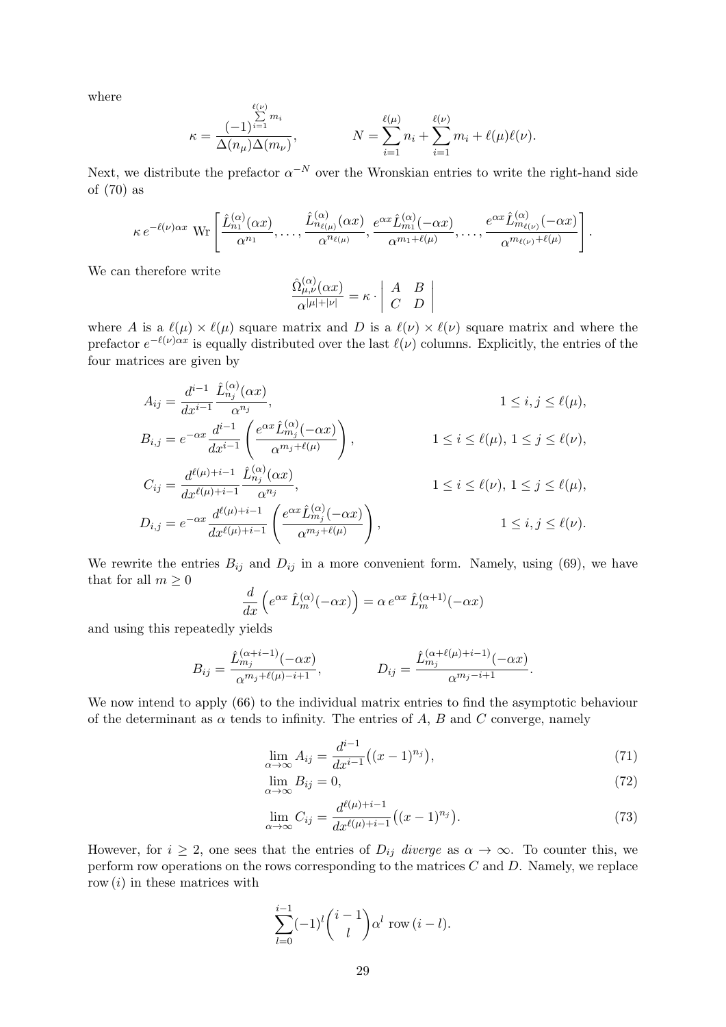where

$$\kappa = \frac{(-1)^{\sum_{i=1}^{\ell(\nu)} m_i}}{\Delta(n_\mu)\Delta(m_\nu)}, \qquad\qquad N = \sum_{i=1}^{\ell(\mu)} n_i + \sum_{i=1}^{\ell(\nu)} m_i + \ell(\mu)\ell(\nu).$$

Next, we distribute the prefactor $\alpha^{-N}$ over the Wronskian entries to write the right-hand side of (70) as

$$\kappa\, e^{-\ell(\nu)\alpha x}\ \mathrm{Wr}\left[\frac{\hat{L}_{n_1}^{(\alpha)}(\alpha x)}{\alpha^{n_1}}, \ldots, \frac{\hat{L}_{n_{\ell(\mu)}}^{(\alpha)}(\alpha x)}{\alpha^{n_{\ell(\mu)}}}, \frac{e^{\alpha x}\hat{L}_{m_1}^{(\alpha)}(-\alpha x)}{\alpha^{m_1+\ell(\mu)}}, \ldots, \frac{e^{\alpha x}\hat{L}_{m_{\ell(\nu)}}^{(\alpha)}(-\alpha x)}{\alpha^{m_{\ell(\nu)}+\ell(\mu)}}\right].$$

We can therefore write

$$\frac{\hat{\Omega}_{\mu,\nu}^{(\alpha)}(\alpha x)}{\alpha^{|\mu|+|\nu|}} = \kappa \cdot \begin{vmatrix} A & B \\ C & D \end{vmatrix}$$

where $A$ is a $\ell(\mu) \times \ell(\mu)$ square matrix and $D$ is a $\ell(\nu) \times \ell(\nu)$ square matrix and where the prefactor $e^{-\ell(\nu)\alpha x}$ is equally distributed over the last $\ell(\nu)$ columns. Explicitly, the entries of the four matrices are given by

$$\begin{aligned}
A_{ij} &= \frac{d^{i-1}}{dx^{i-1}} \frac{\hat{L}_{n_j}^{(\alpha)}(\alpha x)}{\alpha^{n_j}}, && 1 \le i, j \le \ell(\mu),\\
B_{i,j} &= e^{-\alpha x} \frac{d^{i-1}}{dx^{i-1}} \left(\frac{e^{\alpha x}\hat{L}_{m_j}^{(\alpha)}(-\alpha x)}{\alpha^{m_j+\ell(\mu)}}\right), && 1 \le i \le \ell(\mu),\ 1 \le j \le \ell(\nu),\\
C_{ij} &= \frac{d^{\ell(\mu)+i-1}}{dx^{\ell(\mu)+i-1}} \frac{\hat{L}_{n_j}^{(\alpha)}(\alpha x)}{\alpha^{n_j}}, && 1 \le i \le \ell(\nu),\ 1 \le j \le \ell(\mu),\\
D_{i,j} &= e^{-\alpha x} \frac{d^{\ell(\mu)+i-1}}{dx^{\ell(\mu)+i-1}} \left(\frac{e^{\alpha x}\hat{L}_{m_j}^{(\alpha)}(-\alpha x)}{\alpha^{m_j+\ell(\mu)}}\right), && 1 \le i, j \le \ell(\nu).
\end{aligned}$$

We rewrite the entries $B_{ij}$ and $D_{ij}$ in a more convenient form. Namely, using (69), we have that for all $m \ge 0$

$$\frac{d}{dx}\left(e^{\alpha x}\, \hat{L}_m^{(\alpha)}(-\alpha x)\right) = \alpha\, e^{\alpha x}\, \hat{L}_m^{(\alpha+1)}(-\alpha x)$$

and using this repeatedly yields

$$B_{ij} = \frac{\hat{L}_{m_j}^{(\alpha+i-1)}(-\alpha x)}{\alpha^{m_j+\ell(\mu)-i+1}}, \qquad\qquad D_{ij} = \frac{\hat{L}_{m_j}^{(\alpha+\ell(\mu)+i-1)}(-\alpha x)}{\alpha^{m_j-i+1}}.$$

We now intend to apply (66) to the individual matrix entries to find the asymptotic behaviour of the determinant as $\alpha$ tends to infinity. The entries of $A$, $B$ and $C$ converge, namely

$$\lim_{\alpha\to\infty} A_{ij} = \frac{d^{i-1}}{dx^{i-1}}\big((x-1)^{n_j}\big), \tag{71}$$

$$\lim_{\alpha\to\infty} B_{ij} = 0, \tag{72}$$

$$\lim_{\alpha\to\infty} C_{ij} = \frac{d^{\ell(\mu)+i-1}}{dx^{\ell(\mu)+i-1}}\big((x-1)^{n_j}\big). \tag{73}$$

However, for $i \ge 2$, one sees that the entries of $D_{ij}$ *diverge* as $\alpha \to \infty$. To counter this, we perform row operations on the rows corresponding to the matrices $C$ and $D$. Namely, we replace row $(i)$ in these matrices with

$$\sum_{l=0}^{i-1} (-1)^l \binom{i-1}{l} \alpha^l \text{ row}\,(i-l).$$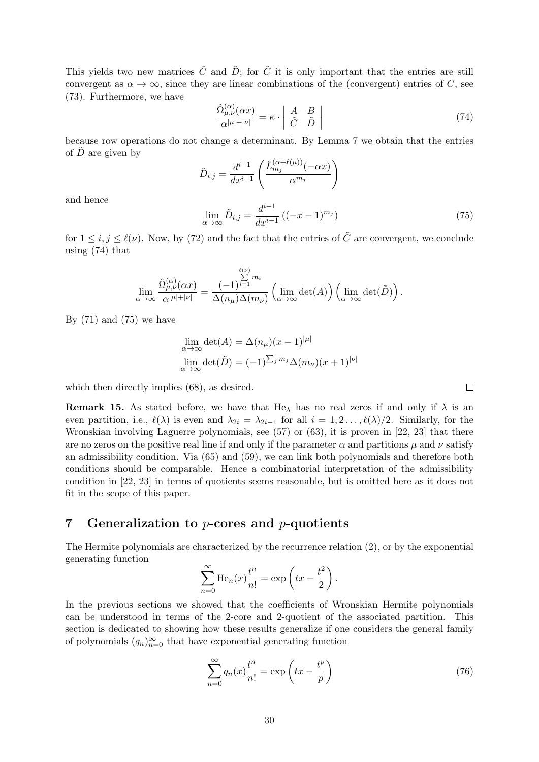This yields two new matrices $\tilde{C}$ and $\tilde{D}$; for $\tilde{C}$ it is only important that the entries are still convergent as $\alpha \to \infty$, since they are linear combinations of the (convergent) entries of $C$, see (73). Furthermore, we have

$$\frac{\hat{\Omega}^{(\alpha)}_{\mu,\nu}(\alpha x)}{\alpha^{|\mu|+|\nu|}} = \kappa \cdot \begin{vmatrix} A & B \\ \tilde{C} & \tilde{D} \end{vmatrix} \tag{74}$$

because row operations do not change a determinant. By Lemma 7 we obtain that the entries of $\tilde{D}$ are given by

$$\tilde{D}_{i,j} = \frac{d^{i-1}}{dx^{i-1}} \left( \frac{\hat{L}^{(\alpha+\ell(\mu))}_{m_j}(-\alpha x)}{\alpha^{m_j}} \right)$$

and hence

$$\lim_{\alpha\to\infty} \tilde{D}_{i,j} = \frac{d^{i-1}}{dx^{i-1}} \left( (-x-1)^{m_j} \right) \tag{75}$$

for $1 \le i, j \le \ell(\nu)$. Now, by (72) and the fact that the entries of $\tilde{C}$ are convergent, we conclude using (74) that

$$\lim_{\alpha\to\infty} \frac{\hat{\Omega}^{(\alpha)}_{\mu,\nu}(\alpha x)}{\alpha^{|\mu|+|\nu|}} = \frac{(-1)^{\sum_{i=1}^{\ell(\nu)} m_i}}{\Delta(n_\mu)\Delta(m_\nu)} \left( \lim_{\alpha\to\infty} \det(A) \right) \left( \lim_{\alpha\to\infty} \det(\tilde{D}) \right).$$

By (71) and (75) we have

$$\begin{aligned} &\lim_{\alpha\to\infty} \det(A) = \Delta(n_\mu)(x-1)^{|\mu|} \\ &\lim_{\alpha\to\infty} \det(\tilde{D}) = (-1)^{\sum_j m_j} \Delta(m_\nu)(x+1)^{|\nu|} \end{aligned}$$

which then directly implies (68), as desired. $\square$

**Remark 15.** As stated before, we have that $\mathrm{He}_\lambda$ has no real zeros if and only if $\lambda$ is an even partition, i.e., $\ell(\lambda)$ is even and $\lambda_{2i} = \lambda_{2i-1}$ for all $i = 1, 2 \ldots, \ell(\lambda)/2$. Similarly, for the Wronskian involving Laguerre polynomials, see (57) or (63), it is proven in [22, 23] that there are no zeros on the positive real line if and only if the parameter $\alpha$ and partitions $\mu$ and $\nu$ satisfy an admissibility condition. Via (65) and (59), we can link both polynomials and therefore both conditions should be comparable. Hence a combinatorial interpretation of the admissibility condition in [22, 23] in terms of quotients seems reasonable, but is omitted here as it does not fit in the scope of this paper.

## 7 Generalization to $p$-cores and $p$-quotients

The Hermite polynomials are characterized by the recurrence relation (2), or by the exponential generating function

$$\sum_{n=0}^{\infty} \mathrm{He}_n(x) \frac{t^n}{n!} = \exp\left( tx - \frac{t^2}{2} \right).$$

In the previous sections we showed that the coefficients of Wronskian Hermite polynomials can be understood in terms of the 2-core and 2-quotient of the associated partition. This section is dedicated to showing how these results generalize if one considers the general family of polynomials $(q_n)_{n=0}^{\infty}$ that have exponential generating function

$$\sum_{n=0}^{\infty} q_n(x) \frac{t^n}{n!} = \exp\left( tx - \frac{t^p}{p} \right) \tag{76}$$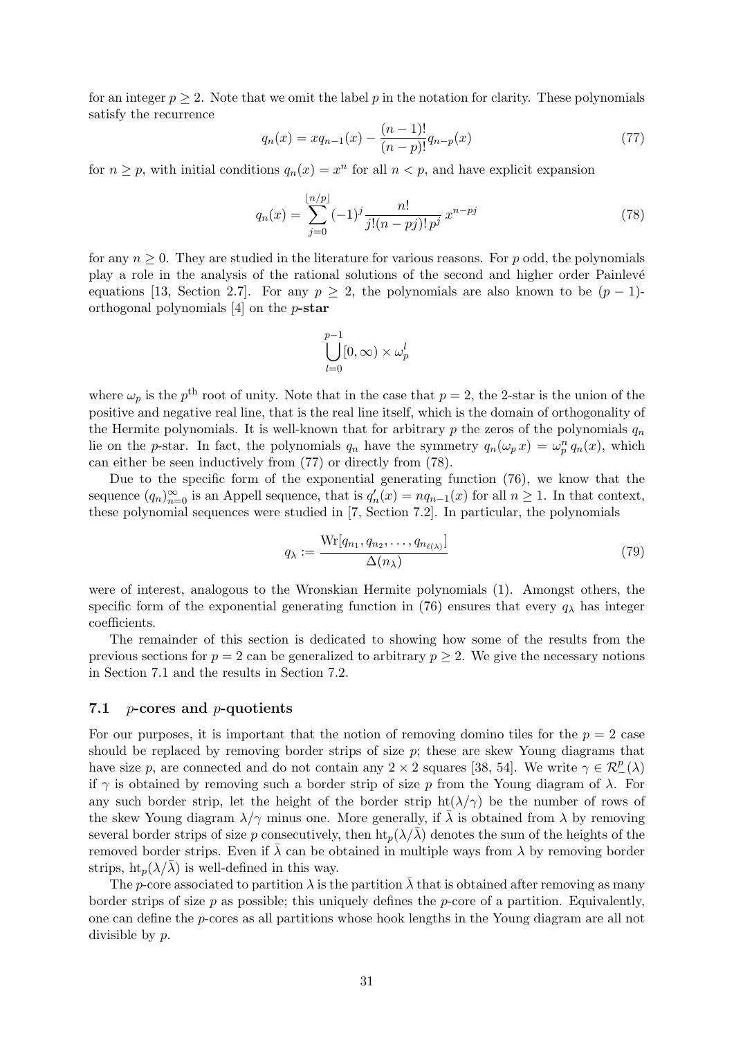for an integer $p \geq 2$. Note that we omit the label $p$ in the notation for clarity. These polynomials satisfy the recurrence

$$q_n(x) = xq_{n-1}(x) - \frac{(n-1)!}{(n-p)!} q_{n-p}(x) \tag{77}$$

for $n \geq p$, with initial conditions $q_n(x) = x^n$ for all $n < p$, and have explicit expansion

$$q_n(x) = \sum_{j=0}^{\lfloor n/p \rfloor} (-1)^j \frac{n!}{j!(n-pj)!\, p^j}\, x^{n-pj} \tag{78}$$

for any $n \geq 0$. They are studied in the literature for various reasons. For $p$ odd, the polynomials play a role in the analysis of the rational solutions of the second and higher order Painlevé equations [13, Section 2.7]. For any $p \geq 2$, the polynomials are also known to be $(p-1)$-orthogonal polynomials [4] on the $p$**-star**

$$\bigcup_{l=0}^{p-1} [0, \infty) \times \omega_p^l$$

where $\omega_p$ is the $p^{\text{th}}$ root of unity. Note that in the case that $p = 2$, the 2-star is the union of the positive and negative real line, that is the real line itself, which is the domain of orthogonality of the Hermite polynomials. It is well-known that for arbitrary $p$ the zeros of the polynomials $q_n$ lie on the $p$-star. In fact, the polynomials $q_n$ have the symmetry $q_n(\omega_p x) = \omega_p^n q_n(x)$, which can either be seen inductively from (77) or directly from (78).

Due to the specific form of the exponential generating function (76), we know that the sequence $(q_n)_{n=0}^{\infty}$ is an Appell sequence, that is $q_n'(x) = nq_{n-1}(x)$ for all $n \geq 1$. In that context, these polynomial sequences were studied in [7, Section 7.2]. In particular, the polynomials

$$q_\lambda := \frac{\mathrm{Wr}[q_{n_1}, q_{n_2}, \ldots, q_{n_{\ell(\lambda)}}]}{\Delta(n_\lambda)} \tag{79}$$

were of interest, analogous to the Wronskian Hermite polynomials (1). Amongst others, the specific form of the exponential generating function in (76) ensures that every $q_\lambda$ has integer coefficients.

The remainder of this section is dedicated to showing how some of the results from the previous sections for $p = 2$ can be generalized to arbitrary $p \geq 2$. We give the necessary notions in Section 7.1 and the results in Section 7.2.

### 7.1 $p$-cores and $p$-quotients

For our purposes, it is important that the notion of removing domino tiles for the $p = 2$ case should be replaced by removing border strips of size $p$; these are skew Young diagrams that have size $p$, are connected and do not contain any $2 \times 2$ squares [38, 54]. We write $\gamma \in \mathcal{R}_-^p(\lambda)$ if $\gamma$ is obtained by removing such a border strip of size $p$ from the Young diagram of $\lambda$. For any such border strip, let the height of the border strip $\mathrm{ht}(\lambda/\gamma)$ be the number of rows of the skew Young diagram $\lambda/\gamma$ minus one. More generally, if $\bar{\lambda}$ is obtained from $\lambda$ by removing several border strips of size $p$ consecutively, then $\mathrm{ht}_p(\lambda/\bar{\lambda})$ denotes the sum of the heights of the removed border strips. Even if $\bar{\lambda}$ can be obtained in multiple ways from $\lambda$ by removing border strips, $\mathrm{ht}_p(\lambda/\bar{\lambda})$ is well-defined in this way.

The $p$-core associated to partition $\lambda$ is the partition $\bar{\lambda}$ that is obtained after removing as many border strips of size $p$ as possible; this uniquely defines the $p$-core of a partition. Equivalently, one can define the $p$-cores as all partitions whose hook lengths in the Young diagram are all not divisible by $p$.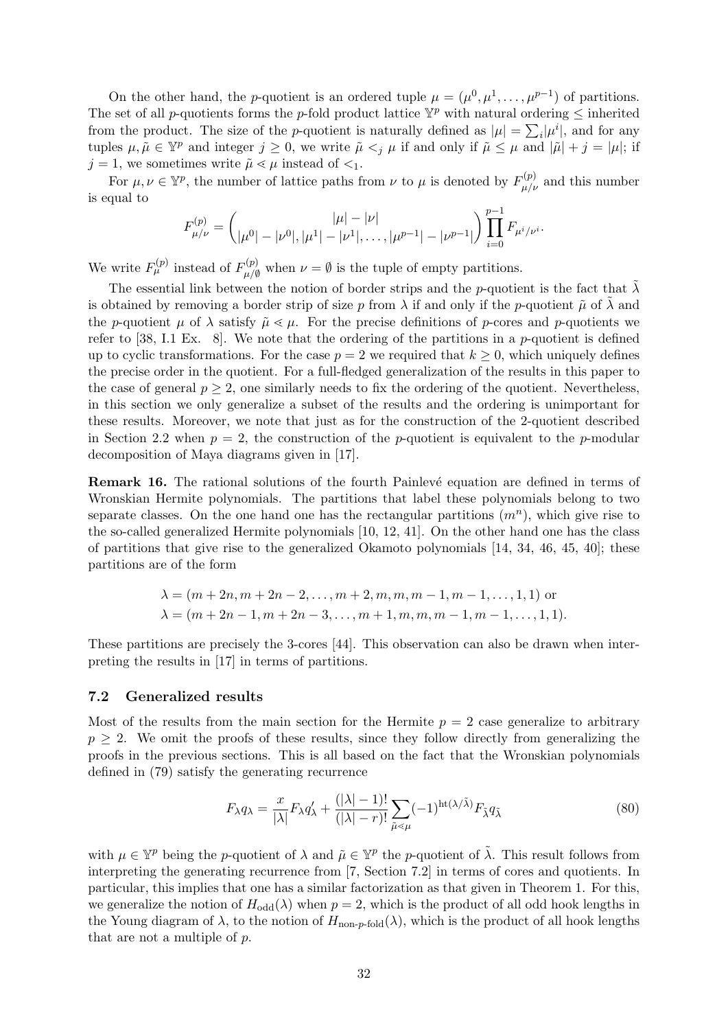On the other hand, the $p$-quotient is an ordered tuple $\mu = (\mu^0, \mu^1, \ldots, \mu^{p-1})$ of partitions. The set of all $p$-quotients forms the $p$-fold product lattice $\mathbb{Y}^p$ with natural ordering $\leq$ inherited from the product. The size of the $p$-quotient is naturally defined as $|\mu| = \sum_i |\mu^i|$, and for any tuples $\mu, \tilde{\mu} \in \mathbb{Y}^p$ and integer $j \geq 0$, we write $\tilde{\mu} <_j \mu$ if and only if $\tilde{\mu} \leq \mu$ and $|\tilde{\mu}| + j = |\mu|$; if $j = 1$, we sometimes write $\tilde{\mu} \lessdot \mu$ instead of $<_1$.

For $\mu, \nu \in \mathbb{Y}^p$, the number of lattice paths from $\nu$ to $\mu$ is denoted by $F^{(p)}_{\mu/\nu}$ and this number is equal to

$$F^{(p)}_{\mu/\nu} = \binom{|\mu| - |\nu|}{|\mu^0| - |\nu^0|, |\mu^1| - |\nu^1|, \ldots, |\mu^{p-1}| - |\nu^{p-1}|} \prod_{i=0}^{p-1} F_{\mu^i/\nu^i}.$$

We write $F^{(p)}_{\mu}$ instead of $F^{(p)}_{\mu/\emptyset}$ when $\nu = \emptyset$ is the tuple of empty partitions.

The essential link between the notion of border strips and the $p$-quotient is the fact that $\tilde{\lambda}$ is obtained by removing a border strip of size $p$ from $\lambda$ if and only if the $p$-quotient $\tilde{\mu}$ of $\tilde{\lambda}$ and the $p$-quotient $\mu$ of $\lambda$ satisfy $\tilde{\mu} \lessdot \mu$. For the precise definitions of $p$-cores and $p$-quotients we refer to [38, I.1 Ex. 8]. We note that the ordering of the partitions in a $p$-quotient is defined up to cyclic transformations. For the case $p = 2$ we required that $k \geq 0$, which uniquely defines the precise order in the quotient. For a full-fledged generalization of the results in this paper to the case of general $p \geq 2$, one similarly needs to fix the ordering of the quotient. Nevertheless, in this section we only generalize a subset of the results and the ordering is unimportant for these results. Moreover, we note that just as for the construction of the 2-quotient described in Section 2.2 when $p = 2$, the construction of the $p$-quotient is equivalent to the $p$-modular decomposition of Maya diagrams given in [17].

**Remark 16.** The rational solutions of the fourth Painlevé equation are defined in terms of Wronskian Hermite polynomials. The partitions that label these polynomials belong to two separate classes. On the one hand one has the rectangular partitions $(m^n)$, which give rise to the so-called generalized Hermite polynomials [10, 12, 41]. On the other hand one has the class of partitions that give rise to the generalized Okamoto polynomials [14, 34, 46, 45, 40]; these partitions are of the form

$$\lambda = (m + 2n, m + 2n - 2, \ldots, m + 2, m, m, m - 1, m - 1, \ldots, 1, 1) \text{ or}$$
$$\lambda = (m + 2n - 1, m + 2n - 3, \ldots, m + 1, m, m, m - 1, m - 1, \ldots, 1, 1).$$

These partitions are precisely the 3-cores [44]. This observation can also be drawn when interpreting the results in [17] in terms of partitions.

### 7.2 Generalized results

Most of the results from the main section for the Hermite $p = 2$ case generalize to arbitrary $p \geq 2$. We omit the proofs of these results, since they follow directly from generalizing the proofs in the previous sections. This is all based on the fact that the Wronskian polynomials defined in (79) satisfy the generating recurrence

$$F_\lambda q_\lambda = \frac{x}{|\lambda|} F_\lambda q'_\lambda + \frac{(|\lambda| - 1)!}{(|\lambda| - r)!} \sum_{\tilde{\mu} \lessdot \mu} (-1)^{\mathrm{ht}(\lambda/\tilde{\lambda})} F_{\tilde{\lambda}} q_{\tilde{\lambda}} \tag{80}$$

with $\mu \in \mathbb{Y}^p$ being the $p$-quotient of $\lambda$ and $\tilde{\mu} \in \mathbb{Y}^p$ the $p$-quotient of $\tilde{\lambda}$. This result follows from interpreting the generating recurrence from [7, Section 7.2] in terms of cores and quotients. In particular, this implies that one has a similar factorization as that given in Theorem 1. For this, we generalize the notion of $H_{\mathrm{odd}}(\lambda)$ when $p = 2$, which is the product of all odd hook lengths in the Young diagram of $\lambda$, to the notion of $H_{\text{non-}p\text{-fold}}(\lambda)$, which is the product of all hook lengths that are not a multiple of $p$.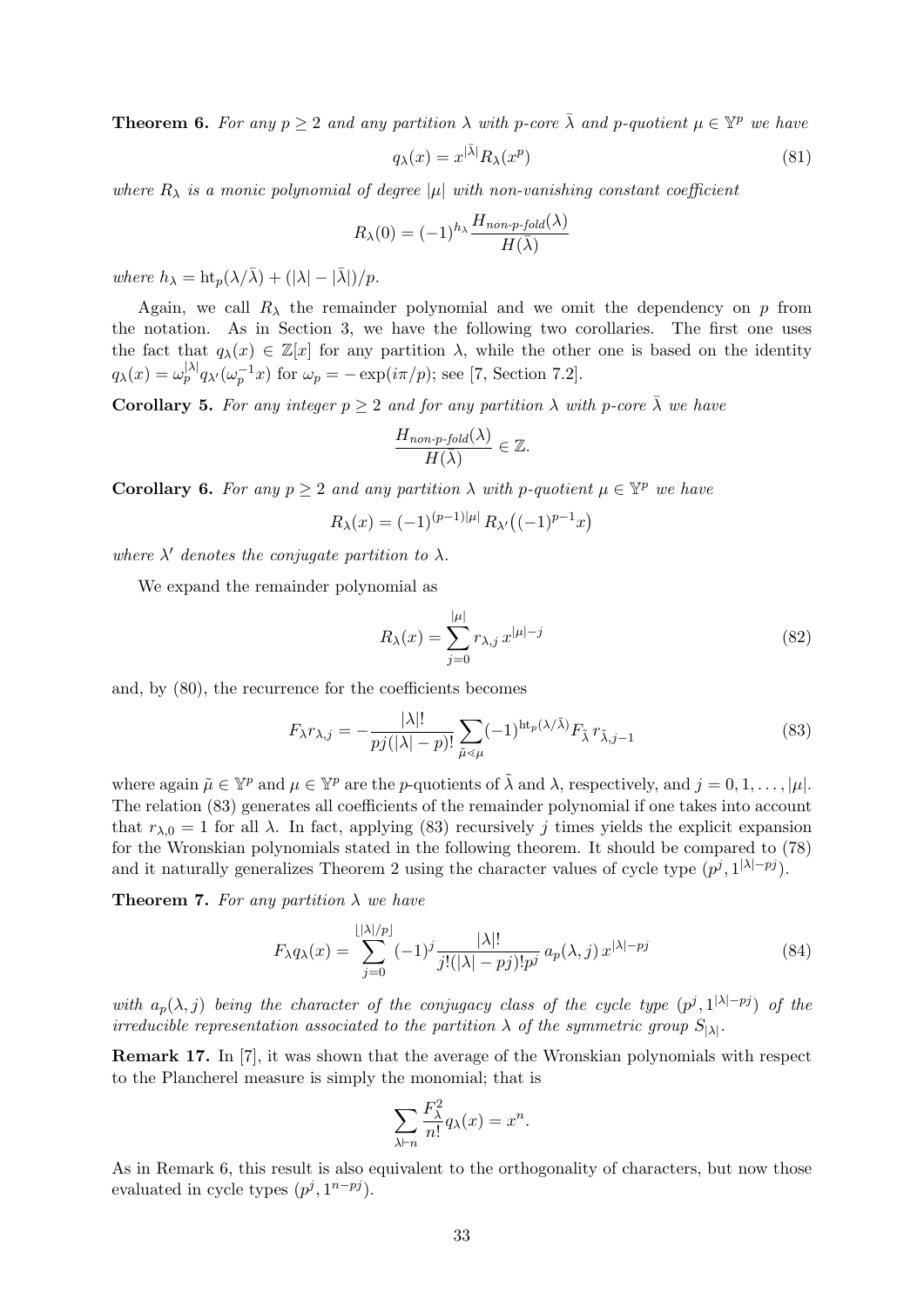**Theorem 6.** *For any $p \geq 2$ and any partition $\lambda$ with $p$-core $\bar{\lambda}$ and $p$-quotient $\mu \in \mathbb{Y}^p$ we have*

$$q_\lambda(x) = x^{|\bar{\lambda}|} R_\lambda(x^p) \tag{81}$$

*where $R_\lambda$ is a monic polynomial of degree $|\mu|$ with non-vanishing constant coefficient*

$$R_\lambda(0) = (-1)^{h_\lambda} \frac{H_{\text{non-}p\text{-fold}}(\lambda)}{H(\bar{\lambda})}$$

*where $h_\lambda = \mathrm{ht}_p(\lambda/\bar{\lambda}) + (|\lambda| - |\bar{\lambda}|)/p$.*

Again, we call $R_\lambda$ the remainder polynomial and we omit the dependency on $p$ from the notation. As in Section 3, we have the following two corollaries. The first one uses the fact that $q_\lambda(x) \in \mathbb{Z}[x]$ for any partition $\lambda$, while the other one is based on the identity $q_\lambda(x) = \omega_p^{|\lambda|} q_{\lambda'}(\omega_p^{-1} x)$ for $\omega_p = -\exp(i\pi/p)$; see [7, Section 7.2].

**Corollary 5.** *For any integer $p \geq 2$ and for any partition $\lambda$ with $p$-core $\bar{\lambda}$ we have*

$$\frac{H_{\text{non-}p\text{-fold}}(\lambda)}{H(\bar{\lambda})} \in \mathbb{Z}.$$

**Corollary 6.** *For any $p \geq 2$ and any partition $\lambda$ with $p$-quotient $\mu \in \mathbb{Y}^p$ we have*

$$R_\lambda(x) = (-1)^{(p-1)|\mu|} R_{\lambda'}\big((-1)^{p-1} x\big)$$

*where $\lambda'$ denotes the conjugate partition to $\lambda$.*

We expand the remainder polynomial as

$$R_\lambda(x) = \sum_{j=0}^{|\mu|} r_{\lambda,j}\, x^{|\mu|-j} \tag{82}$$

and, by (80), the recurrence for the coefficients becomes

$$F_\lambda r_{\lambda,j} = -\frac{|\lambda|!}{pj(|\lambda|-p)!} \sum_{\tilde{\mu} \lessdot \mu} (-1)^{\mathrm{ht}_p(\lambda/\tilde{\lambda})} F_{\tilde{\lambda}}\, r_{\tilde{\lambda},j-1} \tag{83}$$

where again $\tilde{\mu} \in \mathbb{Y}^p$ and $\mu \in \mathbb{Y}^p$ are the $p$-quotients of $\tilde{\lambda}$ and $\lambda$, respectively, and $j = 0, 1, \ldots, |\mu|$. The relation (83) generates all coefficients of the remainder polynomial if one takes into account that $r_{\lambda,0} = 1$ for all $\lambda$. In fact, applying (83) recursively $j$ times yields the explicit expansion for the Wronskian polynomials stated in the following theorem. It should be compared to (78) and it naturally generalizes Theorem 2 using the character values of cycle type $(p^j, 1^{|\lambda|-pj})$.

**Theorem 7.** *For any partition $\lambda$ we have*

$$F_\lambda q_\lambda(x) = \sum_{j=0}^{\lfloor |\lambda|/p \rfloor} (-1)^j \frac{|\lambda|!}{j!(|\lambda|-pj)!p^j}\, a_p(\lambda, j)\, x^{|\lambda|-pj} \tag{84}$$

*with $a_p(\lambda, j)$ being the character of the conjugacy class of the cycle type $(p^j, 1^{|\lambda|-pj})$ of the irreducible representation associated to the partition $\lambda$ of the symmetric group $S_{|\lambda|}$.*

**Remark 17.** In [7], it was shown that the average of the Wronskian polynomials with respect to the Plancherel measure is simply the monomial; that is

$$\sum_{\lambda \vdash n} \frac{F_\lambda^2}{n!} q_\lambda(x) = x^n.$$

As in Remark 6, this result is also equivalent to the orthogonality of characters, but now those evaluated in cycle types $(p^j, 1^{n-pj})$.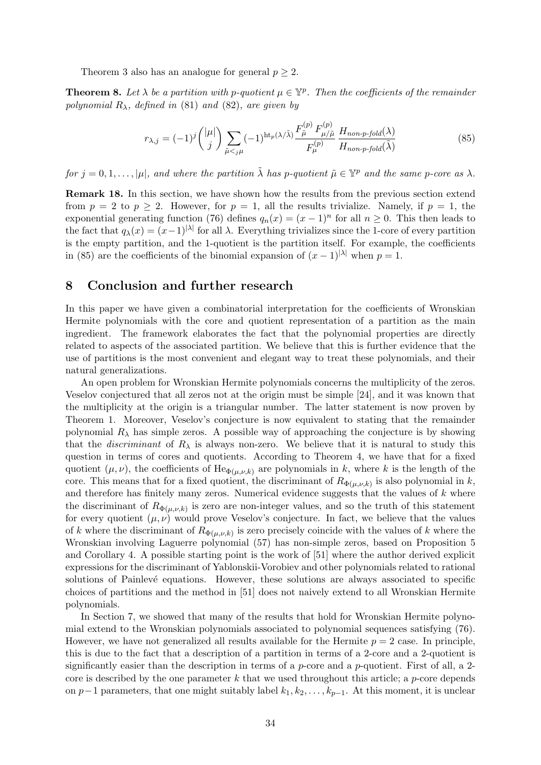Theorem 3 also has an analogue for general $p \geq 2$.

**Theorem 8.** *Let $\lambda$ be a partition with p-quotient $\mu \in \mathbb{Y}^p$. Then the coefficients of the remainder polynomial $R_\lambda$, defined in (81) and (82), are given by*

$$r_{\lambda,j} = (-1)^j \binom{|\mu|}{j} \sum_{\tilde{\mu} <_j \mu} (-1)^{\mathrm{ht}_p(\lambda/\tilde{\lambda})} \frac{F_{\tilde{\mu}}^{(p)} F_{\mu/\tilde{\mu}}^{(p)}}{F_{\mu}^{(p)}} \frac{H_{\textit{non-p-fold}}(\lambda)}{H_{\textit{non-p-fold}}(\tilde{\lambda})} \tag{85}$$

*for $j = 0, 1, \ldots, |\mu|$, and where the partition $\tilde{\lambda}$ has p-quotient $\tilde{\mu} \in \mathbb{Y}^p$ and the same p-core as $\lambda$.*

**Remark 18.** In this section, we have shown how the results from the previous section extend from $p = 2$ to $p \geq 2$. However, for $p = 1$, all the results trivialize. Namely, if $p = 1$, the exponential generating function (76) defines $q_n(x) = (x-1)^n$ for all $n \geq 0$. This then leads to the fact that $q_\lambda(x) = (x-1)^{|\lambda|}$ for all $\lambda$. Everything trivializes since the 1-core of every partition is the empty partition, and the 1-quotient is the partition itself. For example, the coefficients in (85) are the coefficients of the binomial expansion of $(x-1)^{|\lambda|}$ when $p = 1$.

## 8 Conclusion and further research

In this paper we have given a combinatorial interpretation for the coefficients of Wronskian Hermite polynomials with the core and quotient representation of a partition as the main ingredient. The framework elaborates the fact that the polynomial properties are directly related to aspects of the associated partition. We believe that this is further evidence that the use of partitions is the most convenient and elegant way to treat these polynomials, and their natural generalizations.

An open problem for Wronskian Hermite polynomials concerns the multiplicity of the zeros. Veselov conjectured that all zeros not at the origin must be simple [24], and it was known that the multiplicity at the origin is a triangular number. The latter statement is now proven by Theorem 1. Moreover, Veselov's conjecture is now equivalent to stating that the remainder polynomial $R_\lambda$ has simple zeros. A possible way of approaching the conjecture is by showing that the *discriminant* of $R_\lambda$ is always non-zero. We believe that it is natural to study this question in terms of cores and quotients. According to Theorem 4, we have that for a fixed quotient $(\mu, \nu)$, the coefficients of $\mathrm{He}_{\Phi(\mu,\nu,k)}$ are polynomials in $k$, where $k$ is the length of the core. This means that for a fixed quotient, the discriminant of $R_{\Phi(\mu,\nu,k)}$ is also polynomial in $k$, and therefore has finitely many zeros. Numerical evidence suggests that the values of $k$ where the discriminant of $R_{\Phi(\mu,\nu,k)}$ is zero are non-integer values, and so the truth of this statement for every quotient $(\mu, \nu)$ would prove Veselov's conjecture. In fact, we believe that the values of $k$ where the discriminant of $R_{\Phi(\mu,\nu,k)}$ is zero precisely coincide with the values of $k$ where the Wronskian involving Laguerre polynomial (57) has non-simple zeros, based on Proposition 5 and Corollary 4. A possible starting point is the work of [51] where the author derived explicit expressions for the discriminant of Yablonskii-Vorobiev and other polynomials related to rational solutions of Painlevé equations. However, these solutions are always associated to specific choices of partitions and the method in [51] does not naively extend to all Wronskian Hermite polynomials.

In Section 7, we showed that many of the results that hold for Wronskian Hermite polynomial extend to the Wronskian polynomials associated to polynomial sequences satisfying (76). However, we have not generalized all results available for the Hermite $p = 2$ case. In principle, this is due to the fact that a description of a partition in terms of a 2-core and a 2-quotient is significantly easier than the description in terms of a $p$-core and a $p$-quotient. First of all, a 2-core is described by the one parameter $k$ that we used throughout this article; a $p$-core depends on $p-1$ parameters, that one might suitably label $k_1, k_2, \ldots, k_{p-1}$. At this moment, it is unclear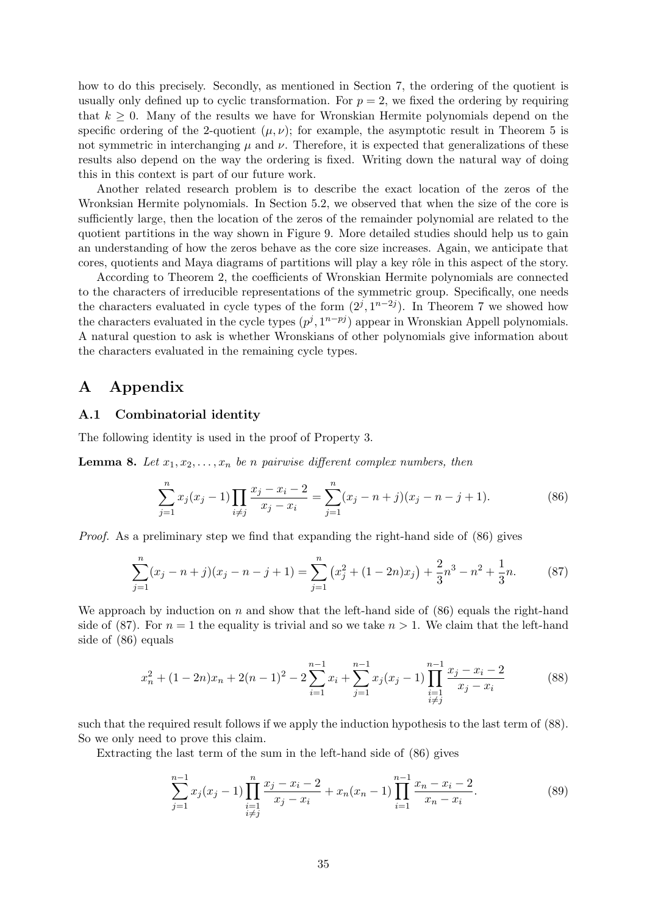how to do this precisely. Secondly, as mentioned in Section 7, the ordering of the quotient is usually only defined up to cyclic transformation. For $p = 2$, we fixed the ordering by requiring that $k \geq 0$. Many of the results we have for Wronskian Hermite polynomials depend on the specific ordering of the 2-quotient $(\mu, \nu)$; for example, the asymptotic result in Theorem 5 is not symmetric in interchanging $\mu$ and $\nu$. Therefore, it is expected that generalizations of these results also depend on the way the ordering is fixed. Writing down the natural way of doing this in this context is part of our future work.

Another related research problem is to describe the exact location of the zeros of the Wronksian Hermite polynomials. In Section 5.2, we observed that when the size of the core is sufficiently large, then the location of the zeros of the remainder polynomial are related to the quotient partitions in the way shown in Figure 9. More detailed studies should help us to gain an understanding of how the zeros behave as the core size increases. Again, we anticipate that cores, quotients and Maya diagrams of partitions will play a key rôle in this aspect of the story.

According to Theorem 2, the coefficients of Wronskian Hermite polynomials are connected to the characters of irreducible representations of the symmetric group. Specifically, one needs the characters evaluated in cycle types of the form $(2^j, 1^{n-2j})$. In Theorem 7 we showed how the characters evaluated in the cycle types $(p^j, 1^{n-pj})$ appear in Wronskian Appell polynomials. A natural question to ask is whether Wronskians of other polynomials give information about the characters evaluated in the remaining cycle types.

# A Appendix

## A.1 Combinatorial identity

The following identity is used in the proof of Property 3.

**Lemma 8.** *Let $x_1, x_2, \ldots, x_n$ be $n$ pairwise different complex numbers, then*

$$\sum_{j=1}^{n} x_j(x_j-1) \prod_{i \neq j} \frac{x_j - x_i - 2}{x_j - x_i} = \sum_{j=1}^{n} (x_j - n + j)(x_j - n - j + 1). \tag{86}$$

*Proof.* As a preliminary step we find that expanding the right-hand side of (86) gives

$$\sum_{j=1}^{n} (x_j - n + j)(x_j - n - j + 1) = \sum_{j=1}^{n} \left( x_j^2 + (1-2n)x_j \right) + \frac{2}{3}n^3 - n^2 + \frac{1}{3}n. \tag{87}$$

We approach by induction on $n$ and show that the left-hand side of (86) equals the right-hand side of (87). For $n = 1$ the equality is trivial and so we take $n > 1$. We claim that the left-hand side of (86) equals

$$x_n^2 + (1-2n)x_n + 2(n-1)^2 - 2\sum_{i=1}^{n-1} x_i + \sum_{j=1}^{n-1} x_j(x_j-1) \prod_{\substack{i=1 \\ i \neq j}}^{n-1} \frac{x_j - x_i - 2}{x_j - x_i} \tag{88}$$

such that the required result follows if we apply the induction hypothesis to the last term of (88). So we only need to prove this claim.

Extracting the last term of the sum in the left-hand side of (86) gives

$$\sum_{j=1}^{n-1} x_j(x_j-1) \prod_{\substack{i=1 \\ i \neq j}}^{n} \frac{x_j - x_i - 2}{x_j - x_i} + x_n(x_n-1) \prod_{i=1}^{n-1} \frac{x_n - x_i - 2}{x_n - x_i}. \tag{89}$$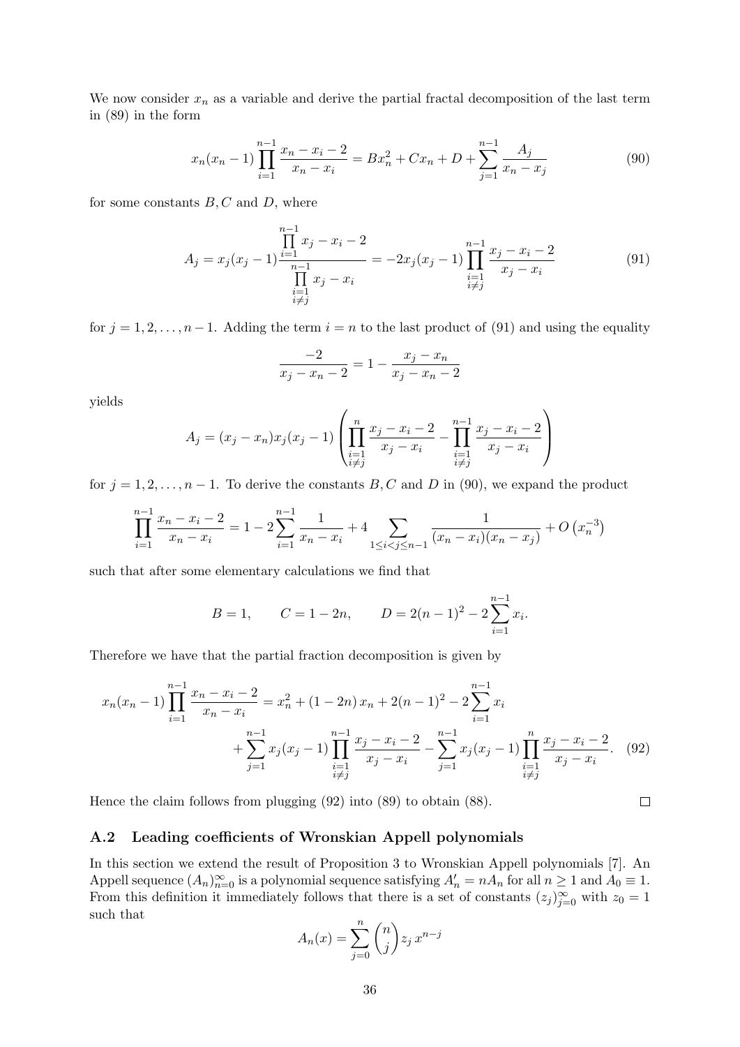We now consider $x_n$ as a variable and derive the partial fractal decomposition of the last term in (89) in the form

$$x_n(x_n-1)\prod_{i=1}^{n-1}\frac{x_n-x_i-2}{x_n-x_i} = Bx_n^2 + Cx_n + D + \sum_{j=1}^{n-1}\frac{A_j}{x_n-x_j} \tag{90}$$

for some constants $B, C$ and $D$, where

$$A_j = x_j(x_j-1)\frac{\prod\limits_{i=1}^{n-1} x_j - x_i - 2}{\prod\limits_{\substack{i=1\\ i\neq j}}^{n-1} x_j - x_i} = -2x_j(x_j-1)\prod_{\substack{i=1\\ i\neq j}}^{n-1}\frac{x_j-x_i-2}{x_j-x_i} \tag{91}$$

for $j = 1, 2, \ldots, n-1$. Adding the term $i = n$ to the last product of (91) and using the equality

$$\frac{-2}{x_j - x_n - 2} = 1 - \frac{x_j - x_n}{x_j - x_n - 2}$$

yields

$$A_j = (x_j - x_n)x_j(x_j-1)\left(\prod_{\substack{i=1\\ i\neq j}}^{n}\frac{x_j-x_i-2}{x_j-x_i} - \prod_{\substack{i=1\\ i\neq j}}^{n-1}\frac{x_j-x_i-2}{x_j-x_i}\right)$$

for $j = 1, 2, \ldots, n-1$. To derive the constants $B, C$ and $D$ in (90), we expand the product

$$\prod_{i=1}^{n-1}\frac{x_n-x_i-2}{x_n-x_i} = 1 - 2\sum_{i=1}^{n-1}\frac{1}{x_n-x_i} + 4\sum_{1\leq i<j\leq n-1}\frac{1}{(x_n-x_i)(x_n-x_j)} + O\left(x_n^{-3}\right)$$

such that after some elementary calculations we find that

$$B = 1, \qquad C = 1-2n, \qquad D = 2(n-1)^2 - 2\sum_{i=1}^{n-1}x_i.$$

Therefore we have that the partial fraction decomposition is given by

$$\begin{aligned} x_n(x_n-1)\prod_{i=1}^{n-1}\frac{x_n-x_i-2}{x_n-x_i} &= x_n^2 + (1-2n)\,x_n + 2(n-1)^2 - 2\sum_{i=1}^{n-1}x_i \\ &\quad + \sum_{j=1}^{n-1}x_j(x_j-1)\prod_{\substack{i=1\\ i\neq j}}^{n-1}\frac{x_j-x_i-2}{x_j-x_i} - \sum_{j=1}^{n-1}x_j(x_j-1)\prod_{\substack{i=1\\ i\neq j}}^{n}\frac{x_j-x_i-2}{x_j-x_i}. \end{aligned} \tag{92}$$

Hence the claim follows from plugging (92) into (89) to obtain (88). $\square$

### A.2 Leading coefficients of Wronskian Appell polynomials

In this section we extend the result of Proposition 3 to Wronskian Appell polynomials [7]. An Appell sequence $(A_n)_{n=0}^{\infty}$ is a polynomial sequence satisfying $A_n' = nA_n$ for all $n \geq 1$ and $A_0 \equiv 1$. From this definition it immediately follows that there is a set of constants $(z_j)_{j=0}^{\infty}$ with $z_0 = 1$ such that

$$A_n(x) = \sum_{j=0}^{n}\binom{n}{j}z_j\,x^{n-j}$$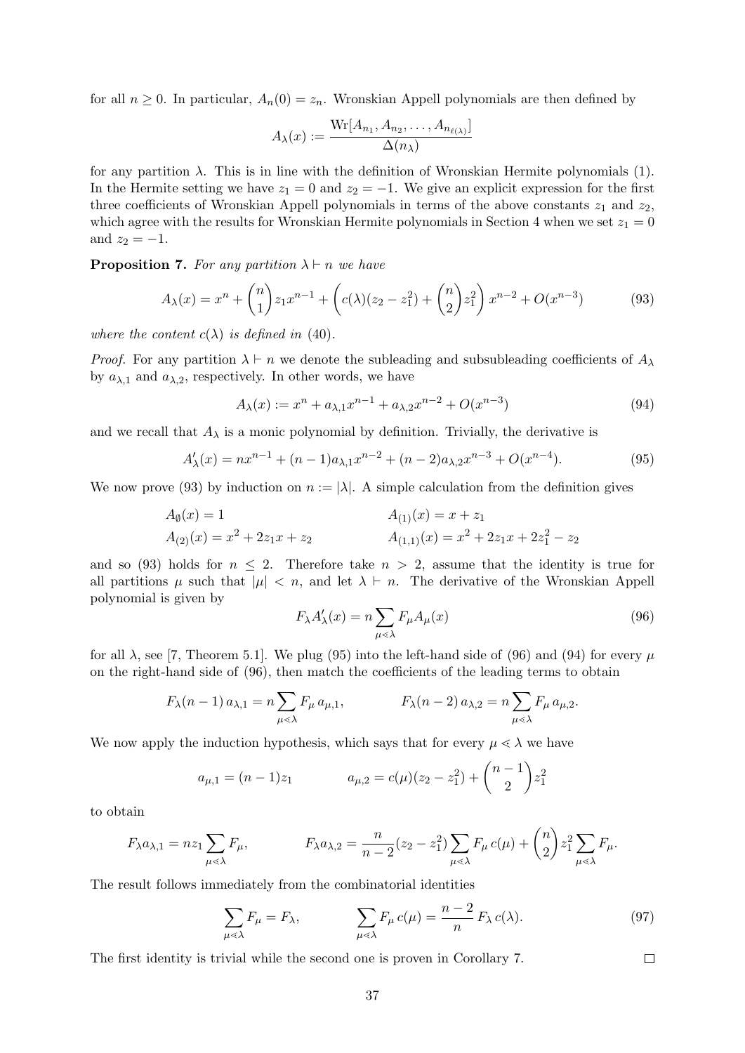for all $n \geq 0$. In particular, $A_n(0) = z_n$. Wronskian Appell polynomials are then defined by

$$A_\lambda(x) := \frac{\mathrm{Wr}[A_{n_1}, A_{n_2}, \ldots, A_{n_{\ell(\lambda)}}]}{\Delta(n_\lambda)}$$

for any partition $\lambda$. This is in line with the definition of Wronskian Hermite polynomials (1). In the Hermite setting we have $z_1 = 0$ and $z_2 = -1$. We give an explicit expression for the first three coefficients of Wronskian Appell polynomials in terms of the above constants $z_1$ and $z_2$, which agree with the results for Wronskian Hermite polynomials in Section 4 when we set $z_1 = 0$ and $z_2 = -1$.

**Proposition 7.** *For any partition $\lambda \vdash n$ we have*

$$A_\lambda(x) = x^n + \binom{n}{1} z_1 x^{n-1} + \left( c(\lambda)(z_2 - z_1^2) + \binom{n}{2} z_1^2 \right) x^{n-2} + O(x^{n-3}) \tag{93}$$

*where the content $c(\lambda)$ is defined in* (40).

*Proof.* For any partition $\lambda \vdash n$ we denote the subleading and subsubleading coefficients of $A_\lambda$ by $a_{\lambda,1}$ and $a_{\lambda,2}$, respectively. In other words, we have

$$A_\lambda(x) := x^n + a_{\lambda,1} x^{n-1} + a_{\lambda,2} x^{n-2} + O(x^{n-3}) \tag{94}$$

and we recall that $A_\lambda$ is a monic polynomial by definition. Trivially, the derivative is

$$A'_\lambda(x) = n x^{n-1} + (n-1) a_{\lambda,1} x^{n-2} + (n-2) a_{\lambda,2} x^{n-3} + O(x^{n-4}). \tag{95}$$

We now prove (93) by induction on $n := |\lambda|$. A simple calculation from the definition gives

$$A_\emptyset(x) = 1 \qquad\qquad A_{(1)}(x) = x + z_1$$
$$A_{(2)}(x) = x^2 + 2z_1 x + z_2 \qquad\qquad A_{(1,1)}(x) = x^2 + 2z_1 x + 2z_1^2 - z_2$$

and so (93) holds for $n \leq 2$. Therefore take $n > 2$, assume that the identity is true for all partitions $\mu$ such that $|\mu| < n$, and let $\lambda \vdash n$. The derivative of the Wronskian Appell polynomial is given by

$$F_\lambda A'_\lambda(x) = n \sum_{\mu \lessdot \lambda} F_\mu A_\mu(x) \tag{96}$$

for all $\lambda$, see [7, Theorem 5.1]. We plug (95) into the left-hand side of (96) and (94) for every $\mu$ on the right-hand side of (96), then match the coefficients of the leading terms to obtain

$$F_\lambda (n-1)\, a_{\lambda,1} = n \sum_{\mu \lessdot \lambda} F_\mu\, a_{\mu,1}, \qquad\qquad F_\lambda (n-2)\, a_{\lambda,2} = n \sum_{\mu \lessdot \lambda} F_\mu\, a_{\mu,2}.$$

We now apply the induction hypothesis, which says that for every $\mu \lessdot \lambda$ we have

$$a_{\mu,1} = (n-1) z_1 \qquad\qquad a_{\mu,2} = c(\mu)(z_2 - z_1^2) + \binom{n-1}{2} z_1^2$$

to obtain

$$F_\lambda a_{\lambda,1} = n z_1 \sum_{\mu \lessdot \lambda} F_\mu, \qquad\qquad F_\lambda a_{\lambda,2} = \frac{n}{n-2}(z_2 - z_1^2) \sum_{\mu \lessdot \lambda} F_\mu\, c(\mu) + \binom{n}{2} z_1^2 \sum_{\mu \lessdot \lambda} F_\mu.$$

The result follows immediately from the combinatorial identities

$$\sum_{\mu \lessdot \lambda} F_\mu = F_\lambda, \qquad\qquad \sum_{\mu \lessdot \lambda} F_\mu\, c(\mu) = \frac{n-2}{n}\, F_\lambda\, c(\lambda). \tag{97}$$

The first identity is trivial while the second one is proven in Corollary 7. $\square$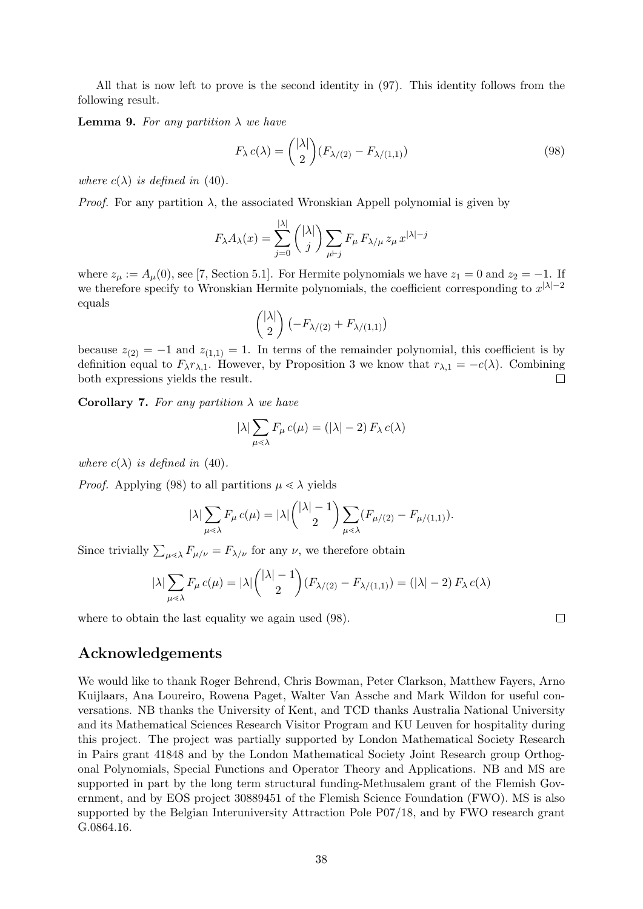All that is now left to prove is the second identity in (97). This identity follows from the following result.

**Lemma 9.** *For any partition $\lambda$ we have*

$$F_\lambda\, c(\lambda) = \binom{|\lambda|}{2}(F_{\lambda/(2)} - F_{\lambda/(1,1)}) \tag{98}$$

*where $c(\lambda)$ is defined in (40).*

*Proof.* For any partition $\lambda$, the associated Wronskian Appell polynomial is given by

$$F_\lambda A_\lambda(x) = \sum_{j=0}^{|\lambda|} \binom{|\lambda|}{j} \sum_{\mu \vdash j} F_\mu\, F_{\lambda/\mu}\, z_\mu\, x^{|\lambda|-j}$$

where $z_\mu := A_\mu(0)$, see [7, Section 5.1]. For Hermite polynomials we have $z_1 = 0$ and $z_2 = -1$. If we therefore specify to Wronskian Hermite polynomials, the coefficient corresponding to $x^{|\lambda|-2}$ equals

$$\binom{|\lambda|}{2}\left(-F_{\lambda/(2)} + F_{\lambda/(1,1)}\right)$$

because $z_{(2)} = -1$ and $z_{(1,1)} = 1$. In terms of the remainder polynomial, this coefficient is by definition equal to $F_\lambda r_{\lambda,1}$. However, by Proposition 3 we know that $r_{\lambda,1} = -c(\lambda)$. Combining both expressions yields the result. □

**Corollary 7.** *For any partition $\lambda$ we have*

$$|\lambda| \sum_{\mu \lessdot \lambda} F_\mu\, c(\mu) = (|\lambda| - 2)\, F_\lambda\, c(\lambda)$$

*where $c(\lambda)$ is defined in (40).*

*Proof.* Applying (98) to all partitions $\mu \lessdot \lambda$ yields

$$|\lambda| \sum_{\mu \lessdot \lambda} F_\mu\, c(\mu) = |\lambda| \binom{|\lambda|-1}{2} \sum_{\mu \lessdot \lambda} (F_{\mu/(2)} - F_{\mu/(1,1)}).$$

Since trivially $\sum_{\mu \lessdot \lambda} F_{\mu/\nu} = F_{\lambda/\nu}$ for any $\nu$, we therefore obtain

$$|\lambda| \sum_{\mu \lessdot \lambda} F_\mu\, c(\mu) = |\lambda| \binom{|\lambda|-1}{2} (F_{\lambda/(2)} - F_{\lambda/(1,1)}) = (|\lambda| - 2)\, F_\lambda\, c(\lambda)$$

where to obtain the last equality we again used (98). □

## Acknowledgements

We would like to thank Roger Behrend, Chris Bowman, Peter Clarkson, Matthew Fayers, Arno Kuijlaars, Ana Loureiro, Rowena Paget, Walter Van Assche and Mark Wildon for useful conversations. NB thanks the University of Kent, and TCD thanks Australia National University and its Mathematical Sciences Research Visitor Program and KU Leuven for hospitality during this project. The project was partially supported by London Mathematical Society Research in Pairs grant 41848 and by the London Mathematical Society Joint Research group Orthogonal Polynomials, Special Functions and Operator Theory and Applications. NB and MS are supported in part by the long term structural funding-Methusalem grant of the Flemish Government, and by EOS project 30889451 of the Flemish Science Foundation (FWO). MS is also supported by the Belgian Interuniversity Attraction Pole P07/18, and by FWO research grant G.0864.16.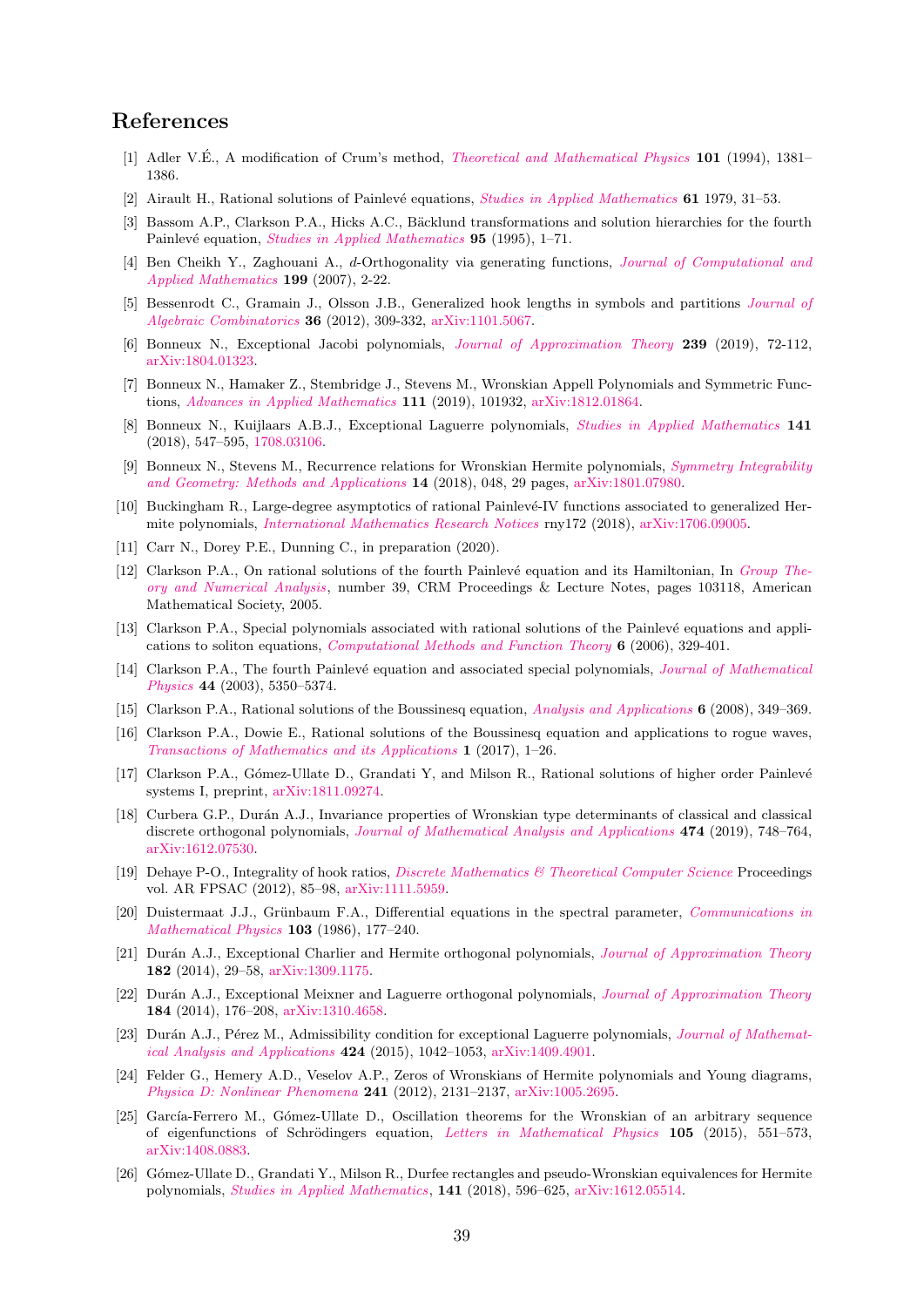# References

[1] Adler V.É., A modification of Crum's method, *Theoretical and Mathematical Physics* **101** (1994), 1381–1386.

[2] Airault H., Rational solutions of Painlevé equations, *Studies in Applied Mathematics* **61** 1979, 31–53.

[3] Bassom A.P., Clarkson P.A., Hicks A.C., Bäcklund transformations and solution hierarchies for the fourth Painlevé equation, *Studies in Applied Mathematics* **95** (1995), 1–71.

[4] Ben Cheikh Y., Zaghouani A., $d$-Orthogonality via generating functions, *Journal of Computational and Applied Mathematics* **199** (2007), 2-22.

[5] Bessenrodt C., Gramain J., Olsson J.B., Generalized hook lengths in symbols and partitions *Journal of Algebraic Combinatorics* **36** (2012), 309-332, arXiv:1101.5067.

[6] Bonneux N., Exceptional Jacobi polynomials, *Journal of Approximation Theory* **239** (2019), 72-112, arXiv:1804.01323.

[7] Bonneux N., Hamaker Z., Stembridge J., Stevens M., Wronskian Appell Polynomials and Symmetric Functions, *Advances in Applied Mathematics* **111** (2019), 101932, arXiv:1812.01864.

[8] Bonneux N., Kuijlaars A.B.J., Exceptional Laguerre polynomials, *Studies in Applied Mathematics* **141** (2018), 547–595, 1708.03106.

[9] Bonneux N., Stevens M., Recurrence relations for Wronskian Hermite polynomials, *Symmetry Integrability and Geometry: Methods and Applications* **14** (2018), 048, 29 pages, arXiv:1801.07980.

[10] Buckingham R., Large-degree asymptotics of rational Painlevé-IV functions associated to generalized Hermite polynomials, *International Mathematics Research Notices* rny172 (2018), arXiv:1706.09005.

[11] Carr N., Dorey P.E., Dunning C., in preparation (2020).

[12] Clarkson P.A., On rational solutions of the fourth Painlevé equation and its Hamiltonian, In *Group Theory and Numerical Analysis*, number 39, CRM Proceedings & Lecture Notes, pages 103118, American Mathematical Society, 2005.

[13] Clarkson P.A., Special polynomials associated with rational solutions of the Painlevé equations and applications to soliton equations, *Computational Methods and Function Theory* **6** (2006), 329-401.

[14] Clarkson P.A., The fourth Painlevé equation and associated special polynomials, *Journal of Mathematical Physics* **44** (2003), 5350–5374.

[15] Clarkson P.A., Rational solutions of the Boussinesq equation, *Analysis and Applications* **6** (2008), 349–369.

[16] Clarkson P.A., Dowie E., Rational solutions of the Boussinesq equation and applications to rogue waves, *Transactions of Mathematics and its Applications* **1** (2017), 1–26.

[17] Clarkson P.A., Gómez-Ullate D., Grandati Y, and Milson R., Rational solutions of higher order Painlevé systems I, preprint, arXiv:1811.09274.

[18] Curbera G.P., Durán A.J., Invariance properties of Wronskian type determinants of classical and classical discrete orthogonal polynomials, *Journal of Mathematical Analysis and Applications* **474** (2019), 748–764, arXiv:1612.07530.

[19] Dehaye P-O., Integrality of hook ratios, *Discrete Mathematics & Theoretical Computer Science* Proceedings vol. AR FPSAC (2012), 85–98, arXiv:1111.5959.

[20] Duistermaat J.J., Grünbaum F.A., Differential equations in the spectral parameter, *Communications in Mathematical Physics* **103** (1986), 177–240.

[21] Durán A.J., Exceptional Charlier and Hermite orthogonal polynomials, *Journal of Approximation Theory* **182** (2014), 29–58, arXiv:1309.1175.

[22] Durán A.J., Exceptional Meixner and Laguerre orthogonal polynomials, *Journal of Approximation Theory* **184** (2014), 176–208, arXiv:1310.4658.

[23] Durán A.J., Pérez M., Admissibility condition for exceptional Laguerre polynomials, *Journal of Mathematical Analysis and Applications* **424** (2015), 1042–1053, arXiv:1409.4901.

[24] Felder G., Hemery A.D., Veselov A.P., Zeros of Wronskians of Hermite polynomials and Young diagrams, *Physica D: Nonlinear Phenomena* **241** (2012), 2131–2137, arXiv:1005.2695.

[25] García-Ferrero M., Gómez-Ullate D., Oscillation theorems for the Wronskian of an arbitrary sequence of eigenfunctions of Schrödingers equation, *Letters in Mathematical Physics* **105** (2015), 551–573, arXiv:1408.0883.

[26] Gómez-Ullate D., Grandati Y., Milson R., Durfee rectangles and pseudo-Wronskian equivalences for Hermite polynomials, *Studies in Applied Mathematics*, **141** (2018), 596–625, arXiv:1612.05514.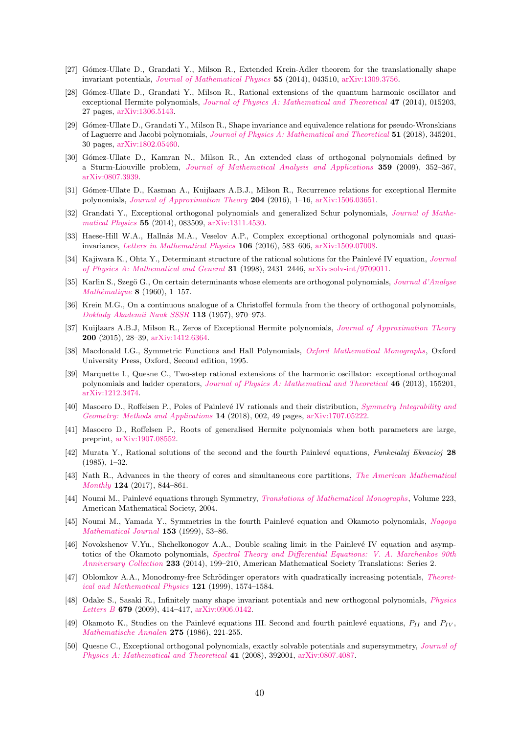[27] Gómez-Ullate D., Grandati Y., Milson R., Extended Krein-Adler theorem for the translationally shape invariant potentials, *Journal of Mathematical Physics* **55** (2014), 043510, arXiv:1309.3756.

[28] Gómez-Ullate D., Grandati Y., Milson R., Rational extensions of the quantum harmonic oscillator and exceptional Hermite polynomials, *Journal of Physics A: Mathematical and Theoretical* **47** (2014), 015203, 27 pages, arXiv:1306.5143.

[29] Gómez-Ullate D., Grandati Y., Milson R., Shape invariance and equivalence relations for pseudo-Wronskians of Laguerre and Jacobi polynomials, *Journal of Physics A: Mathematical and Theoretical* **51** (2018), 345201, 30 pages, arXiv:1802.05460.

[30] Gómez-Ullate D., Kamran N., Milson R., An extended class of orthogonal polynomials defined by a Sturm-Liouville problem, *Journal of Mathematical Analysis and Applications* **359** (2009), 352–367, arXiv:0807.3939.

[31] Gómez-Ullate D., Kasman A., Kuijlaars A.B.J., Milson R., Recurrence relations for exceptional Hermite polynomials, *Journal of Approximation Theory* **204** (2016), 1–16, arXiv:1506.03651.

[32] Grandati Y., Exceptional orthogonal polynomials and generalized Schur polynomials, *Journal of Mathematical Physics* **55** (2014), 083509, arXiv:1311.4530.

[33] Haese-Hill W.A., Hallnäs M.A., Veselov A.P., Complex exceptional orthogonal polynomials and quasi-invariance, *Letters in Mathematical Physics* **106** (2016), 583–606, arXiv:1509.07008.

[34] Kajiwara K., Ohta Y., Determinant structure of the rational solutions for the Painlevé IV equation, *Journal of Physics A: Mathematical and General* **31** (1998), 2431–2446, arXiv:solv-int/9709011.

[35] Karlin S., Szegö G., On certain determinants whose elements are orthogonal polynomials, *Journal d'Analyse Mathématique* **8** (1960), 1–157.

[36] Krein M.G., On a continuous analogue of a Christoffel formula from the theory of orthogonal polynomials, *Doklady Akademii Nauk SSSR* **113** (1957), 970–973.

[37] Kuijlaars A.B.J, Milson R., Zeros of Exceptional Hermite polynomials, *Journal of Approximation Theory* **200** (2015), 28–39, arXiv:1412.6364.

[38] Macdonald I.G., Symmetric Functions and Hall Polynomials, *Oxford Mathematical Monographs*, Oxford University Press, Oxford, Second edition, 1995.

[39] Marquette I., Quesne C., Two-step rational extensions of the harmonic oscillator: exceptional orthogonal polynomials and ladder operators, *Journal of Physics A: Mathematical and Theoretical* **46** (2013), 155201, arXiv:1212.3474.

[40] Masoero D., Roffelsen P., Poles of Painlevé IV rationals and their distribution, *Symmetry Integrability and Geometry: Methods and Applications* **14** (2018), 002, 49 pages, arXiv:1707.05222.

[41] Masoero D., Roffelsen P., Roots of generalised Hermite polynomials when both parameters are large, preprint, arXiv:1907.08552.

[42] Murata Y., Rational solutions of the second and the fourth Painlevé equations, *Funkcialaj Ekvacioj* **28** (1985), 1–32.

[43] Nath R., Advances in the theory of cores and simultaneous core partitions, *The American Mathematical Monthly* **124** (2017), 844–861.

[44] Noumi M., Painlevé equations through Symmetry, *Translations of Mathematical Monographs*, Volume 223, American Mathematical Society, 2004.

[45] Noumi M., Yamada Y., Symmetries in the fourth Painlevé equation and Okamoto polynomials, *Nagoya Mathematical Journal* **153** (1999), 53–86.

[46] Novokshenov V.Yu., Shchelkonogov A.A., Double scaling limit in the Painlevé IV equation and asymptotics of the Okamoto polynomials, *Spectral Theory and Differential Equations: V. A. Marchenkos 90th Anniversary Collection* **233** (2014), 199–210, American Mathematical Society Translations: Series 2.

[47] Oblomkov A.A., Monodromy-free Schrödinger operators with quadratically increasing potentials, *Theoretical and Mathematical Physics* **121** (1999), 1574–1584.

[48] Odake S., Sasaki R., Infinitely many shape invariant potentials and new orthogonal polynomials, *Physics Letters B* **679** (2009), 414–417, arXiv:0906.0142.

[49] Okamoto K., Studies on the Painlevé equations III. Second and fourth painlevé equations, $P_{II}$ and $P_{IV}$, *Mathematische Annalen* **275** (1986), 221-255.

[50] Quesne C., Exceptional orthogonal polynomials, exactly solvable potentials and supersymmetry, *Journal of Physics A: Mathematical and Theoretical* **41** (2008), 392001, arXiv:0807.4087.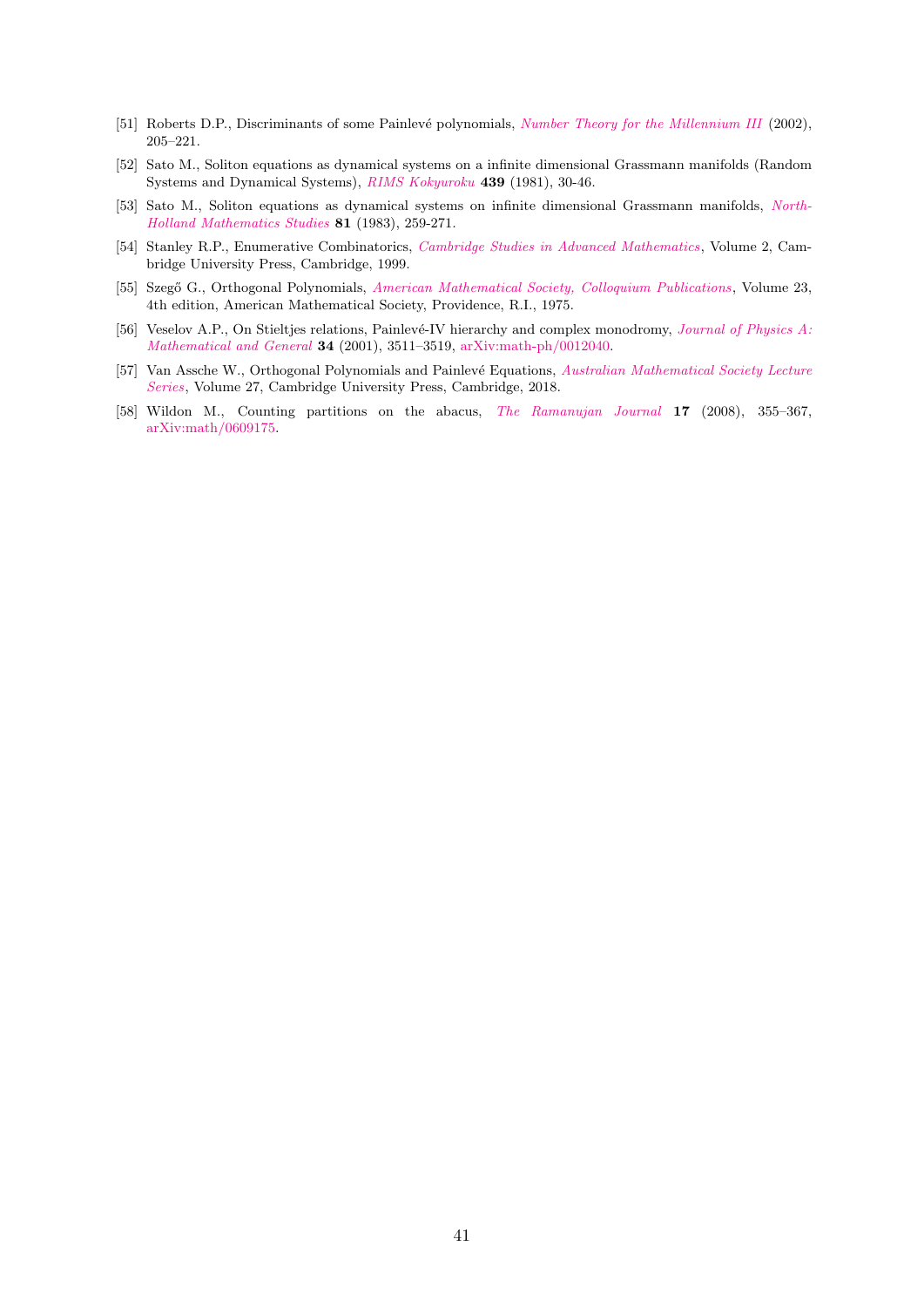[51] Roberts D.P., Discriminants of some Painlevé polynomials, *Number Theory for the Millennium III* (2002), 205–221.

[52] Sato M., Soliton equations as dynamical systems on a infinite dimensional Grassmann manifolds (Random Systems and Dynamical Systems), *RIMS Kokyuroku* **439** (1981), 30-46.

[53] Sato M., Soliton equations as dynamical systems on infinite dimensional Grassmann manifolds, *North-Holland Mathematics Studies* **81** (1983), 259-271.

[54] Stanley R.P., Enumerative Combinatorics, *Cambridge Studies in Advanced Mathematics*, Volume 2, Cambridge University Press, Cambridge, 1999.

[55] Szegő G., Orthogonal Polynomials, *American Mathematical Society, Colloquium Publications*, Volume 23, 4th edition, American Mathematical Society, Providence, R.I., 1975.

[56] Veselov A.P., On Stieltjes relations, Painlevé-IV hierarchy and complex monodromy, *Journal of Physics A: Mathematical and General* **34** (2001), 3511–3519, arXiv:math-ph/0012040.

[57] Van Assche W., Orthogonal Polynomials and Painlevé Equations, *Australian Mathematical Society Lecture Series*, Volume 27, Cambridge University Press, Cambridge, 2018.

[58] Wildon M., Counting partitions on the abacus, *The Ramanujan Journal* **17** (2008), 355–367, arXiv:math/0609175.